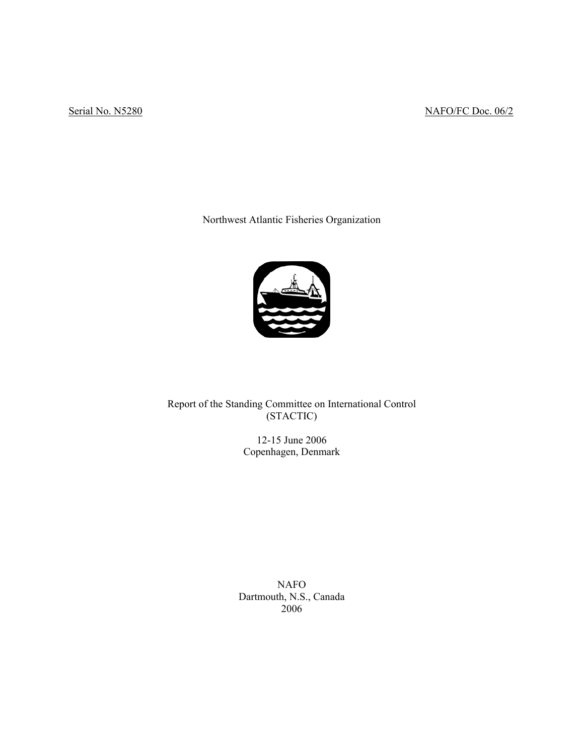Serial No. N5280 NAFO/FC Doc. 06/2

Northwest Atlantic Fisheries Organization

# Report of the Standing Committee on International Control (STACTIC)

12-15 June 2006
Copenhagen, Denmark

NAFO
Dartmouth, N.S., Canada
2006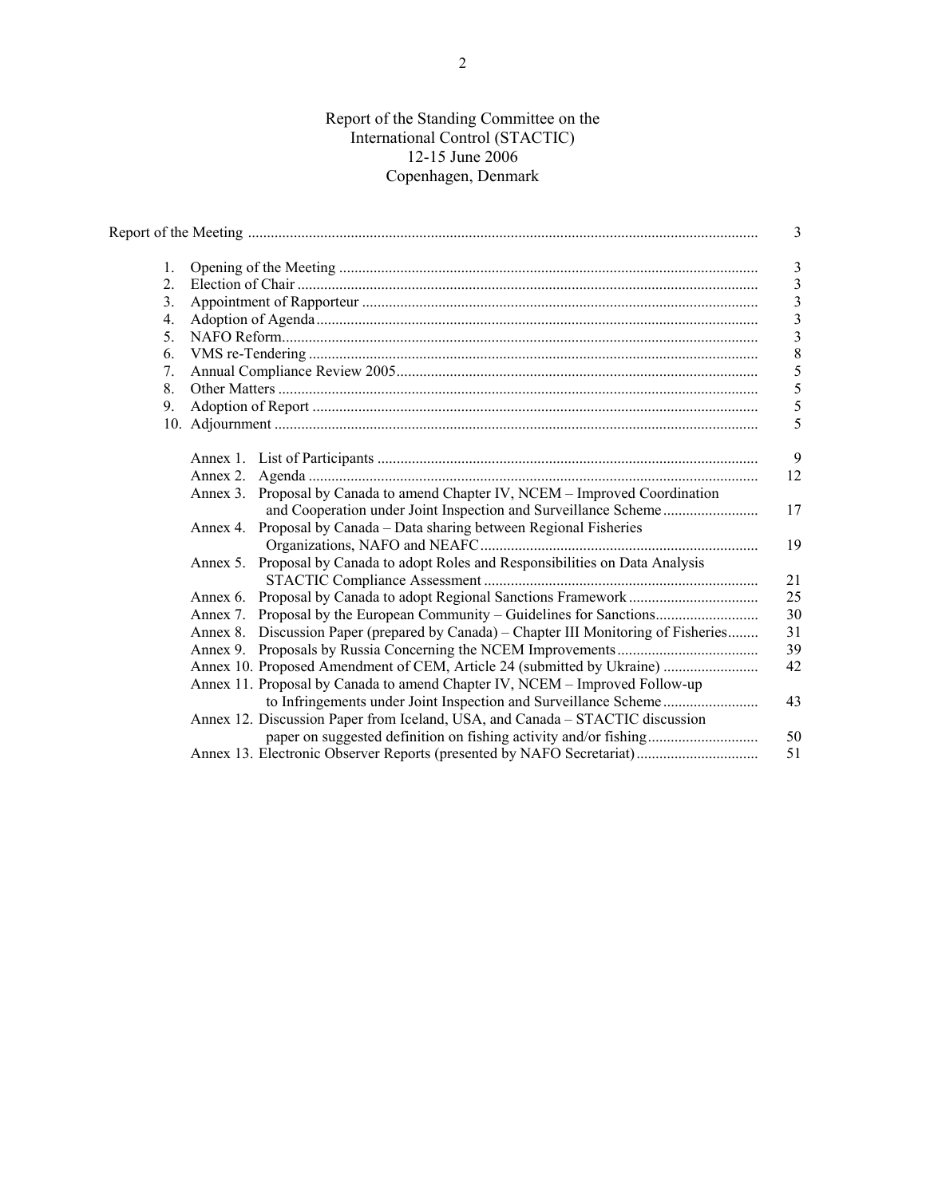# Report of the Standing Committee on the International Control (STACTIC)
12-15 June 2006
Copenhagen, Denmark

| | | |
|---|---|---|
| Report of the Meeting | | 3 |
| 1. | Opening of the Meeting | 3 |
| 2. | Election of Chair | 3 |
| 3. | Appointment of Rapporteur | 3 |
| 4. | Adoption of Agenda | 3 |
| 5. | NAFO Reform | 3 |
| 6. | VMS re-Tendering | 8 |
| 7. | Annual Compliance Review 2005 | 5 |
| 8. | Other Matters | 5 |
| 9. | Adoption of Report | 5 |
| 10. | Adjournment | 5 |
| Annex 1. | List of Participants | 9 |
| Annex 2. | Agenda | 12 |
| Annex 3. | Proposal by Canada to amend Chapter IV, NCEM – Improved Coordination and Cooperation under Joint Inspection and Surveillance Scheme | 17 |
| Annex 4. | Proposal by Canada – Data sharing between Regional Fisheries Organizations, NAFO and NEAFC | 19 |
| Annex 5. | Proposal by Canada to adopt Roles and Responsibilities on Data Analysis STACTIC Compliance Assessment | 21 |
| Annex 6. | Proposal by Canada to adopt Regional Sanctions Framework | 25 |
| Annex 7. | Proposal by the European Community – Guidelines for Sanctions | 30 |
| Annex 8. | Discussion Paper (prepared by Canada) – Chapter III Monitoring of Fisheries | 31 |
| Annex 9. | Proposals by Russia Concerning the NCEM Improvements | 39 |
| Annex 10. | Proposed Amendment of CEM, Article 24 (submitted by Ukraine) | 42 |
| Annex 11. | Proposal by Canada to amend Chapter IV, NCEM – Improved Follow-up to Infringements under Joint Inspection and Surveillance Scheme | 43 |
| Annex 12. | Discussion Paper from Iceland, USA, and Canada – STACTIC discussion paper on suggested definition on fishing activity and/or fishing | 50 |
| Annex 13. | Electronic Observer Reports (presented by NAFO Secretariat) | 51 |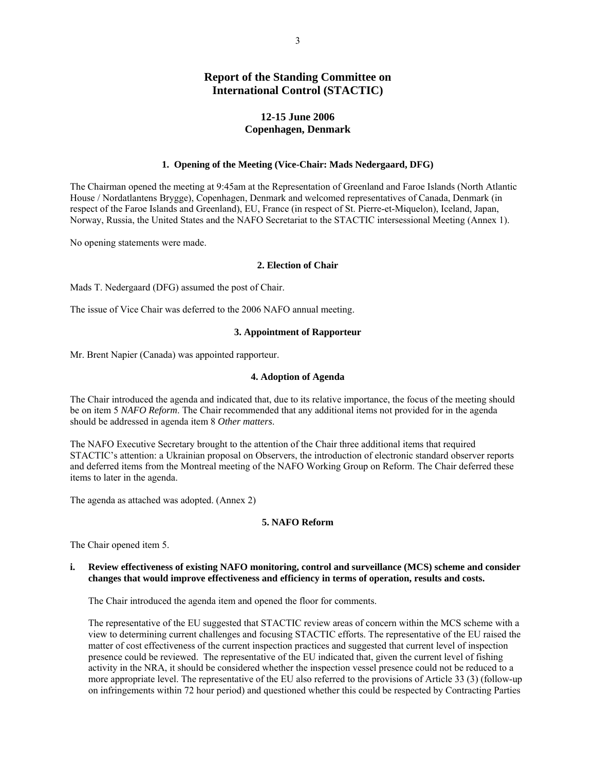# Report of the Standing Committee on International Control (STACTIC)

## 12-15 June 2006
## Copenhagen, Denmark

### 1. Opening of the Meeting (Vice-Chair: Mads Nedergaard, DFG)

The Chairman opened the meeting at 9:45am at the Representation of Greenland and Faroe Islands (North Atlantic House / Nordatlantens Brygge), Copenhagen, Denmark and welcomed representatives of Canada, Denmark (in respect of the Faroe Islands and Greenland), EU, France (in respect of St. Pierre-et-Miquelon), Iceland, Japan, Norway, Russia, the United States and the NAFO Secretariat to the STACTIC intersessional Meeting (Annex 1).

No opening statements were made.

### 2. Election of Chair

Mads T. Nedergaard (DFG) assumed the post of Chair.

The issue of Vice Chair was deferred to the 2006 NAFO annual meeting.

### 3. Appointment of Rapporteur

Mr. Brent Napier (Canada) was appointed rapporteur.

### 4. Adoption of Agenda

The Chair introduced the agenda and indicated that, due to its relative importance, the focus of the meeting should be on item 5 *NAFO Reform*. The Chair recommended that any additional items not provided for in the agenda should be addressed in agenda item 8 *Other matters*.

The NAFO Executive Secretary brought to the attention of the Chair three additional items that required STACTIC's attention: a Ukrainian proposal on Observers, the introduction of electronic standard observer reports and deferred items from the Montreal meeting of the NAFO Working Group on Reform. The Chair deferred these items to later in the agenda.

The agenda as attached was adopted. (Annex 2)

### 5. NAFO Reform

The Chair opened item 5.

**i. Review effectiveness of existing NAFO monitoring, control and surveillance (MCS) scheme and consider changes that would improve effectiveness and efficiency in terms of operation, results and costs.**

The Chair introduced the agenda item and opened the floor for comments.

The representative of the EU suggested that STACTIC review areas of concern within the MCS scheme with a view to determining current challenges and focusing STACTIC efforts. The representative of the EU raised the matter of cost effectiveness of the current inspection practices and suggested that current level of inspection presence could be reviewed. The representative of the EU indicated that, given the current level of fishing activity in the NRA, it should be considered whether the inspection vessel presence could not be reduced to a more appropriate level. The representative of the EU also referred to the provisions of Article 33 (3) (follow-up on infringements within 72 hour period) and questioned whether this could be respected by Contracting Parties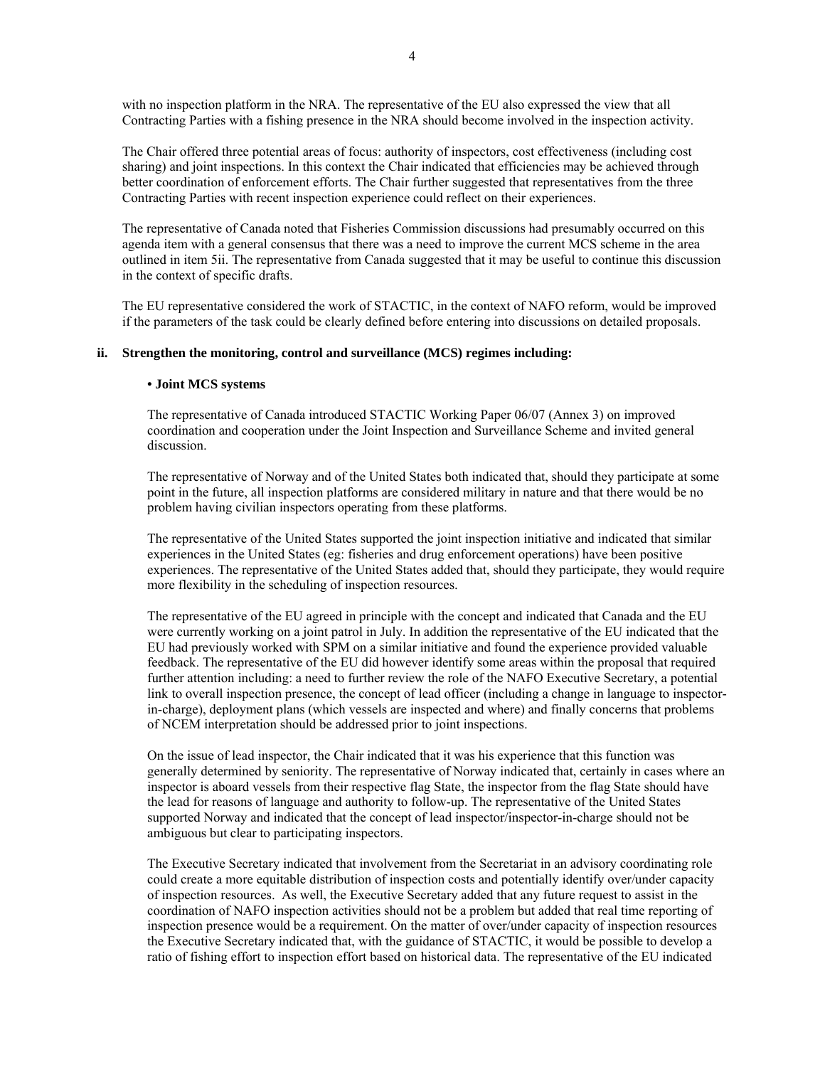with no inspection platform in the NRA. The representative of the EU also expressed the view that all Contracting Parties with a fishing presence in the NRA should become involved in the inspection activity.

The Chair offered three potential areas of focus: authority of inspectors, cost effectiveness (including cost sharing) and joint inspections. In this context the Chair indicated that efficiencies may be achieved through better coordination of enforcement efforts. The Chair further suggested that representatives from the three Contracting Parties with recent inspection experience could reflect on their experiences.

The representative of Canada noted that Fisheries Commission discussions had presumably occurred on this agenda item with a general consensus that there was a need to improve the current MCS scheme in the area outlined in item 5ii. The representative from Canada suggested that it may be useful to continue this discussion in the context of specific drafts.

The EU representative considered the work of STACTIC, in the context of NAFO reform, would be improved if the parameters of the task could be clearly defined before entering into discussions on detailed proposals.

**ii. Strengthen the monitoring, control and surveillance (MCS) regimes including:**

**• Joint MCS systems**

The representative of Canada introduced STACTIC Working Paper 06/07 (Annex 3) on improved coordination and cooperation under the Joint Inspection and Surveillance Scheme and invited general discussion.

The representative of Norway and of the United States both indicated that, should they participate at some point in the future, all inspection platforms are considered military in nature and that there would be no problem having civilian inspectors operating from these platforms.

The representative of the United States supported the joint inspection initiative and indicated that similar experiences in the United States (eg: fisheries and drug enforcement operations) have been positive experiences. The representative of the United States added that, should they participate, they would require more flexibility in the scheduling of inspection resources.

The representative of the EU agreed in principle with the concept and indicated that Canada and the EU were currently working on a joint patrol in July. In addition the representative of the EU indicated that the EU had previously worked with SPM on a similar initiative and found the experience provided valuable feedback. The representative of the EU did however identify some areas within the proposal that required further attention including: a need to further review the role of the NAFO Executive Secretary, a potential link to overall inspection presence, the concept of lead officer (including a change in language to inspector-in-charge), deployment plans (which vessels are inspected and where) and finally concerns that problems of NCEM interpretation should be addressed prior to joint inspections.

On the issue of lead inspector, the Chair indicated that it was his experience that this function was generally determined by seniority. The representative of Norway indicated that, certainly in cases where an inspector is aboard vessels from their respective flag State, the inspector from the flag State should have the lead for reasons of language and authority to follow-up. The representative of the United States supported Norway and indicated that the concept of lead inspector/inspector-in-charge should not be ambiguous but clear to participating inspectors.

The Executive Secretary indicated that involvement from the Secretariat in an advisory coordinating role could create a more equitable distribution of inspection costs and potentially identify over/under capacity of inspection resources. As well, the Executive Secretary added that any future request to assist in the coordination of NAFO inspection activities should not be a problem but added that real time reporting of inspection presence would be a requirement. On the matter of over/under capacity of inspection resources the Executive Secretary indicated that, with the guidance of STACTIC, it would be possible to develop a ratio of fishing effort to inspection effort based on historical data. The representative of the EU indicated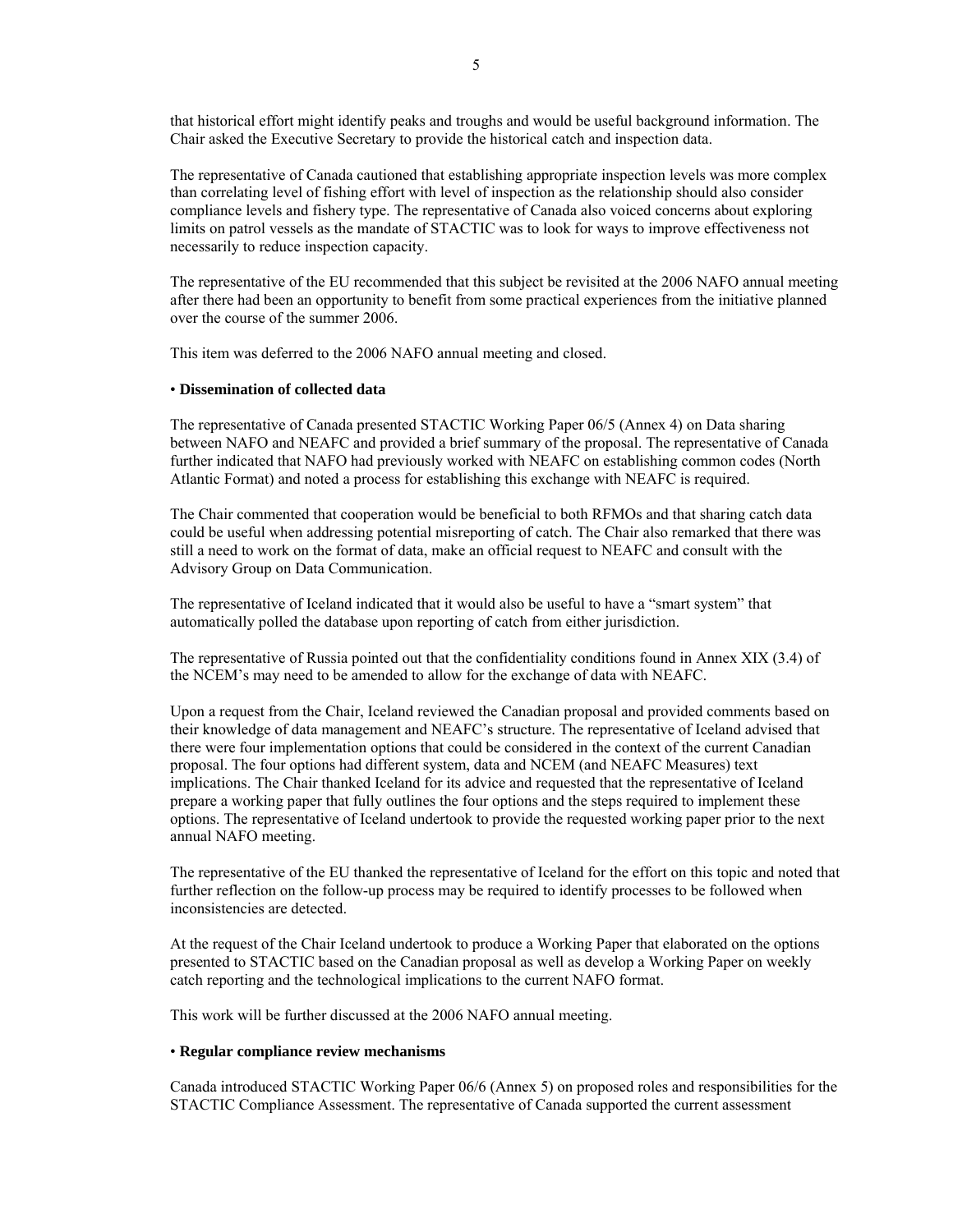that historical effort might identify peaks and troughs and would be useful background information. The Chair asked the Executive Secretary to provide the historical catch and inspection data.

The representative of Canada cautioned that establishing appropriate inspection levels was more complex than correlating level of fishing effort with level of inspection as the relationship should also consider compliance levels and fishery type. The representative of Canada also voiced concerns about exploring limits on patrol vessels as the mandate of STACTIC was to look for ways to improve effectiveness not necessarily to reduce inspection capacity.

The representative of the EU recommended that this subject be revisited at the 2006 NAFO annual meeting after there had been an opportunity to benefit from some practical experiences from the initiative planned over the course of the summer 2006.

This item was deferred to the 2006 NAFO annual meeting and closed.

• **Dissemination of collected data**

The representative of Canada presented STACTIC Working Paper 06/5 (Annex 4) on Data sharing between NAFO and NEAFC and provided a brief summary of the proposal. The representative of Canada further indicated that NAFO had previously worked with NEAFC on establishing common codes (North Atlantic Format) and noted a process for establishing this exchange with NEAFC is required.

The Chair commented that cooperation would be beneficial to both RFMOs and that sharing catch data could be useful when addressing potential misreporting of catch. The Chair also remarked that there was still a need to work on the format of data, make an official request to NEAFC and consult with the Advisory Group on Data Communication.

The representative of Iceland indicated that it would also be useful to have a "smart system" that automatically polled the database upon reporting of catch from either jurisdiction.

The representative of Russia pointed out that the confidentiality conditions found in Annex XIX (3.4) of the NCEM's may need to be amended to allow for the exchange of data with NEAFC.

Upon a request from the Chair, Iceland reviewed the Canadian proposal and provided comments based on their knowledge of data management and NEAFC's structure. The representative of Iceland advised that there were four implementation options that could be considered in the context of the current Canadian proposal. The four options had different system, data and NCEM (and NEAFC Measures) text implications. The Chair thanked Iceland for its advice and requested that the representative of Iceland prepare a working paper that fully outlines the four options and the steps required to implement these options. The representative of Iceland undertook to provide the requested working paper prior to the next annual NAFO meeting.

The representative of the EU thanked the representative of Iceland for the effort on this topic and noted that further reflection on the follow-up process may be required to identify processes to be followed when inconsistencies are detected.

At the request of the Chair Iceland undertook to produce a Working Paper that elaborated on the options presented to STACTIC based on the Canadian proposal as well as develop a Working Paper on weekly catch reporting and the technological implications to the current NAFO format.

This work will be further discussed at the 2006 NAFO annual meeting.

• **Regular compliance review mechanisms**

Canada introduced STACTIC Working Paper 06/6 (Annex 5) on proposed roles and responsibilities for the STACTIC Compliance Assessment. The representative of Canada supported the current assessment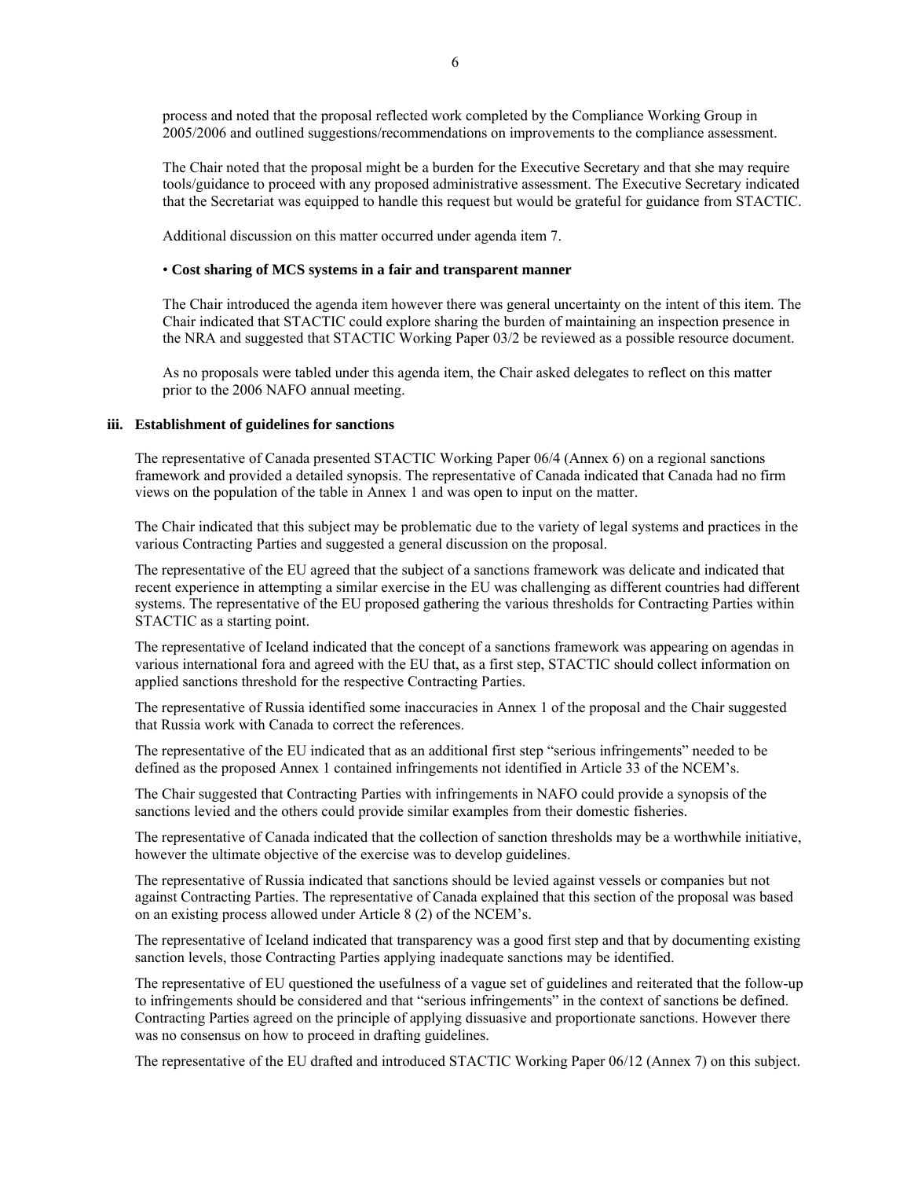process and noted that the proposal reflected work completed by the Compliance Working Group in 2005/2006 and outlined suggestions/recommendations on improvements to the compliance assessment.

The Chair noted that the proposal might be a burden for the Executive Secretary and that she may require tools/guidance to proceed with any proposed administrative assessment. The Executive Secretary indicated that the Secretariat was equipped to handle this request but would be grateful for guidance from STACTIC.

Additional discussion on this matter occurred under agenda item 7.

• **Cost sharing of MCS systems in a fair and transparent manner**

The Chair introduced the agenda item however there was general uncertainty on the intent of this item. The Chair indicated that STACTIC could explore sharing the burden of maintaining an inspection presence in the NRA and suggested that STACTIC Working Paper 03/2 be reviewed as a possible resource document.

As no proposals were tabled under this agenda item, the Chair asked delegates to reflect on this matter prior to the 2006 NAFO annual meeting.

### iii. Establishment of guidelines for sanctions

The representative of Canada presented STACTIC Working Paper 06/4 (Annex 6) on a regional sanctions framework and provided a detailed synopsis. The representative of Canada indicated that Canada had no firm views on the population of the table in Annex 1 and was open to input on the matter.

The Chair indicated that this subject may be problematic due to the variety of legal systems and practices in the various Contracting Parties and suggested a general discussion on the proposal.

The representative of the EU agreed that the subject of a sanctions framework was delicate and indicated that recent experience in attempting a similar exercise in the EU was challenging as different countries had different systems. The representative of the EU proposed gathering the various thresholds for Contracting Parties within STACTIC as a starting point.

The representative of Iceland indicated that the concept of a sanctions framework was appearing on agendas in various international fora and agreed with the EU that, as a first step, STACTIC should collect information on applied sanctions threshold for the respective Contracting Parties.

The representative of Russia identified some inaccuracies in Annex 1 of the proposal and the Chair suggested that Russia work with Canada to correct the references.

The representative of the EU indicated that as an additional first step "serious infringements" needed to be defined as the proposed Annex 1 contained infringements not identified in Article 33 of the NCEM's.

The Chair suggested that Contracting Parties with infringements in NAFO could provide a synopsis of the sanctions levied and the others could provide similar examples from their domestic fisheries.

The representative of Canada indicated that the collection of sanction thresholds may be a worthwhile initiative, however the ultimate objective of the exercise was to develop guidelines.

The representative of Russia indicated that sanctions should be levied against vessels or companies but not against Contracting Parties. The representative of Canada explained that this section of the proposal was based on an existing process allowed under Article 8 (2) of the NCEM's.

The representative of Iceland indicated that transparency was a good first step and that by documenting existing sanction levels, those Contracting Parties applying inadequate sanctions may be identified.

The representative of EU questioned the usefulness of a vague set of guidelines and reiterated that the follow-up to infringements should be considered and that "serious infringements" in the context of sanctions be defined. Contracting Parties agreed on the principle of applying dissuasive and proportionate sanctions. However there was no consensus on how to proceed in drafting guidelines.

The representative of the EU drafted and introduced STACTIC Working Paper 06/12 (Annex 7) on this subject.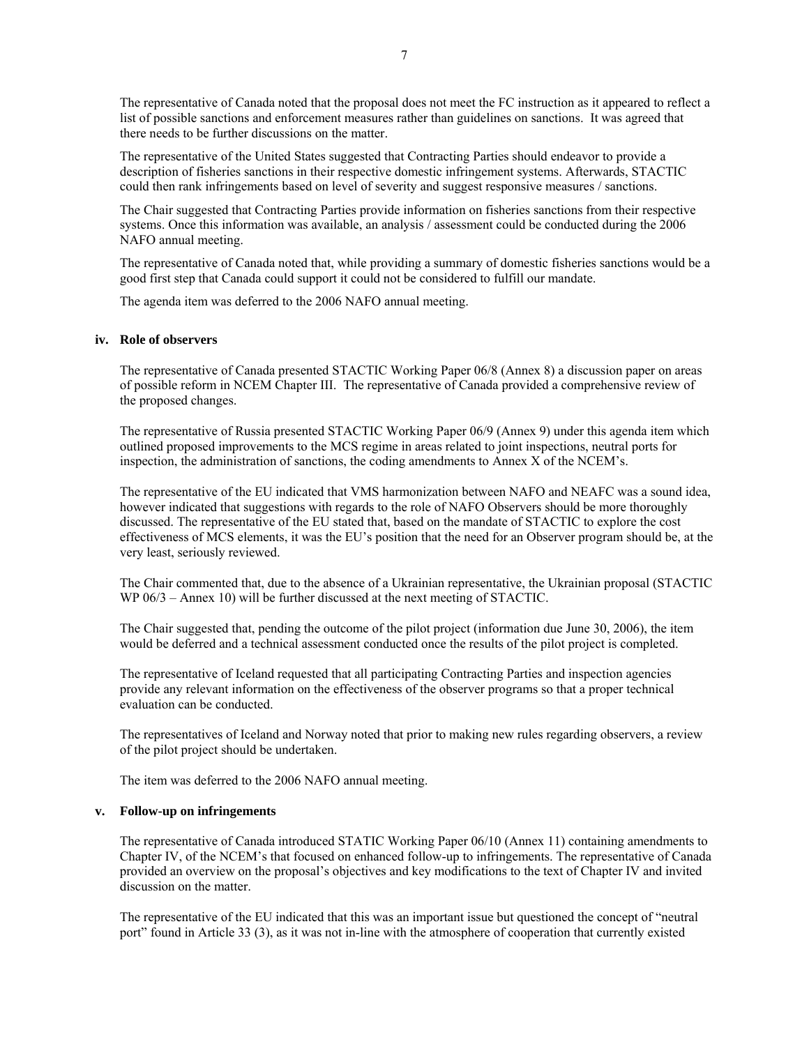The representative of Canada noted that the proposal does not meet the FC instruction as it appeared to reflect a list of possible sanctions and enforcement measures rather than guidelines on sanctions. It was agreed that there needs to be further discussions on the matter.

The representative of the United States suggested that Contracting Parties should endeavor to provide a description of fisheries sanctions in their respective domestic infringement systems. Afterwards, STACTIC could then rank infringements based on level of severity and suggest responsive measures / sanctions.

The Chair suggested that Contracting Parties provide information on fisheries sanctions from their respective systems. Once this information was available, an analysis / assessment could be conducted during the 2006 NAFO annual meeting.

The representative of Canada noted that, while providing a summary of domestic fisheries sanctions would be a good first step that Canada could support it could not be considered to fulfill our mandate.

The agenda item was deferred to the 2006 NAFO annual meeting.

**iv. Role of observers**

The representative of Canada presented STACTIC Working Paper 06/8 (Annex 8) a discussion paper on areas of possible reform in NCEM Chapter III. The representative of Canada provided a comprehensive review of the proposed changes.

The representative of Russia presented STACTIC Working Paper 06/9 (Annex 9) under this agenda item which outlined proposed improvements to the MCS regime in areas related to joint inspections, neutral ports for inspection, the administration of sanctions, the coding amendments to Annex X of the NCEM's.

The representative of the EU indicated that VMS harmonization between NAFO and NEAFC was a sound idea, however indicated that suggestions with regards to the role of NAFO Observers should be more thoroughly discussed. The representative of the EU stated that, based on the mandate of STACTIC to explore the cost effectiveness of MCS elements, it was the EU's position that the need for an Observer program should be, at the very least, seriously reviewed.

The Chair commented that, due to the absence of a Ukrainian representative, the Ukrainian proposal (STACTIC WP 06/3 – Annex 10) will be further discussed at the next meeting of STACTIC.

The Chair suggested that, pending the outcome of the pilot project (information due June 30, 2006), the item would be deferred and a technical assessment conducted once the results of the pilot project is completed.

The representative of Iceland requested that all participating Contracting Parties and inspection agencies provide any relevant information on the effectiveness of the observer programs so that a proper technical evaluation can be conducted.

The representatives of Iceland and Norway noted that prior to making new rules regarding observers, a review of the pilot project should be undertaken.

The item was deferred to the 2006 NAFO annual meeting.

**v. Follow-up on infringements**

The representative of Canada introduced STATIC Working Paper 06/10 (Annex 11) containing amendments to Chapter IV, of the NCEM's that focused on enhanced follow-up to infringements. The representative of Canada provided an overview on the proposal's objectives and key modifications to the text of Chapter IV and invited discussion on the matter.

The representative of the EU indicated that this was an important issue but questioned the concept of "neutral port" found in Article 33 (3), as it was not in-line with the atmosphere of cooperation that currently existed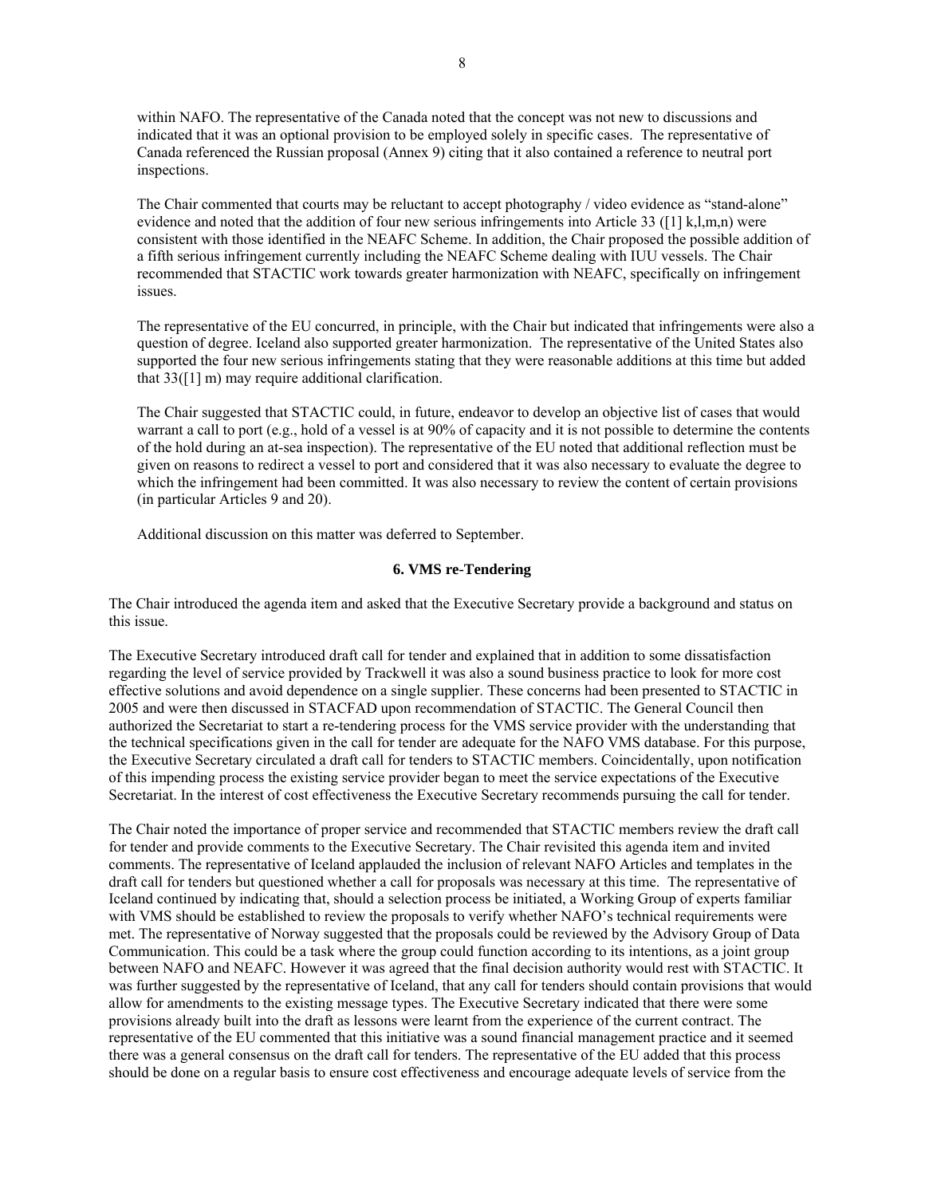within NAFO. The representative of the Canada noted that the concept was not new to discussions and indicated that it was an optional provision to be employed solely in specific cases. The representative of Canada referenced the Russian proposal (Annex 9) citing that it also contained a reference to neutral port inspections.

The Chair commented that courts may be reluctant to accept photography / video evidence as "stand-alone" evidence and noted that the addition of four new serious infringements into Article 33 ([1] k,l,m,n) were consistent with those identified in the NEAFC Scheme. In addition, the Chair proposed the possible addition of a fifth serious infringement currently including the NEAFC Scheme dealing with IUU vessels. The Chair recommended that STACTIC work towards greater harmonization with NEAFC, specifically on infringement issues.

The representative of the EU concurred, in principle, with the Chair but indicated that infringements were also a question of degree. Iceland also supported greater harmonization. The representative of the United States also supported the four new serious infringements stating that they were reasonable additions at this time but added that 33([1] m) may require additional clarification.

The Chair suggested that STACTIC could, in future, endeavor to develop an objective list of cases that would warrant a call to port (e.g., hold of a vessel is at 90% of capacity and it is not possible to determine the contents of the hold during an at-sea inspection). The representative of the EU noted that additional reflection must be given on reasons to redirect a vessel to port and considered that it was also necessary to evaluate the degree to which the infringement had been committed. It was also necessary to review the content of certain provisions (in particular Articles 9 and 20).

Additional discussion on this matter was deferred to September.

**6. VMS re-Tendering**

The Chair introduced the agenda item and asked that the Executive Secretary provide a background and status on this issue.

The Executive Secretary introduced draft call for tender and explained that in addition to some dissatisfaction regarding the level of service provided by Trackwell it was also a sound business practice to look for more cost effective solutions and avoid dependence on a single supplier. These concerns had been presented to STACTIC in 2005 and were then discussed in STACFAD upon recommendation of STACTIC. The General Council then authorized the Secretariat to start a re-tendering process for the VMS service provider with the understanding that the technical specifications given in the call for tender are adequate for the NAFO VMS database. For this purpose, the Executive Secretary circulated a draft call for tenders to STACTIC members. Coincidentally, upon notification of this impending process the existing service provider began to meet the service expectations of the Executive Secretariat. In the interest of cost effectiveness the Executive Secretary recommends pursuing the call for tender.

The Chair noted the importance of proper service and recommended that STACTIC members review the draft call for tender and provide comments to the Executive Secretary. The Chair revisited this agenda item and invited comments. The representative of Iceland applauded the inclusion of relevant NAFO Articles and templates in the draft call for tenders but questioned whether a call for proposals was necessary at this time. The representative of Iceland continued by indicating that, should a selection process be initiated, a Working Group of experts familiar with VMS should be established to review the proposals to verify whether NAFO's technical requirements were met. The representative of Norway suggested that the proposals could be reviewed by the Advisory Group of Data Communication. This could be a task where the group could function according to its intentions, as a joint group between NAFO and NEAFC. However it was agreed that the final decision authority would rest with STACTIC. It was further suggested by the representative of Iceland, that any call for tenders should contain provisions that would allow for amendments to the existing message types. The Executive Secretary indicated that there were some provisions already built into the draft as lessons were learnt from the experience of the current contract. The representative of the EU commented that this initiative was a sound financial management practice and it seemed there was a general consensus on the draft call for tenders. The representative of the EU added that this process should be done on a regular basis to ensure cost effectiveness and encourage adequate levels of service from the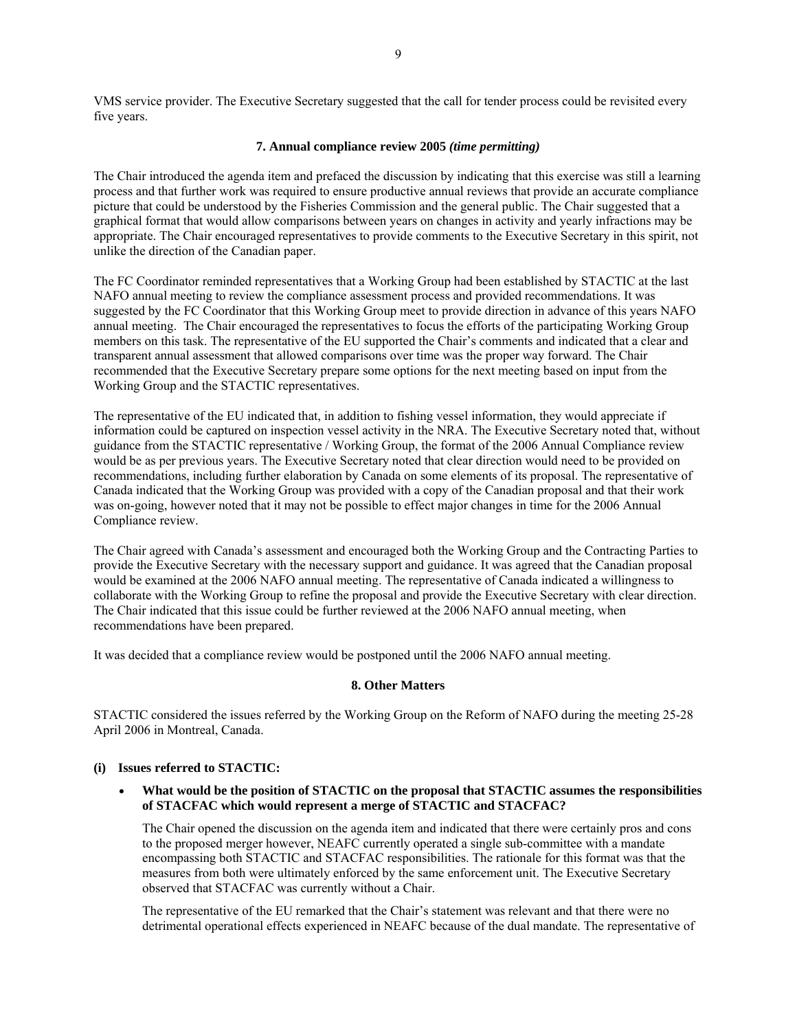VMS service provider. The Executive Secretary suggested that the call for tender process could be revisited every five years.

### 7. Annual compliance review 2005 *(time permitting)*

The Chair introduced the agenda item and prefaced the discussion by indicating that this exercise was still a learning process and that further work was required to ensure productive annual reviews that provide an accurate compliance picture that could be understood by the Fisheries Commission and the general public. The Chair suggested that a graphical format that would allow comparisons between years on changes in activity and yearly infractions may be appropriate. The Chair encouraged representatives to provide comments to the Executive Secretary in this spirit, not unlike the direction of the Canadian paper.

The FC Coordinator reminded representatives that a Working Group had been established by STACTIC at the last NAFO annual meeting to review the compliance assessment process and provided recommendations. It was suggested by the FC Coordinator that this Working Group meet to provide direction in advance of this years NAFO annual meeting. The Chair encouraged the representatives to focus the efforts of the participating Working Group members on this task. The representative of the EU supported the Chair's comments and indicated that a clear and transparent annual assessment that allowed comparisons over time was the proper way forward. The Chair recommended that the Executive Secretary prepare some options for the next meeting based on input from the Working Group and the STACTIC representatives.

The representative of the EU indicated that, in addition to fishing vessel information, they would appreciate if information could be captured on inspection vessel activity in the NRA. The Executive Secretary noted that, without guidance from the STACTIC representative / Working Group, the format of the 2006 Annual Compliance review would be as per previous years. The Executive Secretary noted that clear direction would need to be provided on recommendations, including further elaboration by Canada on some elements of its proposal. The representative of Canada indicated that the Working Group was provided with a copy of the Canadian proposal and that their work was on-going, however noted that it may not be possible to effect major changes in time for the 2006 Annual Compliance review.

The Chair agreed with Canada's assessment and encouraged both the Working Group and the Contracting Parties to provide the Executive Secretary with the necessary support and guidance. It was agreed that the Canadian proposal would be examined at the 2006 NAFO annual meeting. The representative of Canada indicated a willingness to collaborate with the Working Group to refine the proposal and provide the Executive Secretary with clear direction. The Chair indicated that this issue could be further reviewed at the 2006 NAFO annual meeting, when recommendations have been prepared.

It was decided that a compliance review would be postponed until the 2006 NAFO annual meeting.

### 8. Other Matters

STACTIC considered the issues referred by the Working Group on the Reform of NAFO during the meeting 25-28 April 2006 in Montreal, Canada.

**(i) Issues referred to STACTIC:**

- **What would be the position of STACTIC on the proposal that STACTIC assumes the responsibilities of STACFAC which would represent a merge of STACTIC and STACFAC?**

  The Chair opened the discussion on the agenda item and indicated that there were certainly pros and cons to the proposed merger however, NEAFC currently operated a single sub-committee with a mandate encompassing both STACTIC and STACFAC responsibilities. The rationale for this format was that the measures from both were ultimately enforced by the same enforcement unit. The Executive Secretary observed that STACFAC was currently without a Chair.

  The representative of the EU remarked that the Chair's statement was relevant and that there were no detrimental operational effects experienced in NEAFC because of the dual mandate. The representative of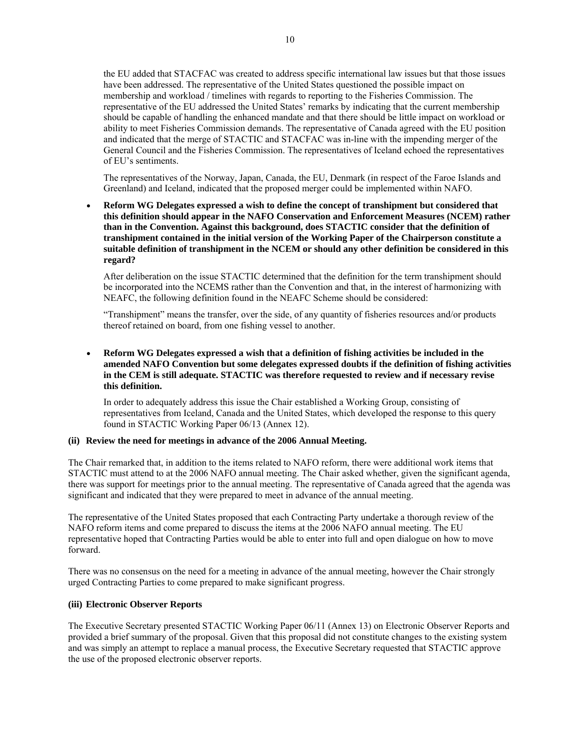the EU added that STACFAC was created to address specific international law issues but that those issues have been addressed. The representative of the United States questioned the possible impact on membership and workload / timelines with regards to reporting to the Fisheries Commission. The representative of the EU addressed the United States' remarks by indicating that the current membership should be capable of handling the enhanced mandate and that there should be little impact on workload or ability to meet Fisheries Commission demands. The representative of Canada agreed with the EU position and indicated that the merge of STACTIC and STACFAC was in-line with the impending merger of the General Council and the Fisheries Commission. The representatives of Iceland echoed the representatives of EU's sentiments.

The representatives of the Norway, Japan, Canada, the EU, Denmark (in respect of the Faroe Islands and Greenland) and Iceland, indicated that the proposed merger could be implemented within NAFO.

- **Reform WG Delegates expressed a wish to define the concept of transhipment but considered that this definition should appear in the NAFO Conservation and Enforcement Measures (NCEM) rather than in the Convention. Against this background, does STACTIC consider that the definition of transhipment contained in the initial version of the Working Paper of the Chairperson constitute a suitable definition of transhipment in the NCEM or should any other definition be considered in this regard?**

  After deliberation on the issue STACTIC determined that the definition for the term transhipment should be incorporated into the NCEMS rather than the Convention and that, in the interest of harmonizing with NEAFC, the following definition found in the NEAFC Scheme should be considered:

  "Transhipment" means the transfer, over the side, of any quantity of fisheries resources and/or products thereof retained on board, from one fishing vessel to another.

- **Reform WG Delegates expressed a wish that a definition of fishing activities be included in the amended NAFO Convention but some delegates expressed doubts if the definition of fishing activities in the CEM is still adequate. STACTIC was therefore requested to review and if necessary revise this definition.**

  In order to adequately address this issue the Chair established a Working Group, consisting of representatives from Iceland, Canada and the United States, which developed the response to this query found in STACTIC Working Paper 06/13 (Annex 12).

### (ii) Review the need for meetings in advance of the 2006 Annual Meeting.

The Chair remarked that, in addition to the items related to NAFO reform, there were additional work items that STACTIC must attend to at the 2006 NAFO annual meeting. The Chair asked whether, given the significant agenda, there was support for meetings prior to the annual meeting. The representative of Canada agreed that the agenda was significant and indicated that they were prepared to meet in advance of the annual meeting.

The representative of the United States proposed that each Contracting Party undertake a thorough review of the NAFO reform items and come prepared to discuss the items at the 2006 NAFO annual meeting. The EU representative hoped that Contracting Parties would be able to enter into full and open dialogue on how to move forward.

There was no consensus on the need for a meeting in advance of the annual meeting, however the Chair strongly urged Contracting Parties to come prepared to make significant progress.

### (iii) Electronic Observer Reports

The Executive Secretary presented STACTIC Working Paper 06/11 (Annex 13) on Electronic Observer Reports and provided a brief summary of the proposal. Given that this proposal did not constitute changes to the existing system and was simply an attempt to replace a manual process, the Executive Secretary requested that STACTIC approve the use of the proposed electronic observer reports.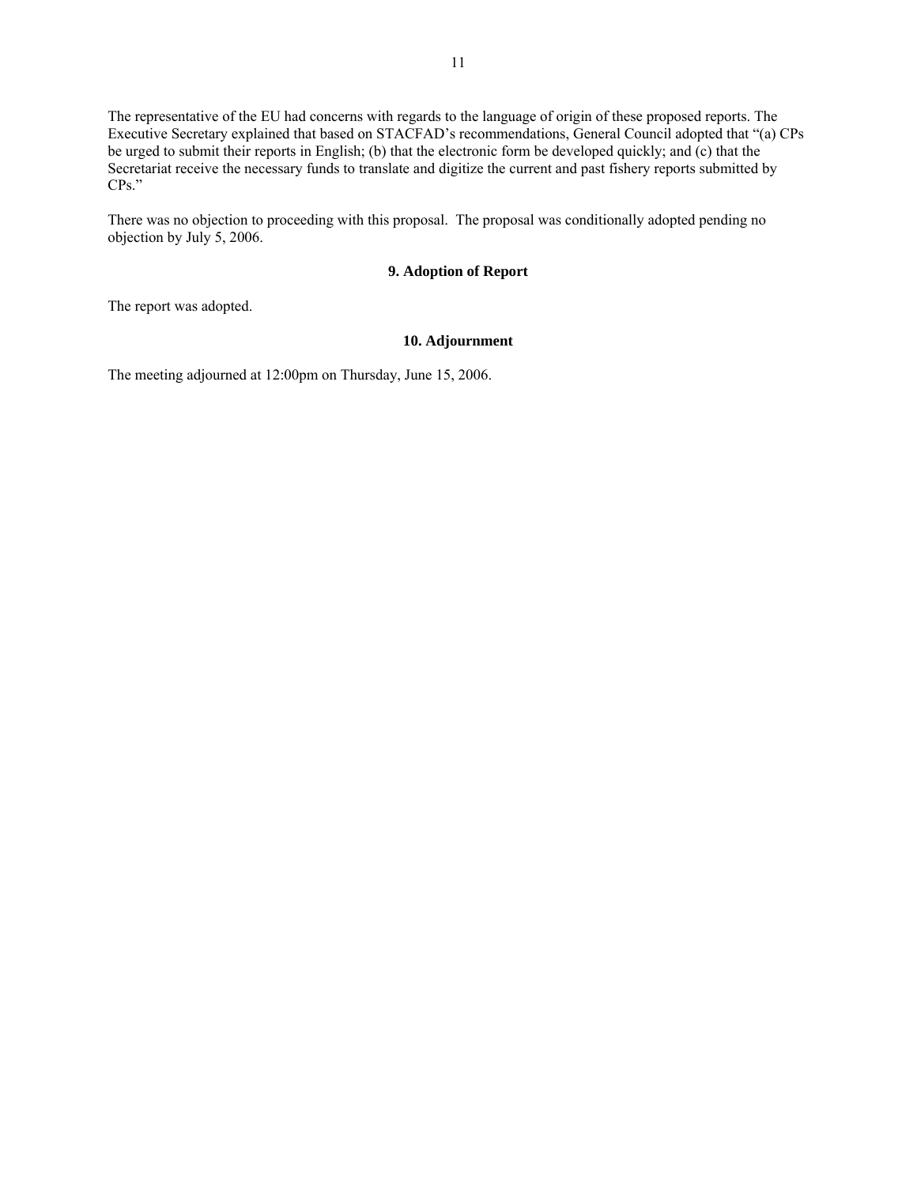The representative of the EU had concerns with regards to the language of origin of these proposed reports. The Executive Secretary explained that based on STACFAD's recommendations, General Council adopted that "(a) CPs be urged to submit their reports in English; (b) that the electronic form be developed quickly; and (c) that the Secretariat receive the necessary funds to translate and digitize the current and past fishery reports submitted by CPs."

There was no objection to proceeding with this proposal. The proposal was conditionally adopted pending no objection by July 5, 2006.

## 9. Adoption of Report

The report was adopted.

## 10. Adjournment

The meeting adjourned at 12:00pm on Thursday, June 15, 2006.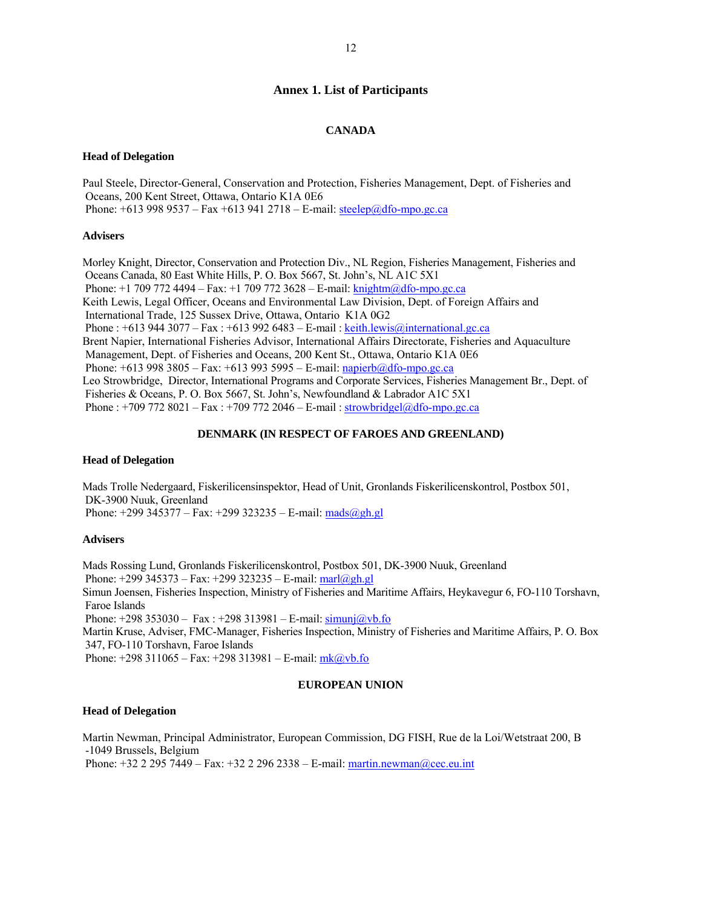## Annex 1. List of Participants

### CANADA

**Head of Delegation**

Paul Steele, Director-General, Conservation and Protection, Fisheries Management, Dept. of Fisheries and Oceans, 200 Kent Street, Ottawa, Ontario K1A 0E6
Phone: +613 998 9537 – Fax +613 941 2718 – E-mail: steelep@dfo-mpo.gc.ca

**Advisers**

Morley Knight, Director, Conservation and Protection Div., NL Region, Fisheries Management, Fisheries and Oceans Canada, 80 East White Hills, P. O. Box 5667, St. John's, NL A1C 5X1
Phone: +1 709 772 4494 – Fax: +1 709 772 3628 – E-mail: knightm@dfo-mpo.gc.ca
Keith Lewis, Legal Officer, Oceans and Environmental Law Division, Dept. of Foreign Affairs and International Trade, 125 Sussex Drive, Ottawa, Ontario K1A 0G2
Phone : +613 944 3077 – Fax : +613 992 6483 – E-mail : keith.lewis@international.gc.ca
Brent Napier, International Fisheries Advisor, International Affairs Directorate, Fisheries and Aquaculture Management, Dept. of Fisheries and Oceans, 200 Kent St., Ottawa, Ontario K1A 0E6
Phone: +613 998 3805 – Fax: +613 993 5995 – E-mail: napierb@dfo-mpo.gc.ca
Leo Strowbridge, Director, International Programs and Corporate Services, Fisheries Management Br., Dept. of Fisheries & Oceans, P. O. Box 5667, St. John's, Newfoundland & Labrador A1C 5X1
Phone : +709 772 8021 – Fax : +709 772 2046 – E-mail : strowbridgel@dfo-mpo.gc.ca

### DENMARK (IN RESPECT OF FAROES AND GREENLAND)

**Head of Delegation**

Mads Trolle Nedergaard, Fiskerilicensinspektor, Head of Unit, Gronlands Fiskerilicenskontrol, Postbox 501, DK-3900 Nuuk, Greenland
Phone: +299 345377 – Fax: +299 323235 – E-mail: mads@gh.gl

**Advisers**

Mads Rossing Lund, Gronlands Fiskerilicenskontrol, Postbox 501, DK-3900 Nuuk, Greenland
Phone: +299 345373 – Fax: +299 323235 – E-mail: marl@gh.gl
Simun Joensen, Fisheries Inspection, Ministry of Fisheries and Maritime Affairs, Heykavegur 6, FO-110 Torshavn, Faroe Islands
Phone: +298 353030 – Fax : +298 313981 – E-mail: simunj@vb.fo
Martin Kruse, Adviser, FMC-Manager, Fisheries Inspection, Ministry of Fisheries and Maritime Affairs, P. O. Box 347, FO-110 Torshavn, Faroe Islands
Phone: +298 311065 – Fax: +298 313981 – E-mail: mk@vb.fo

### EUROPEAN UNION

**Head of Delegation**

Martin Newman, Principal Administrator, European Commission, DG FISH, Rue de la Loi/Wetstraat 200, B -1049 Brussels, Belgium
Phone: +32 2 295 7449 – Fax: +32 2 296 2338 – E-mail: martin.newman@cec.eu.int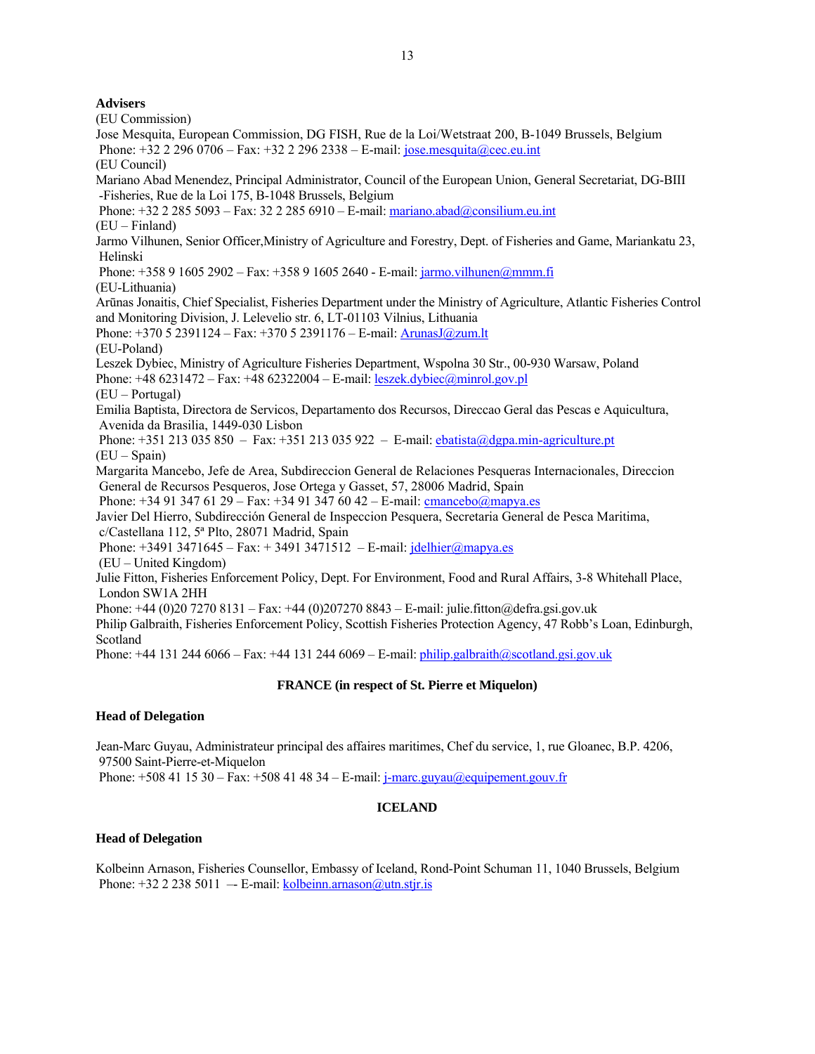**Advisers**

(EU Commission)

Jose Mesquita, European Commission, DG FISH, Rue de la Loi/Wetstraat 200, B-1049 Brussels, Belgium
Phone: +32 2 296 0706 – Fax: +32 2 296 2338 – E-mail: jose.mesquita@cec.eu.int

(EU Council)

Mariano Abad Menendez, Principal Administrator, Council of the European Union, General Secretariat, DG-BIII -Fisheries, Rue de la Loi 175, B-1048 Brussels, Belgium
Phone: +32 2 285 5093 – Fax: 32 2 285 6910 – E-mail: mariano.abad@consilium.eu.int

(EU – Finland)

Jarmo Vilhunen, Senior Officer,Ministry of Agriculture and Forestry, Dept. of Fisheries and Game, Mariankatu 23, Helinski
Phone: +358 9 1605 2902 – Fax: +358 9 1605 2640 - E-mail: jarmo.vilhunen@mmm.fi

(EU-Lithuania)

Arūnas Jonaitis, Chief Specialist, Fisheries Department under the Ministry of Agriculture, Atlantic Fisheries Control and Monitoring Division, J. Lelevelio str. 6, LT-01103 Vilnius, Lithuania
Phone: +370 5 2391124 – Fax: +370 5 2391176 – E-mail: ArunasJ@zum.lt

(EU-Poland)

Leszek Dybiec, Ministry of Agriculture Fisheries Department, Wspolna 30 Str., 00-930 Warsaw, Poland
Phone: +48 6231472 – Fax: +48 62322004 – E-mail: leszek.dybiec@minrol.gov.pl

(EU – Portugal)

Emilia Baptista, Directora de Servicos, Departamento dos Recursos, Direccao Geral das Pescas e Aquicultura, Avenida da Brasilia, 1449-030 Lisbon
Phone: +351 213 035 850 – Fax: +351 213 035 922 – E-mail: ebatista@dgpa.min-agriculture.pt

(EU – Spain)

Margarita Mancebo, Jefe de Area, Subdireccion General de Relaciones Pesqueras Internacionales, Direccion General de Recursos Pesqueros, Jose Ortega y Gasset, 57, 28006 Madrid, Spain
Phone: +34 91 347 61 29 – Fax: +34 91 347 60 42 – E-mail: cmancebo@mapya.es

Javier Del Hierro, Subdirección General de Inspeccion Pesquera, Secretaria General de Pesca Maritima, c/Castellana 112, 5ª Plto, 28071 Madrid, Spain
Phone: +3491 3471645 – Fax: + 3491 3471512 – E-mail: jdelhier@mapya.es

(EU – United Kingdom)

Julie Fitton, Fisheries Enforcement Policy, Dept. For Environment, Food and Rural Affairs, 3-8 Whitehall Place, London SW1A 2HH
Phone: +44 (0)20 7270 8131 – Fax: +44 (0)207270 8843 – E-mail: julie.fitton@defra.gsi.gov.uk

Philip Galbraith, Fisheries Enforcement Policy, Scottish Fisheries Protection Agency, 47 Robb's Loan, Edinburgh, Scotland
Phone: +44 131 244 6066 – Fax: +44 131 244 6069 – E-mail: philip.galbraith@scotland.gsi.gov.uk

## FRANCE (in respect of St. Pierre et Miquelon)

**Head of Delegation**

Jean-Marc Guyau, Administrateur principal des affaires maritimes, Chef du service, 1, rue Gloanec, B.P. 4206, 97500 Saint-Pierre-et-Miquelon
Phone: +508 41 15 30 – Fax: +508 41 48 34 – E-mail: j-marc.guyau@equipement.gouv.fr

## ICELAND

**Head of Delegation**

Kolbeinn Arnason, Fisheries Counsellor, Embassy of Iceland, Rond-Point Schuman 11, 1040 Brussels, Belgium
Phone: +32 2 238 5011 –- E-mail: kolbeinn.arnason@utn.stjr.is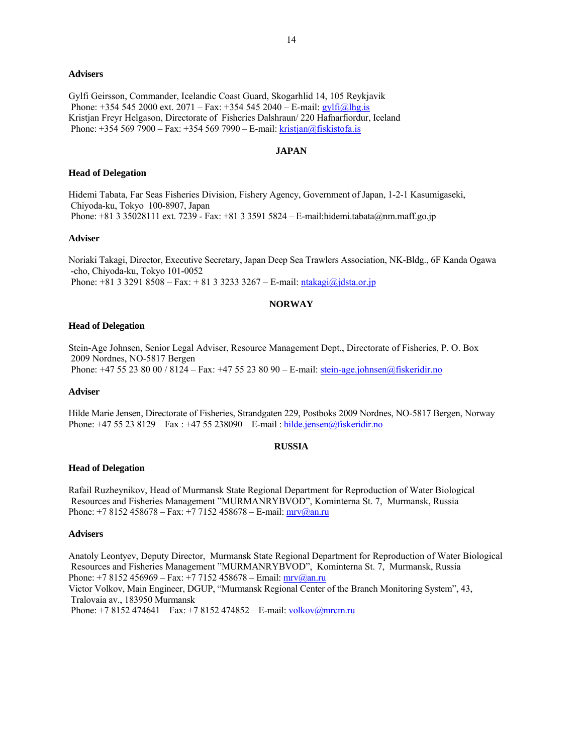**Advisers**

Gylfi Geirsson, Commander, Icelandic Coast Guard, Skogarhlid 14, 105 Reykjavik
Phone: +354 545 2000 ext. 2071 – Fax: +354 545 2040 – E-mail: gylfi@lhg.is
Kristjan Freyr Helgason, Directorate of Fisheries Dalshraun/ 220 Hafnarfiordur, Iceland
Phone: +354 569 7900 – Fax: +354 569 7990 – E-mail: kristjan@fiskistofa.is

**JAPAN**

**Head of Delegation**

Hidemi Tabata, Far Seas Fisheries Division, Fishery Agency, Government of Japan, 1-2-1 Kasumigaseki, Chiyoda-ku, Tokyo 100-8907, Japan
Phone: +81 3 35028111 ext. 7239 - Fax: +81 3 3591 5824 – E-mail:hidemi.tabata@nm.maff.go.jp

**Adviser**

Noriaki Takagi, Director, Executive Secretary, Japan Deep Sea Trawlers Association, NK-Bldg., 6F Kanda Ogawa -cho, Chiyoda-ku, Tokyo 101-0052
Phone: +81 3 3291 8508 – Fax: + 81 3 3233 3267 – E-mail: ntakagi@jdsta.or.jp

**NORWAY**

**Head of Delegation**

Stein-Age Johnsen, Senior Legal Adviser, Resource Management Dept., Directorate of Fisheries, P. O. Box 2009 Nordnes, NO-5817 Bergen
Phone: +47 55 23 80 00 / 8124 – Fax: +47 55 23 80 90 – E-mail: stein-age.johnsen@fiskeridir.no

**Adviser**

Hilde Marie Jensen, Directorate of Fisheries, Strandgaten 229, Postboks 2009 Nordnes, NO-5817 Bergen, Norway
Phone: +47 55 23 8129 – Fax : +47 55 238090 – E-mail : hilde.jensen@fiskeridir.no

**RUSSIA**

**Head of Delegation**

Rafail Ruzheynikov, Head of Murmansk State Regional Department for Reproduction of Water Biological Resources and Fisheries Management "MURMANRYBVOD", Kominterna St. 7, Murmansk, Russia
Phone: +7 8152 458678 – Fax: +7 7152 458678 – E-mail: mrv@an.ru

**Advisers**

Anatoly Leontyev, Deputy Director, Murmansk State Regional Department for Reproduction of Water Biological Resources and Fisheries Management "MURMANRYBVOD", Kominterna St. 7, Murmansk, Russia
Phone: +7 8152 456969 – Fax: +7 7152 458678 – Email: mrv@an.ru
Victor Volkov, Main Engineer, DGUP, "Murmansk Regional Center of the Branch Monitoring System", 43, Tralovaia av., 183950 Murmansk
Phone: +7 8152 474641 – Fax: +7 8152 474852 – E-mail: volkov@mrcm.ru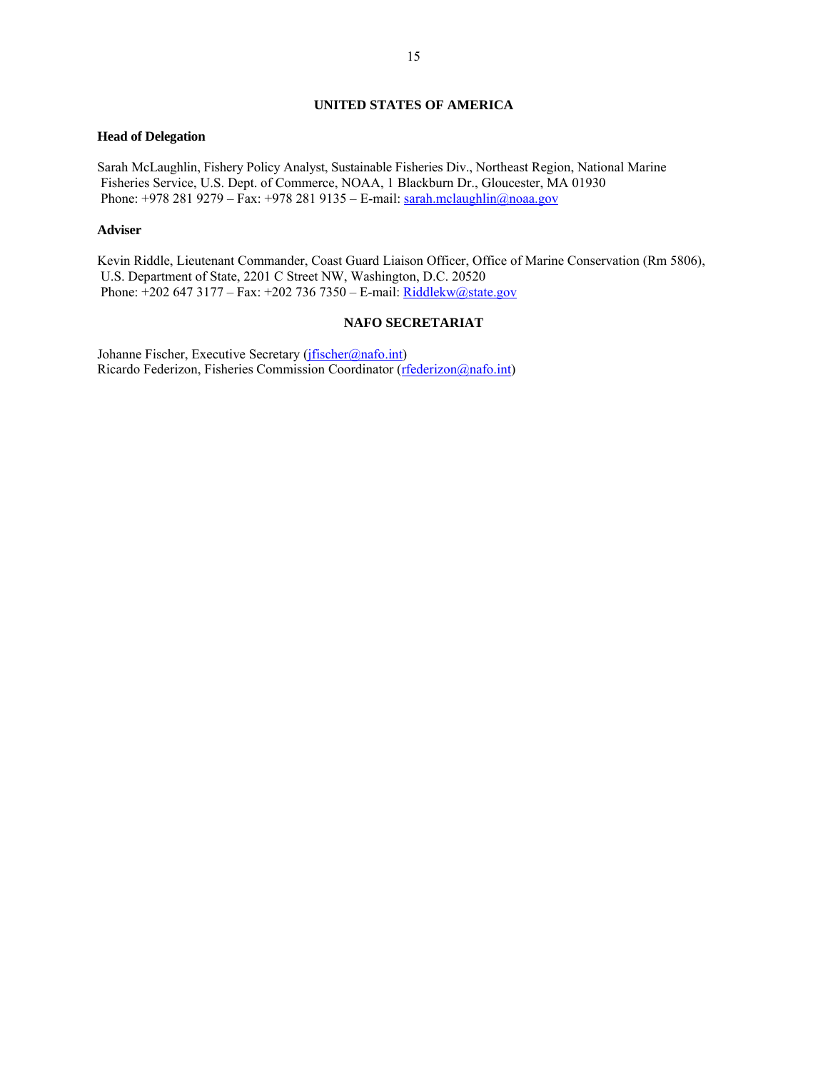## UNITED STATES OF AMERICA

**Head of Delegation**

Sarah McLaughlin, Fishery Policy Analyst, Sustainable Fisheries Div., Northeast Region, National Marine Fisheries Service, U.S. Dept. of Commerce, NOAA, 1 Blackburn Dr., Gloucester, MA 01930
Phone: +978 281 9279 – Fax: +978 281 9135 – E-mail: sarah.mclaughlin@noaa.gov

**Adviser**

Kevin Riddle, Lieutenant Commander, Coast Guard Liaison Officer, Office of Marine Conservation (Rm 5806), U.S. Department of State, 2201 C Street NW, Washington, D.C. 20520
Phone: +202 647 3177 – Fax: +202 736 7350 – E-mail: Riddlekw@state.gov

## NAFO SECRETARIAT

Johanne Fischer, Executive Secretary (jfischer@nafo.int)
Ricardo Federizon, Fisheries Commission Coordinator (rfederizon@nafo.int)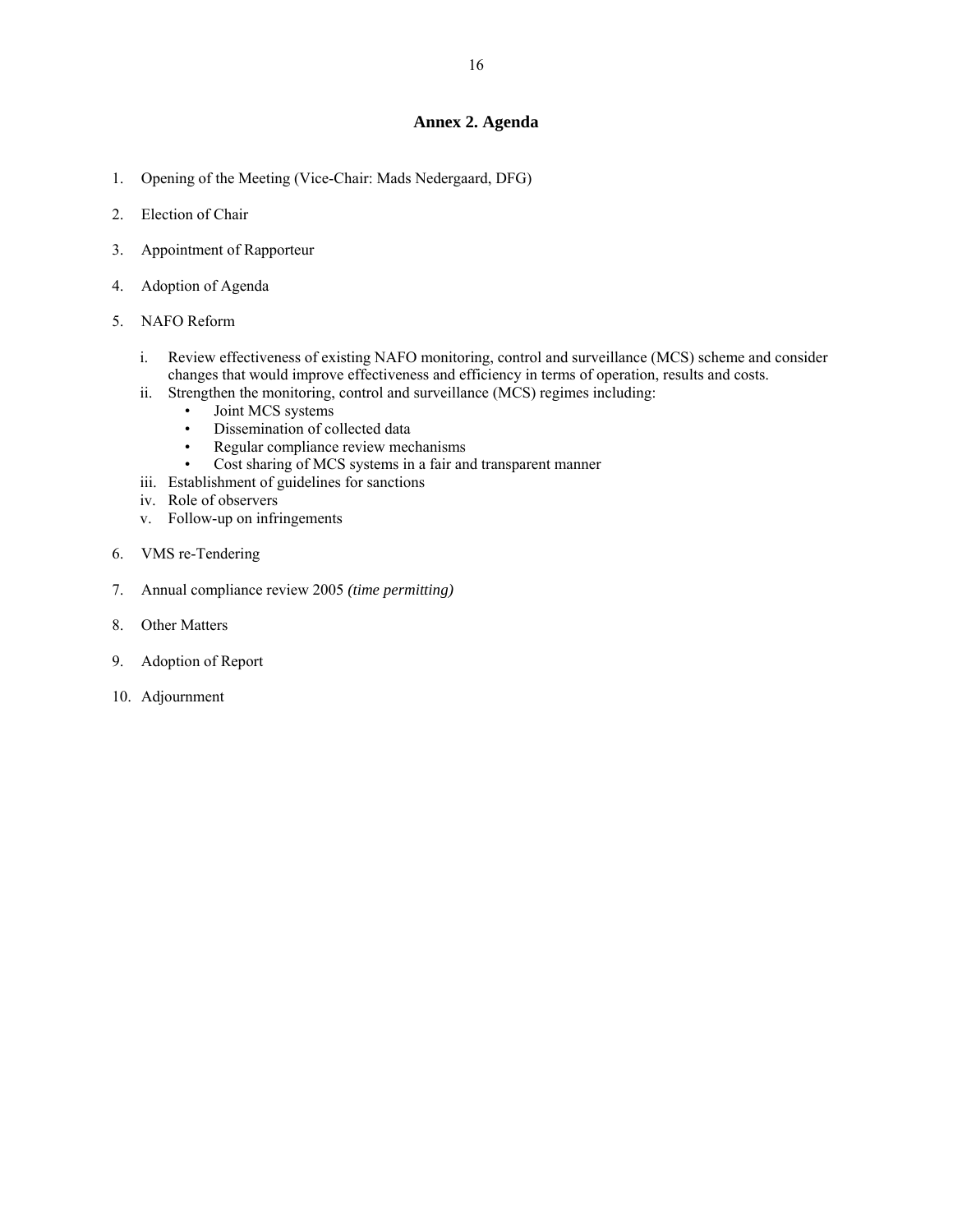## Annex 2. Agenda

1. Opening of the Meeting (Vice-Chair: Mads Nedergaard, DFG)

2. Election of Chair

3. Appointment of Rapporteur

4. Adoption of Agenda

5. NAFO Reform

   i. Review effectiveness of existing NAFO monitoring, control and surveillance (MCS) scheme and consider changes that would improve effectiveness and efficiency in terms of operation, results and costs.
   
   ii. Strengthen the monitoring, control and surveillance (MCS) regimes including:
      - Joint MCS systems
      - Dissemination of collected data
      - Regular compliance review mechanisms
      - Cost sharing of MCS systems in a fair and transparent manner
   
   iii. Establishment of guidelines for sanctions
   
   iv. Role of observers
   
   v. Follow-up on infringements

6. VMS re-Tendering

7. Annual compliance review 2005 *(time permitting)*

8. Other Matters

9. Adoption of Report

10. Adjournment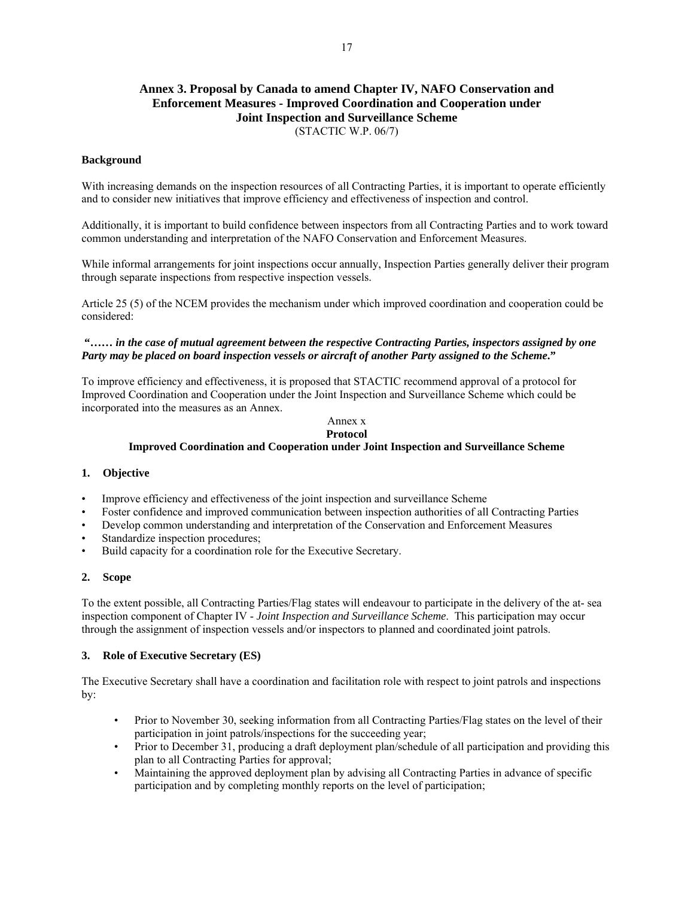## Annex 3. Proposal by Canada to amend Chapter IV, NAFO Conservation and Enforcement Measures - Improved Coordination and Cooperation under Joint Inspection and Surveillance Scheme

(STACTIC W.P. 06/7)

**Background**

With increasing demands on the inspection resources of all Contracting Parties, it is important to operate efficiently and to consider new initiatives that improve efficiency and effectiveness of inspection and control.

Additionally, it is important to build confidence between inspectors from all Contracting Parties and to work toward common understanding and interpretation of the NAFO Conservation and Enforcement Measures.

While informal arrangements for joint inspections occur annually, Inspection Parties generally deliver their program through separate inspections from respective inspection vessels.

Article 25 (5) of the NCEM provides the mechanism under which improved coordination and cooperation could be considered:

***"…… in the case of mutual agreement between the respective Contracting Parties, inspectors assigned by one Party may be placed on board inspection vessels or aircraft of another Party assigned to the Scheme."***

To improve efficiency and effectiveness, it is proposed that STACTIC recommend approval of a protocol for Improved Coordination and Cooperation under the Joint Inspection and Surveillance Scheme which could be incorporated into the measures as an Annex.

Annex x

**Protocol**

**Improved Coordination and Cooperation under Joint Inspection and Surveillance Scheme**

**1. Objective**

- Improve efficiency and effectiveness of the joint inspection and surveillance Scheme
- Foster confidence and improved communication between inspection authorities of all Contracting Parties
- Develop common understanding and interpretation of the Conservation and Enforcement Measures
- Standardize inspection procedures;
- Build capacity for a coordination role for the Executive Secretary.

**2. Scope**

To the extent possible, all Contracting Parties/Flag states will endeavour to participate in the delivery of the at- sea inspection component of Chapter IV - *Joint Inspection and Surveillance Scheme*. This participation may occur through the assignment of inspection vessels and/or inspectors to planned and coordinated joint patrols.

**3. Role of Executive Secretary (ES)**

The Executive Secretary shall have a coordination and facilitation role with respect to joint patrols and inspections by:

- Prior to November 30, seeking information from all Contracting Parties/Flag states on the level of their participation in joint patrols/inspections for the succeeding year;
- Prior to December 31, producing a draft deployment plan/schedule of all participation and providing this plan to all Contracting Parties for approval;
- Maintaining the approved deployment plan by advising all Contracting Parties in advance of specific participation and by completing monthly reports on the level of participation;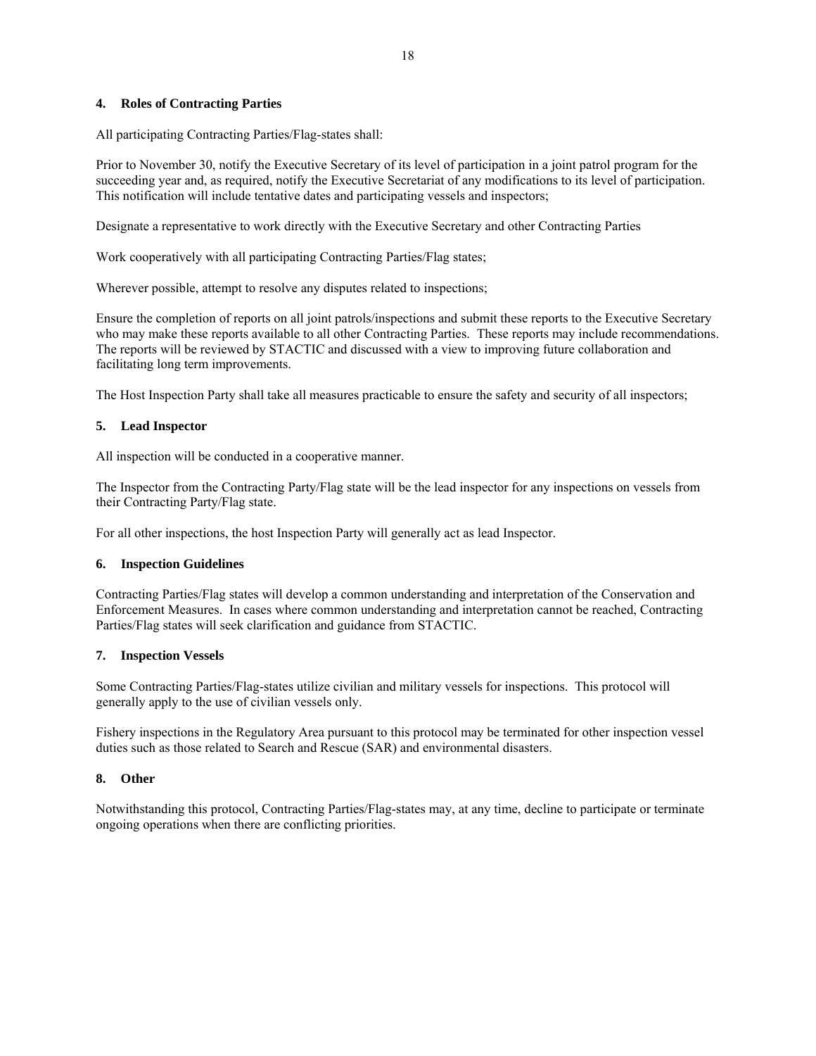### 4. Roles of Contracting Parties

All participating Contracting Parties/Flag-states shall:

Prior to November 30, notify the Executive Secretary of its level of participation in a joint patrol program for the succeeding year and, as required, notify the Executive Secretariat of any modifications to its level of participation. This notification will include tentative dates and participating vessels and inspectors;

Designate a representative to work directly with the Executive Secretary and other Contracting Parties

Work cooperatively with all participating Contracting Parties/Flag states;

Wherever possible, attempt to resolve any disputes related to inspections;

Ensure the completion of reports on all joint patrols/inspections and submit these reports to the Executive Secretary who may make these reports available to all other Contracting Parties. These reports may include recommendations. The reports will be reviewed by STACTIC and discussed with a view to improving future collaboration and facilitating long term improvements.

The Host Inspection Party shall take all measures practicable to ensure the safety and security of all inspectors;

### 5. Lead Inspector

All inspection will be conducted in a cooperative manner.

The Inspector from the Contracting Party/Flag state will be the lead inspector for any inspections on vessels from their Contracting Party/Flag state.

For all other inspections, the host Inspection Party will generally act as lead Inspector.

### 6. Inspection Guidelines

Contracting Parties/Flag states will develop a common understanding and interpretation of the Conservation and Enforcement Measures. In cases where common understanding and interpretation cannot be reached, Contracting Parties/Flag states will seek clarification and guidance from STACTIC.

### 7. Inspection Vessels

Some Contracting Parties/Flag-states utilize civilian and military vessels for inspections. This protocol will generally apply to the use of civilian vessels only.

Fishery inspections in the Regulatory Area pursuant to this protocol may be terminated for other inspection vessel duties such as those related to Search and Rescue (SAR) and environmental disasters.

### 8. Other

Notwithstanding this protocol, Contracting Parties/Flag-states may, at any time, decline to participate or terminate ongoing operations when there are conflicting priorities.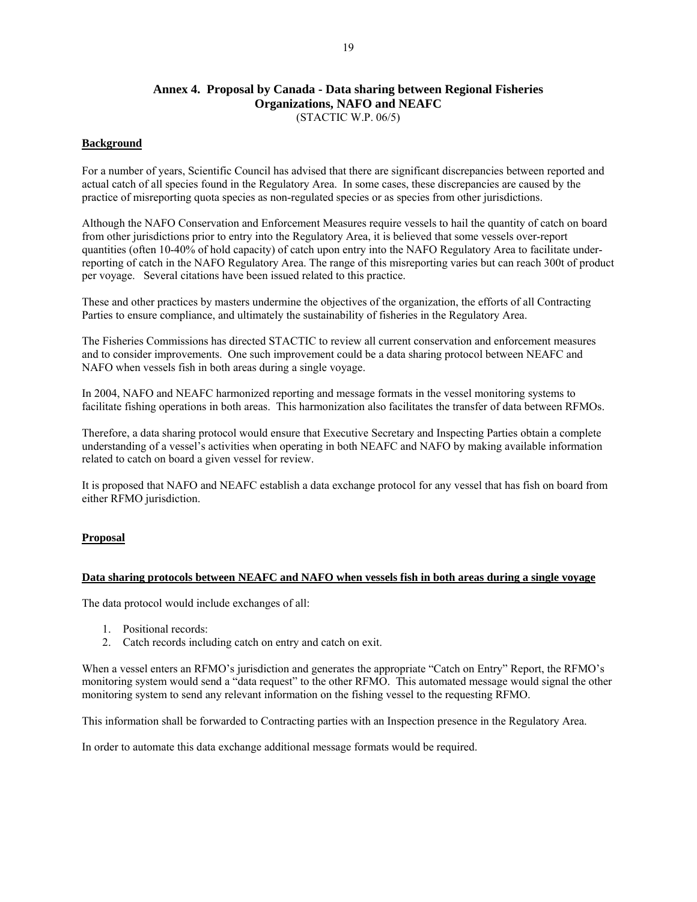## Annex 4. Proposal by Canada - Data sharing between Regional Fisheries Organizations, NAFO and NEAFC

(STACTIC W.P. 06/5)

**Background**

For a number of years, Scientific Council has advised that there are significant discrepancies between reported and actual catch of all species found in the Regulatory Area. In some cases, these discrepancies are caused by the practice of misreporting quota species as non-regulated species or as species from other jurisdictions.

Although the NAFO Conservation and Enforcement Measures require vessels to hail the quantity of catch on board from other jurisdictions prior to entry into the Regulatory Area, it is believed that some vessels over-report quantities (often 10-40% of hold capacity) of catch upon entry into the NAFO Regulatory Area to facilitate under-reporting of catch in the NAFO Regulatory Area. The range of this misreporting varies but can reach 300t of product per voyage. Several citations have been issued related to this practice.

These and other practices by masters undermine the objectives of the organization, the efforts of all Contracting Parties to ensure compliance, and ultimately the sustainability of fisheries in the Regulatory Area.

The Fisheries Commissions has directed STACTIC to review all current conservation and enforcement measures and to consider improvements. One such improvement could be a data sharing protocol between NEAFC and NAFO when vessels fish in both areas during a single voyage.

In 2004, NAFO and NEAFC harmonized reporting and message formats in the vessel monitoring systems to facilitate fishing operations in both areas. This harmonization also facilitates the transfer of data between RFMOs.

Therefore, a data sharing protocol would ensure that Executive Secretary and Inspecting Parties obtain a complete understanding of a vessel's activities when operating in both NEAFC and NAFO by making available information related to catch on board a given vessel for review.

It is proposed that NAFO and NEAFC establish a data exchange protocol for any vessel that has fish on board from either RFMO jurisdiction.

**Proposal**

**Data sharing protocols between NEAFC and NAFO when vessels fish in both areas during a single voyage**

The data protocol would include exchanges of all:

1. Positional records:
2. Catch records including catch on entry and catch on exit.

When a vessel enters an RFMO's jurisdiction and generates the appropriate "Catch on Entry" Report, the RFMO's monitoring system would send a "data request" to the other RFMO. This automated message would signal the other monitoring system to send any relevant information on the fishing vessel to the requesting RFMO.

This information shall be forwarded to Contracting parties with an Inspection presence in the Regulatory Area.

In order to automate this data exchange additional message formats would be required.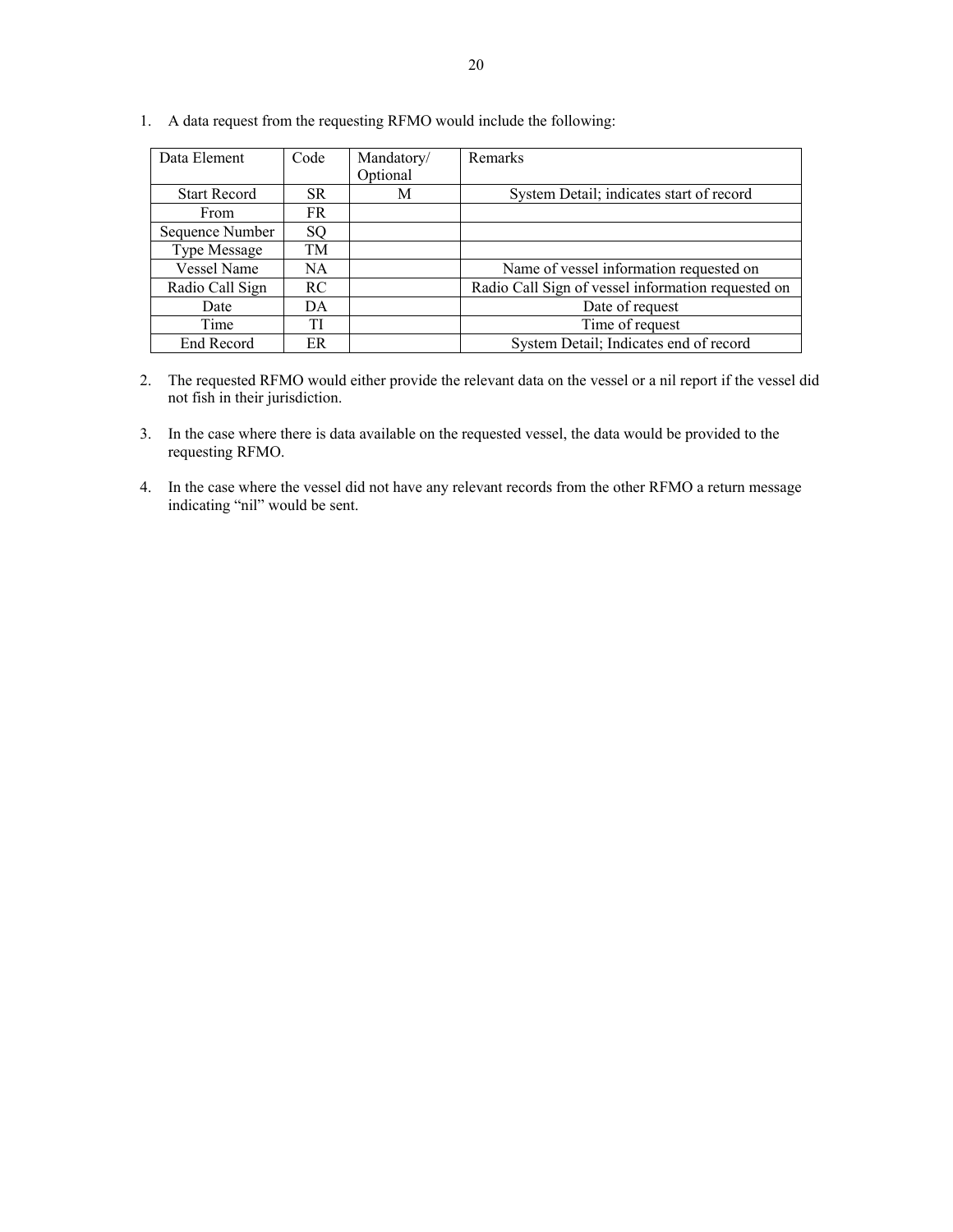1. A data request from the requesting RFMO would include the following:

| Data Element | Code | Mandatory/ Optional | Remarks |
|---|---|---|---|
| Start Record | SR | M | System Detail; indicates start of record |
| From | FR | | |
| Sequence Number | SQ | | |
| Type Message | TM | | |
| Vessel Name | NA | | Name of vessel information requested on |
| Radio Call Sign | RC | | Radio Call Sign of vessel information requested on |
| Date | DA | | Date of request |
| Time | TI | | Time of request |
| End Record | ER | | System Detail; Indicates end of record |

2. The requested RFMO would either provide the relevant data on the vessel or a nil report if the vessel did not fish in their jurisdiction.

3. In the case where there is data available on the requested vessel, the data would be provided to the requesting RFMO.

4. In the case where the vessel did not have any relevant records from the other RFMO a return message indicating "nil" would be sent.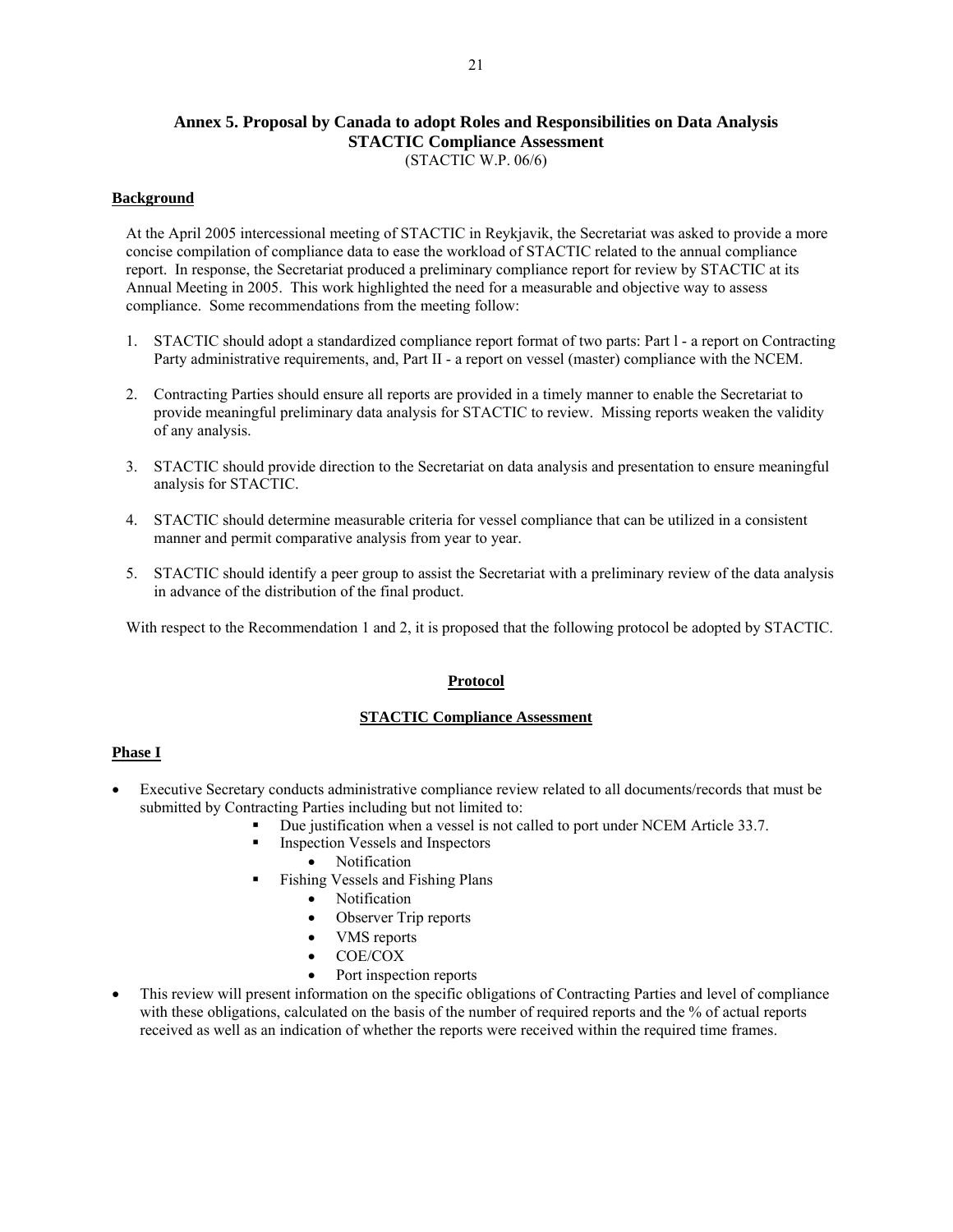## Annex 5. Proposal by Canada to adopt Roles and Responsibilities on Data Analysis STACTIC Compliance Assessment

(STACTIC W.P. 06/6)

**Background**

At the April 2005 intercessional meeting of STACTIC in Reykjavik, the Secretariat was asked to provide a more concise compilation of compliance data to ease the workload of STACTIC related to the annual compliance report. In response, the Secretariat produced a preliminary compliance report for review by STACTIC at its Annual Meeting in 2005. This work highlighted the need for a measurable and objective way to assess compliance. Some recommendations from the meeting follow:

1. STACTIC should adopt a standardized compliance report format of two parts: Part l - a report on Contracting Party administrative requirements, and, Part II - a report on vessel (master) compliance with the NCEM.
2. Contracting Parties should ensure all reports are provided in a timely manner to enable the Secretariat to provide meaningful preliminary data analysis for STACTIC to review. Missing reports weaken the validity of any analysis.
3. STACTIC should provide direction to the Secretariat on data analysis and presentation to ensure meaningful analysis for STACTIC.
4. STACTIC should determine measurable criteria for vessel compliance that can be utilized in a consistent manner and permit comparative analysis from year to year.
5. STACTIC should identify a peer group to assist the Secretariat with a preliminary review of the data analysis in advance of the distribution of the final product.

With respect to the Recommendation 1 and 2, it is proposed that the following protocol be adopted by STACTIC.

**Protocol**

**STACTIC Compliance Assessment**

**Phase I**

- Executive Secretary conducts administrative compliance review related to all documents/records that must be submitted by Contracting Parties including but not limited to:
  - Due justification when a vessel is not called to port under NCEM Article 33.7.
  - Inspection Vessels and Inspectors
    - Notification
  - Fishing Vessels and Fishing Plans
    - Notification
    - Observer Trip reports
    - VMS reports
    - COE/COX
    - Port inspection reports
- This review will present information on the specific obligations of Contracting Parties and level of compliance with these obligations, calculated on the basis of the number of required reports and the % of actual reports received as well as an indication of whether the reports were received within the required time frames.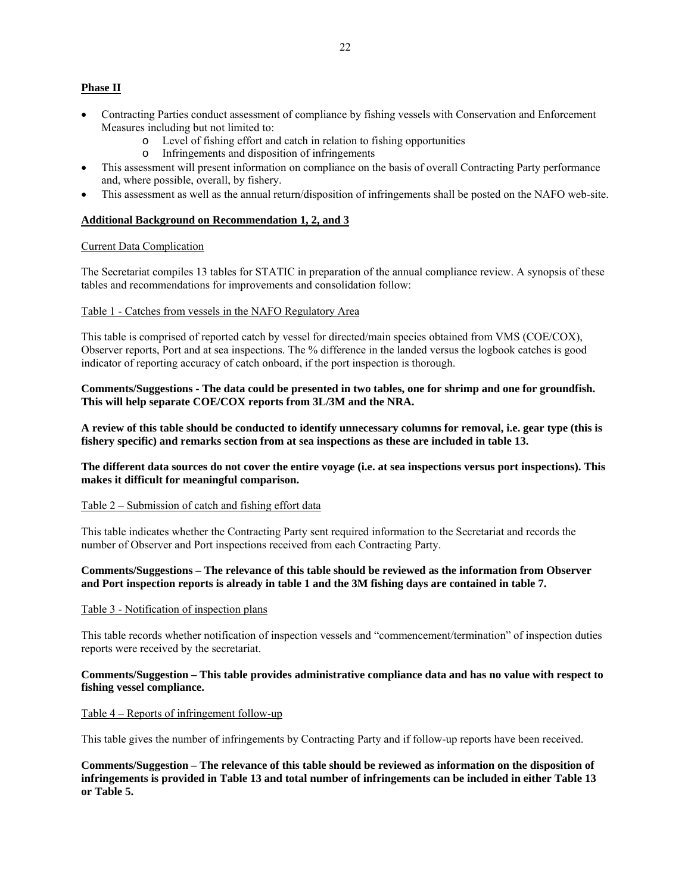**Phase II**

- Contracting Parties conduct assessment of compliance by fishing vessels with Conservation and Enforcement Measures including but not limited to:
  - Level of fishing effort and catch in relation to fishing opportunities
  - Infringements and disposition of infringements
- This assessment will present information on compliance on the basis of overall Contracting Party performance and, where possible, overall, by fishery.
- This assessment as well as the annual return/disposition of infringements shall be posted on the NAFO web-site.

**Additional Background on Recommendation 1, 2, and 3**

Current Data Complication

The Secretariat compiles 13 tables for STATIC in preparation of the annual compliance review. A synopsis of these tables and recommendations for improvements and consolidation follow:

Table 1 - Catches from vessels in the NAFO Regulatory Area

This table is comprised of reported catch by vessel for directed/main species obtained from VMS (COE/COX), Observer reports, Port and at sea inspections. The % difference in the landed versus the logbook catches is good indicator of reporting accuracy of catch onboard, if the port inspection is thorough.

**Comments/Suggestions - The data could be presented in two tables, one for shrimp and one for groundfish. This will help separate COE/COX reports from 3L/3M and the NRA.**

**A review of this table should be conducted to identify unnecessary columns for removal, i.e. gear type (this is fishery specific) and remarks section from at sea inspections as these are included in table 13.**

**The different data sources do not cover the entire voyage (i.e. at sea inspections versus port inspections). This makes it difficult for meaningful comparison.**

Table 2 – Submission of catch and fishing effort data

This table indicates whether the Contracting Party sent required information to the Secretariat and records the number of Observer and Port inspections received from each Contracting Party.

**Comments/Suggestions – The relevance of this table should be reviewed as the information from Observer and Port inspection reports is already in table 1 and the 3M fishing days are contained in table 7.**

Table 3 - Notification of inspection plans

This table records whether notification of inspection vessels and "commencement/termination" of inspection duties reports were received by the secretariat.

**Comments/Suggestion – This table provides administrative compliance data and has no value with respect to fishing vessel compliance.**

Table 4 – Reports of infringement follow-up

This table gives the number of infringements by Contracting Party and if follow-up reports have been received.

**Comments/Suggestion – The relevance of this table should be reviewed as information on the disposition of infringements is provided in Table 13 and total number of infringements can be included in either Table 13 or Table 5.**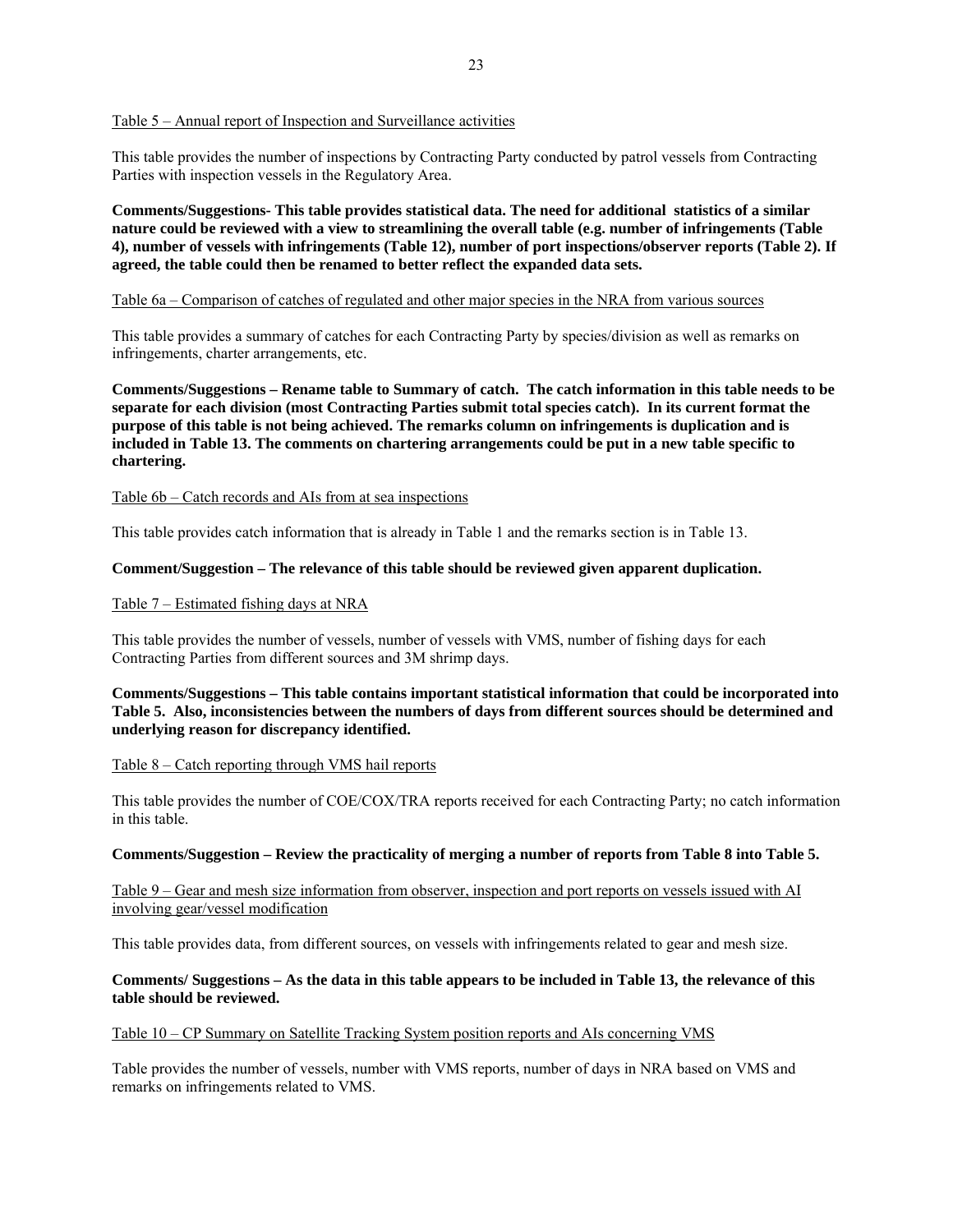Table 5 – Annual report of Inspection and Surveillance activities

This table provides the number of inspections by Contracting Party conducted by patrol vessels from Contracting Parties with inspection vessels in the Regulatory Area.

**Comments/Suggestions- This table provides statistical data. The need for additional statistics of a similar nature could be reviewed with a view to streamlining the overall table (e.g. number of infringements (Table 4), number of vessels with infringements (Table 12), number of port inspections/observer reports (Table 2). If agreed, the table could then be renamed to better reflect the expanded data sets.**

Table 6a – Comparison of catches of regulated and other major species in the NRA from various sources

This table provides a summary of catches for each Contracting Party by species/division as well as remarks on infringements, charter arrangements, etc.

**Comments/Suggestions – Rename table to Summary of catch. The catch information in this table needs to be separate for each division (most Contracting Parties submit total species catch). In its current format the purpose of this table is not being achieved. The remarks column on infringements is duplication and is included in Table 13. The comments on chartering arrangements could be put in a new table specific to chartering.**

Table 6b – Catch records and AIs from at sea inspections

This table provides catch information that is already in Table 1 and the remarks section is in Table 13.

**Comment/Suggestion – The relevance of this table should be reviewed given apparent duplication.**

Table 7 – Estimated fishing days at NRA

This table provides the number of vessels, number of vessels with VMS, number of fishing days for each Contracting Parties from different sources and 3M shrimp days.

**Comments/Suggestions – This table contains important statistical information that could be incorporated into Table 5. Also, inconsistencies between the numbers of days from different sources should be determined and underlying reason for discrepancy identified.**

Table 8 – Catch reporting through VMS hail reports

This table provides the number of COE/COX/TRA reports received for each Contracting Party; no catch information in this table.

**Comments/Suggestion – Review the practicality of merging a number of reports from Table 8 into Table 5.**

Table 9 – Gear and mesh size information from observer, inspection and port reports on vessels issued with AI involving gear/vessel modification

This table provides data, from different sources, on vessels with infringements related to gear and mesh size.

**Comments/ Suggestions – As the data in this table appears to be included in Table 13, the relevance of this table should be reviewed.**

Table 10 – CP Summary on Satellite Tracking System position reports and AIs concerning VMS

Table provides the number of vessels, number with VMS reports, number of days in NRA based on VMS and remarks on infringements related to VMS.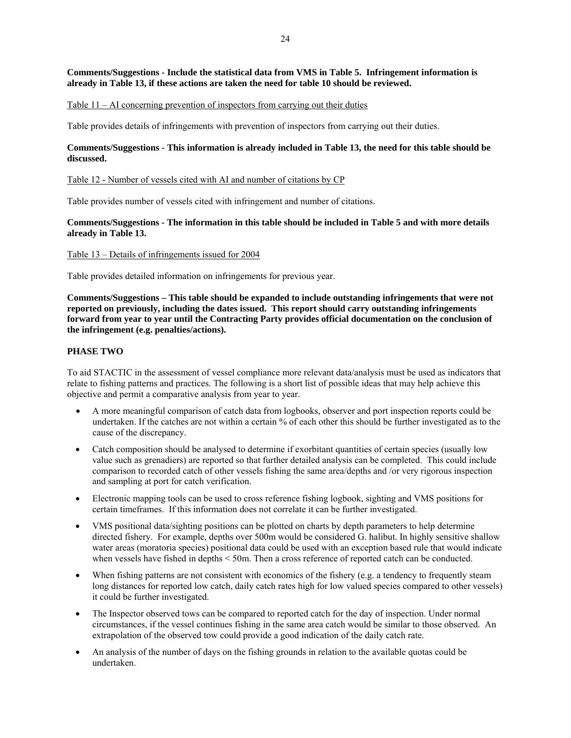**Comments/Suggestions - Include the statistical data from VMS in Table 5. Infringement information is already in Table 13, if these actions are taken the need for table 10 should be reviewed.**

<u>Table 11 – AI concerning prevention of inspectors from carrying out their duties</u>

Table provides details of infringements with prevention of inspectors from carrying out their duties.

**Comments/Suggestions - This information is already included in Table 13, the need for this table should be discussed.**

<u>Table 12 - Number of vessels cited with AI and number of citations by CP</u>

Table provides number of vessels cited with infringement and number of citations.

**Comments/Suggestions - The information in this table should be included in Table 5 and with more details already in Table 13.**

<u>Table 13 – Details of infringements issued for 2004</u>

Table provides detailed information on infringements for previous year.

**Comments/Suggestions – This table should be expanded to include outstanding infringements that were not reported on previously, including the dates issued. This report should carry outstanding infringements forward from year to year until the Contracting Party provides official documentation on the conclusion of the infringement (e.g. penalties/actions).**

**PHASE TWO**

To aid STACTIC in the assessment of vessel compliance more relevant data/analysis must be used as indicators that relate to fishing patterns and practices. The following is a short list of possible ideas that may help achieve this objective and permit a comparative analysis from year to year.

- A more meaningful comparison of catch data from logbooks, observer and port inspection reports could be undertaken. If the catches are not within a certain % of each other this should be further investigated as to the cause of the discrepancy.
- Catch composition should be analysed to determine if exorbitant quantities of certain species (usually low value such as grenadiers) are reported so that further detailed analysis can be completed. This could include comparison to recorded catch of other vessels fishing the same area/depths and /or very rigorous inspection and sampling at port for catch verification.
- Electronic mapping tools can be used to cross reference fishing logbook, sighting and VMS positions for certain timeframes. If this information does not correlate it can be further investigated.
- VMS positional data/sighting positions can be plotted on charts by depth parameters to help determine directed fishery. For example, depths over 500m would be considered G. halibut. In highly sensitive shallow water areas (moratoria species) positional data could be used with an exception based rule that would indicate when vessels have fished in depths < 50m. Then a cross reference of reported catch can be conducted.
- When fishing patterns are not consistent with economics of the fishery (e.g. a tendency to frequently steam long distances for reported low catch, daily catch rates high for low valued species compared to other vessels) it could be further investigated.
- The Inspector observed tows can be compared to reported catch for the day of inspection. Under normal circumstances, if the vessel continues fishing in the same area catch would be similar to those observed. An extrapolation of the observed tow could provide a good indication of the daily catch rate.
- An analysis of the number of days on the fishing grounds in relation to the available quotas could be undertaken.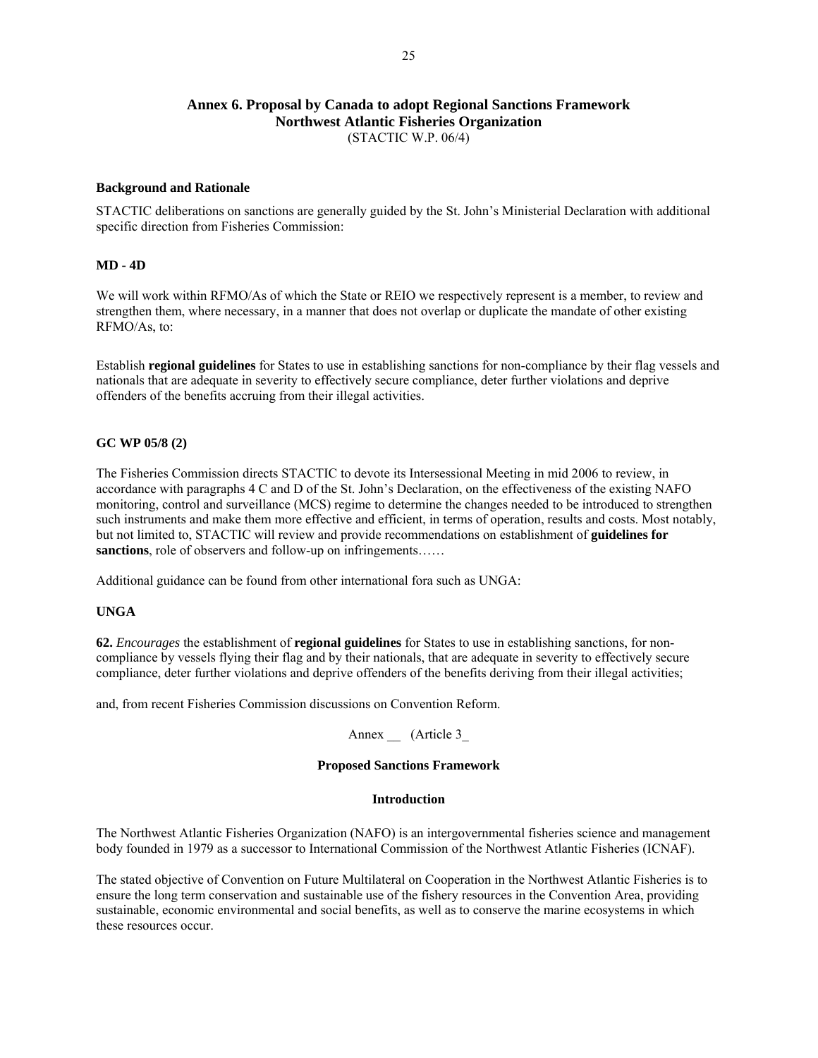## Annex 6. Proposal by Canada to adopt Regional Sanctions Framework
## Northwest Atlantic Fisheries Organization

(STACTIC W.P. 06/4)

**Background and Rationale**

STACTIC deliberations on sanctions are generally guided by the St. John's Ministerial Declaration with additional specific direction from Fisheries Commission:

**MD - 4D**

We will work within RFMO/As of which the State or REIO we respectively represent is a member, to review and strengthen them, where necessary, in a manner that does not overlap or duplicate the mandate of other existing RFMO/As, to:

Establish **regional guidelines** for States to use in establishing sanctions for non-compliance by their flag vessels and nationals that are adequate in severity to effectively secure compliance, deter further violations and deprive offenders of the benefits accruing from their illegal activities.

**GC WP 05/8 (2)**

The Fisheries Commission directs STACTIC to devote its Intersessional Meeting in mid 2006 to review, in accordance with paragraphs 4 C and D of the St. John's Declaration, on the effectiveness of the existing NAFO monitoring, control and surveillance (MCS) regime to determine the changes needed to be introduced to strengthen such instruments and make them more effective and efficient, in terms of operation, results and costs. Most notably, but not limited to, STACTIC will review and provide recommendations on establishment of **guidelines for sanctions**, role of observers and follow-up on infringements……

Additional guidance can be found from other international fora such as UNGA:

**UNGA**

**62.** *Encourages* the establishment of **regional guidelines** for States to use in establishing sanctions, for non-compliance by vessels flying their flag and by their nationals, that are adequate in severity to effectively secure compliance, deter further violations and deprive offenders of the benefits deriving from their illegal activities;

and, from recent Fisheries Commission discussions on Convention Reform.

Annex __ (Article 3_

**Proposed Sanctions Framework**

**Introduction**

The Northwest Atlantic Fisheries Organization (NAFO) is an intergovernmental fisheries science and management body founded in 1979 as a successor to International Commission of the Northwest Atlantic Fisheries (ICNAF).

The stated objective of Convention on Future Multilateral on Cooperation in the Northwest Atlantic Fisheries is to ensure the long term conservation and sustainable use of the fishery resources in the Convention Area, providing sustainable, economic environmental and social benefits, as well as to conserve the marine ecosystems in which these resources occur.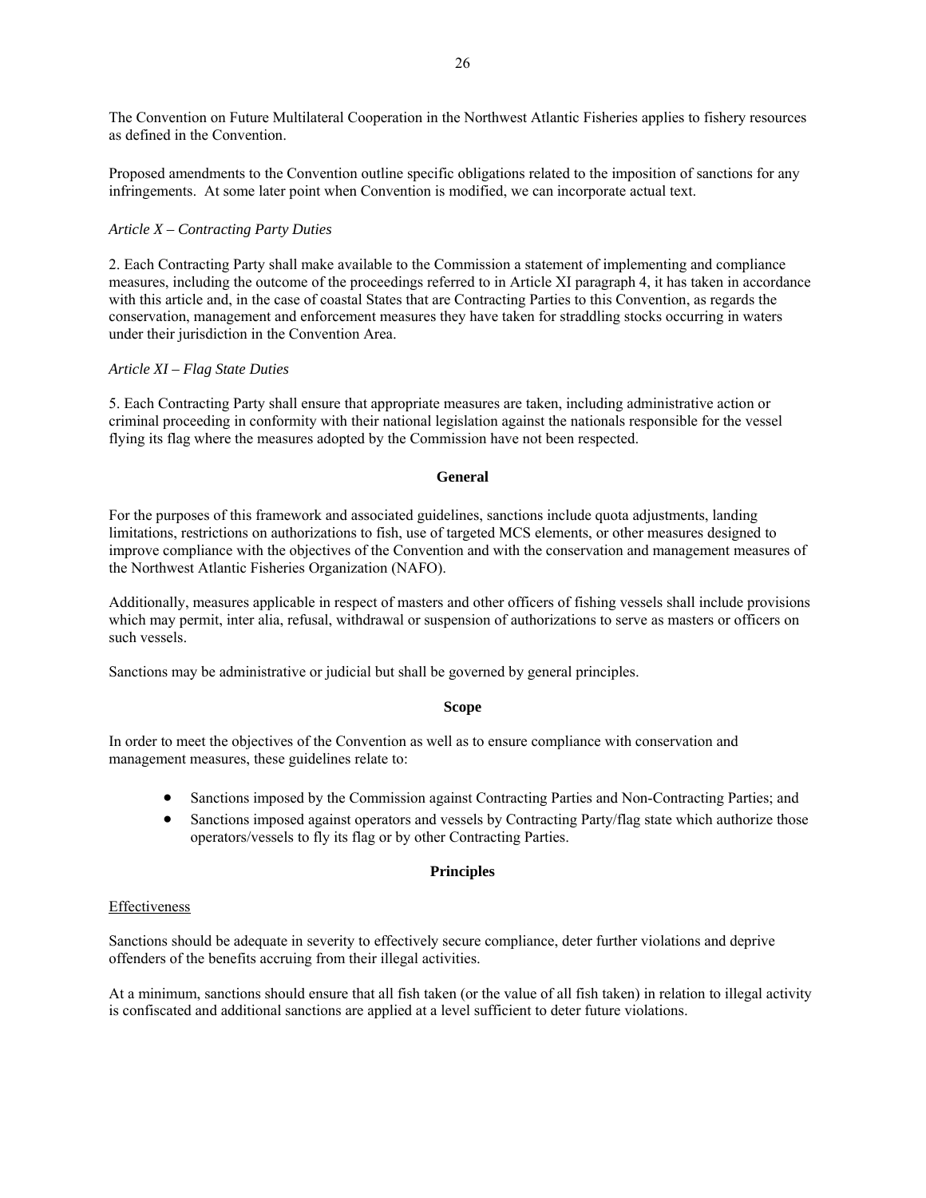The Convention on Future Multilateral Cooperation in the Northwest Atlantic Fisheries applies to fishery resources as defined in the Convention.

Proposed amendments to the Convention outline specific obligations related to the imposition of sanctions for any infringements. At some later point when Convention is modified, we can incorporate actual text.

*Article X – Contracting Party Duties*

2. Each Contracting Party shall make available to the Commission a statement of implementing and compliance measures, including the outcome of the proceedings referred to in Article XI paragraph 4, it has taken in accordance with this article and, in the case of coastal States that are Contracting Parties to this Convention, as regards the conservation, management and enforcement measures they have taken for straddling stocks occurring in waters under their jurisdiction in the Convention Area.

*Article XI – Flag State Duties*

5. Each Contracting Party shall ensure that appropriate measures are taken, including administrative action or criminal proceeding in conformity with their national legislation against the nationals responsible for the vessel flying its flag where the measures adopted by the Commission have not been respected.

**General**

For the purposes of this framework and associated guidelines, sanctions include quota adjustments, landing limitations, restrictions on authorizations to fish, use of targeted MCS elements, or other measures designed to improve compliance with the objectives of the Convention and with the conservation and management measures of the Northwest Atlantic Fisheries Organization (NAFO).

Additionally, measures applicable in respect of masters and other officers of fishing vessels shall include provisions which may permit, inter alia, refusal, withdrawal or suspension of authorizations to serve as masters or officers on such vessels.

Sanctions may be administrative or judicial but shall be governed by general principles.

**Scope**

In order to meet the objectives of the Convention as well as to ensure compliance with conservation and management measures, these guidelines relate to:

- Sanctions imposed by the Commission against Contracting Parties and Non-Contracting Parties; and
- Sanctions imposed against operators and vessels by Contracting Party/flag state which authorize those operators/vessels to fly its flag or by other Contracting Parties.

**Principles**

Effectiveness

Sanctions should be adequate in severity to effectively secure compliance, deter further violations and deprive offenders of the benefits accruing from their illegal activities.

At a minimum, sanctions should ensure that all fish taken (or the value of all fish taken) in relation to illegal activity is confiscated and additional sanctions are applied at a level sufficient to deter future violations.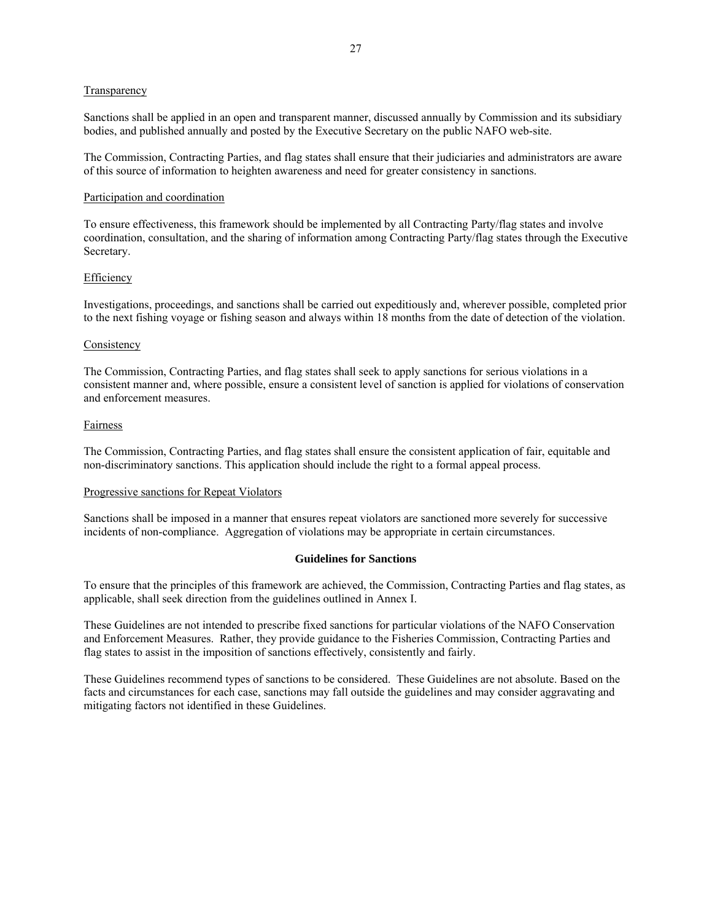Transparency

Sanctions shall be applied in an open and transparent manner, discussed annually by Commission and its subsidiary bodies, and published annually and posted by the Executive Secretary on the public NAFO web-site.

The Commission, Contracting Parties, and flag states shall ensure that their judiciaries and administrators are aware of this source of information to heighten awareness and need for greater consistency in sanctions.

Participation and coordination

To ensure effectiveness, this framework should be implemented by all Contracting Party/flag states and involve coordination, consultation, and the sharing of information among Contracting Party/flag states through the Executive Secretary.

Efficiency

Investigations, proceedings, and sanctions shall be carried out expeditiously and, wherever possible, completed prior to the next fishing voyage or fishing season and always within 18 months from the date of detection of the violation.

Consistency

The Commission, Contracting Parties, and flag states shall seek to apply sanctions for serious violations in a consistent manner and, where possible, ensure a consistent level of sanction is applied for violations of conservation and enforcement measures.

Fairness

The Commission, Contracting Parties, and flag states shall ensure the consistent application of fair, equitable and non-discriminatory sanctions. This application should include the right to a formal appeal process.

Progressive sanctions for Repeat Violators

Sanctions shall be imposed in a manner that ensures repeat violators are sanctioned more severely for successive incidents of non-compliance. Aggregation of violations may be appropriate in certain circumstances.

**Guidelines for Sanctions**

To ensure that the principles of this framework are achieved, the Commission, Contracting Parties and flag states, as applicable, shall seek direction from the guidelines outlined in Annex I.

These Guidelines are not intended to prescribe fixed sanctions for particular violations of the NAFO Conservation and Enforcement Measures. Rather, they provide guidance to the Fisheries Commission, Contracting Parties and flag states to assist in the imposition of sanctions effectively, consistently and fairly.

These Guidelines recommend types of sanctions to be considered. These Guidelines are not absolute. Based on the facts and circumstances for each case, sanctions may fall outside the guidelines and may consider aggravating and mitigating factors not identified in these Guidelines.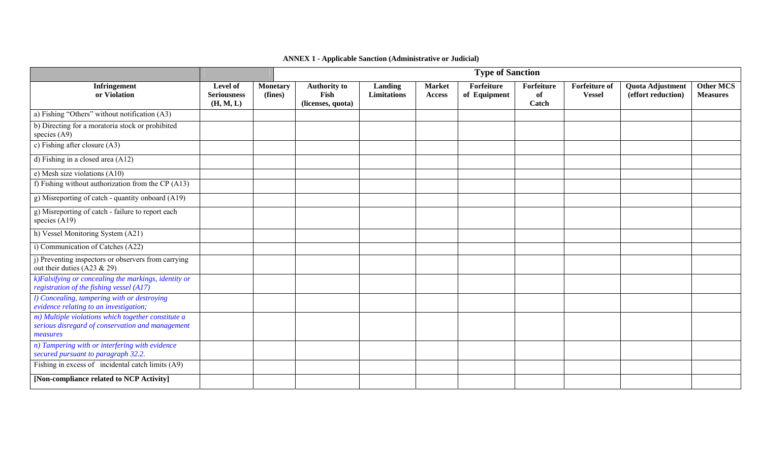**ANNEX 1 - Applicable Sanction (Administrative or Judicial)**

| | | | Type of Sanction | | | | | | | |
|---|---|---|---|---|---|---|---|---|---|---|
| **Infringement or Violation** | **Level of Seriousness (H, M, L)** | **Monetary (fines)** | **Authority to Fish (licenses, quota)** | **Landing Limitations** | **Market Access** | **Forfeiture of Equipment** | **Forfeiture of Catch** | **Forfeiture of Vessel** | **Quota Adjustment (effort reduction)** | **Other MCS Measures** |
| a) Fishing "Others" without notification (A3) | | | | | | | | | | |
| b) Directing for a moratoria stock or prohibited species (A9) | | | | | | | | | | |
| c) Fishing after closure (A3) | | | | | | | | | | |
| d) Fishing in a closed area (A12) | | | | | | | | | | |
| e) Mesh size violations (A10) | | | | | | | | | | |
| f) Fishing without authorization from the CP (A13) | | | | | | | | | | |
| g) Misreporting of catch - quantity onboard (A19) | | | | | | | | | | |
| g) Misreporting of catch - failure to report each species (A19) | | | | | | | | | | |
| h) Vessel Monitoring System (A21) | | | | | | | | | | |
| i) Communication of Catches (A22) | | | | | | | | | | |
| j) Preventing inspectors or observers from carrying out their duties (A23 & 29) | | | | | | | | | | |
| *k)Falsifying or concealing the markings, identity or registration of the fishing vessel (A17)* | | | | | | | | | | |
| *l) Concealing, tampering with or destroying evidence relating to an investigation;* | | | | | | | | | | |
| *m) Multiple violations which together constitute a serious disregard of conservation and management measures* | | | | | | | | | | |
| *n) Tampering with or interfering with evidence secured pursuant to paragraph 32.2.* | | | | | | | | | | |
| Fishing in excess of incidental catch limits (A9) | | | | | | | | | | |
| **[Non-compliance related to NCP Activity]** | | | | | | | | | | |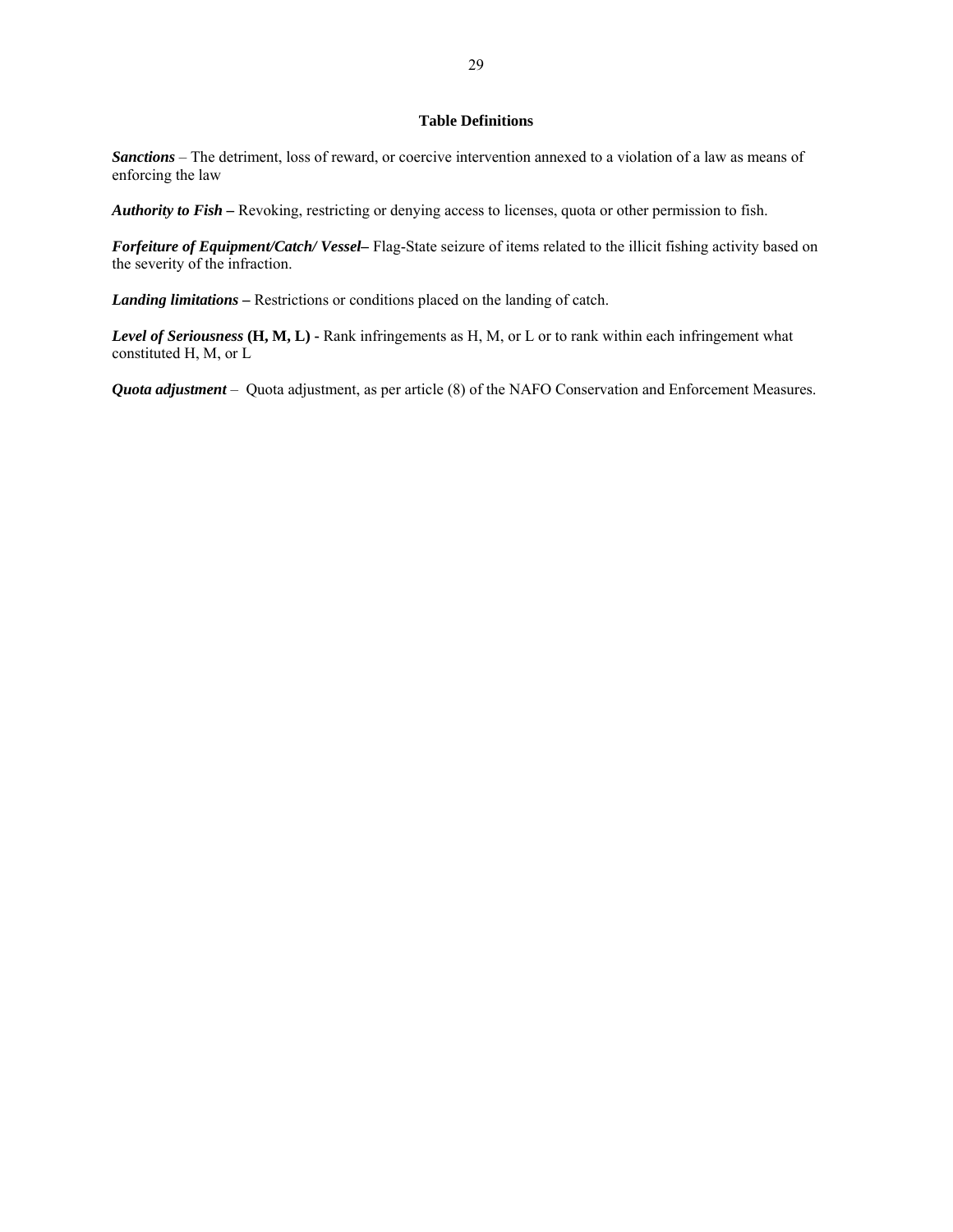**Table Definitions**

***Sanctions*** – The detriment, loss of reward, or coercive intervention annexed to a violation of a law as means of enforcing the law

***Authority to Fish –*** Revoking, restricting or denying access to licenses, quota or other permission to fish.

***Forfeiture of Equipment/Catch/ Vessel–*** Flag-State seizure of items related to the illicit fishing activity based on the severity of the infraction.

***Landing limitations –*** Restrictions or conditions placed on the landing of catch.

***Level of Seriousness* (H, M, L) -** Rank infringements as H, M, or L or to rank within each infringement what constituted H, M, or L

***Quota adjustment*** – Quota adjustment, as per article (8) of the NAFO Conservation and Enforcement Measures.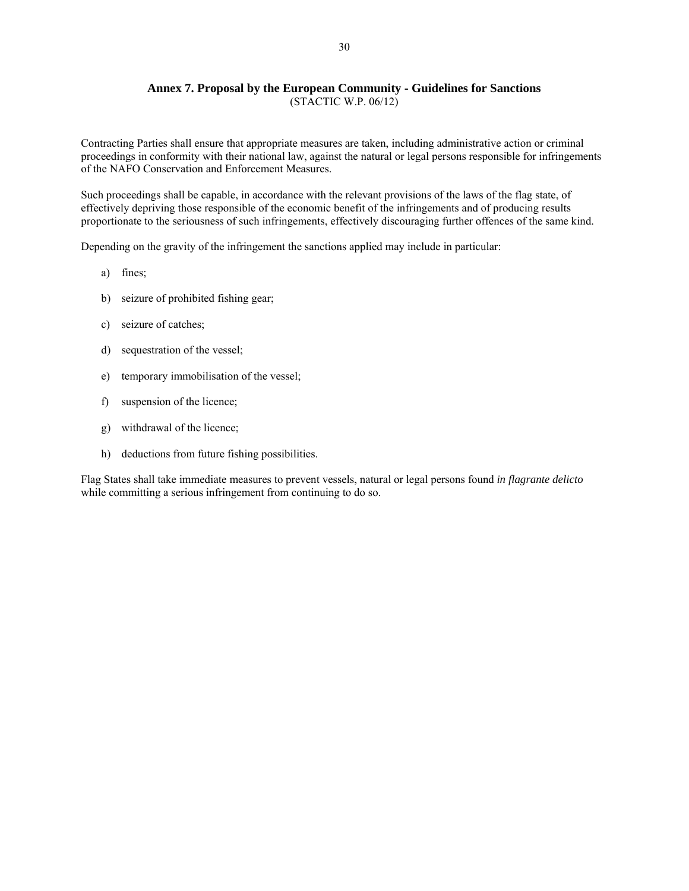## Annex 7. Proposal by the European Community - Guidelines for Sanctions

(STACTIC W.P. 06/12)

Contracting Parties shall ensure that appropriate measures are taken, including administrative action or criminal proceedings in conformity with their national law, against the natural or legal persons responsible for infringements of the NAFO Conservation and Enforcement Measures.

Such proceedings shall be capable, in accordance with the relevant provisions of the laws of the flag state, of effectively depriving those responsible of the economic benefit of the infringements and of producing results proportionate to the seriousness of such infringements, effectively discouraging further offences of the same kind.

Depending on the gravity of the infringement the sanctions applied may include in particular:

a) fines;

b) seizure of prohibited fishing gear;

c) seizure of catches;

d) sequestration of the vessel;

e) temporary immobilisation of the vessel;

f) suspension of the licence;

g) withdrawal of the licence;

h) deductions from future fishing possibilities.

Flag States shall take immediate measures to prevent vessels, natural or legal persons found *in flagrante delicto* while committing a serious infringement from continuing to do so.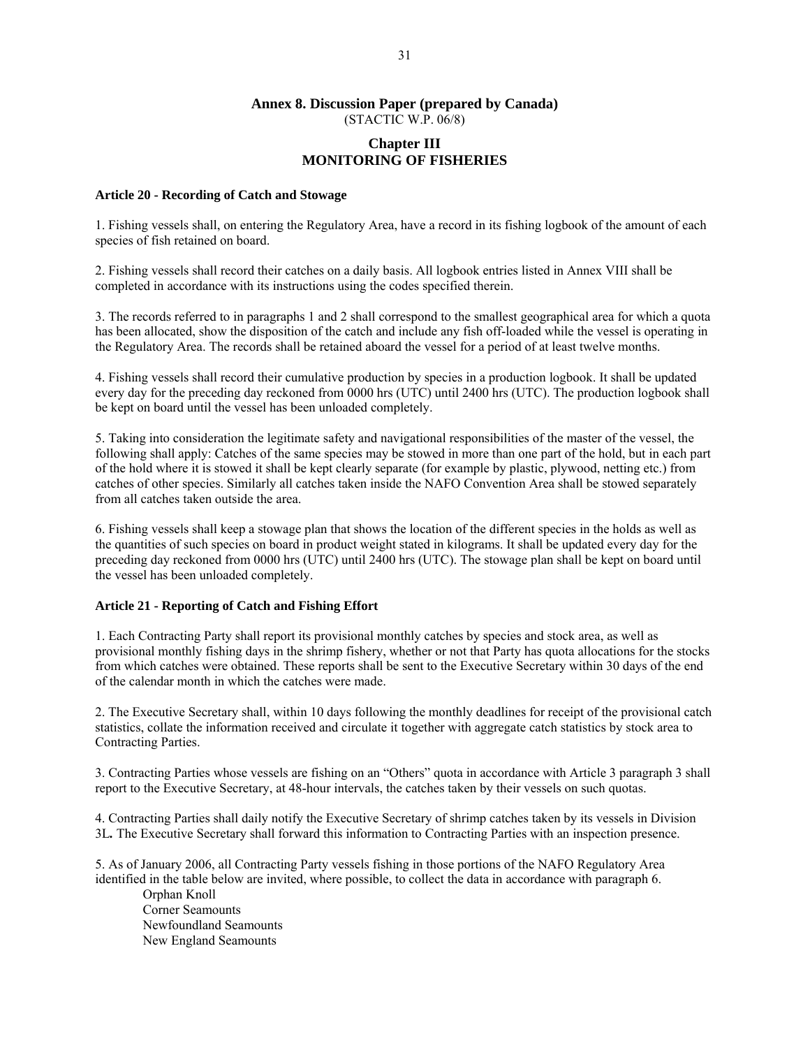## Annex 8. Discussion Paper (prepared by Canada)

(STACTIC W.P. 06/8)

## Chapter III
## MONITORING OF FISHERIES

**Article 20 - Recording of Catch and Stowage**

1. Fishing vessels shall, on entering the Regulatory Area, have a record in its fishing logbook of the amount of each species of fish retained on board.

2. Fishing vessels shall record their catches on a daily basis. All logbook entries listed in Annex VIII shall be completed in accordance with its instructions using the codes specified therein.

3. The records referred to in paragraphs 1 and 2 shall correspond to the smallest geographical area for which a quota has been allocated, show the disposition of the catch and include any fish off-loaded while the vessel is operating in the Regulatory Area. The records shall be retained aboard the vessel for a period of at least twelve months.

4. Fishing vessels shall record their cumulative production by species in a production logbook. It shall be updated every day for the preceding day reckoned from 0000 hrs (UTC) until 2400 hrs (UTC). The production logbook shall be kept on board until the vessel has been unloaded completely.

5. Taking into consideration the legitimate safety and navigational responsibilities of the master of the vessel, the following shall apply: Catches of the same species may be stowed in more than one part of the hold, but in each part of the hold where it is stowed it shall be kept clearly separate (for example by plastic, plywood, netting etc.) from catches of other species. Similarly all catches taken inside the NAFO Convention Area shall be stowed separately from all catches taken outside the area.

6. Fishing vessels shall keep a stowage plan that shows the location of the different species in the holds as well as the quantities of such species on board in product weight stated in kilograms. It shall be updated every day for the preceding day reckoned from 0000 hrs (UTC) until 2400 hrs (UTC). The stowage plan shall be kept on board until the vessel has been unloaded completely.

**Article 21 - Reporting of Catch and Fishing Effort**

1. Each Contracting Party shall report its provisional monthly catches by species and stock area, as well as provisional monthly fishing days in the shrimp fishery, whether or not that Party has quota allocations for the stocks from which catches were obtained. These reports shall be sent to the Executive Secretary within 30 days of the end of the calendar month in which the catches were made.

2. The Executive Secretary shall, within 10 days following the monthly deadlines for receipt of the provisional catch statistics, collate the information received and circulate it together with aggregate catch statistics by stock area to Contracting Parties.

3. Contracting Parties whose vessels are fishing on an "Others" quota in accordance with Article 3 paragraph 3 shall report to the Executive Secretary, at 48-hour intervals, the catches taken by their vessels on such quotas.

4. Contracting Parties shall daily notify the Executive Secretary of shrimp catches taken by its vessels in Division 3L**.** The Executive Secretary shall forward this information to Contracting Parties with an inspection presence.

5. As of January 2006, all Contracting Party vessels fishing in those portions of the NAFO Regulatory Area identified in the table below are invited, where possible, to collect the data in accordance with paragraph 6.

Orphan Knoll
Corner Seamounts
Newfoundland Seamounts
New England Seamounts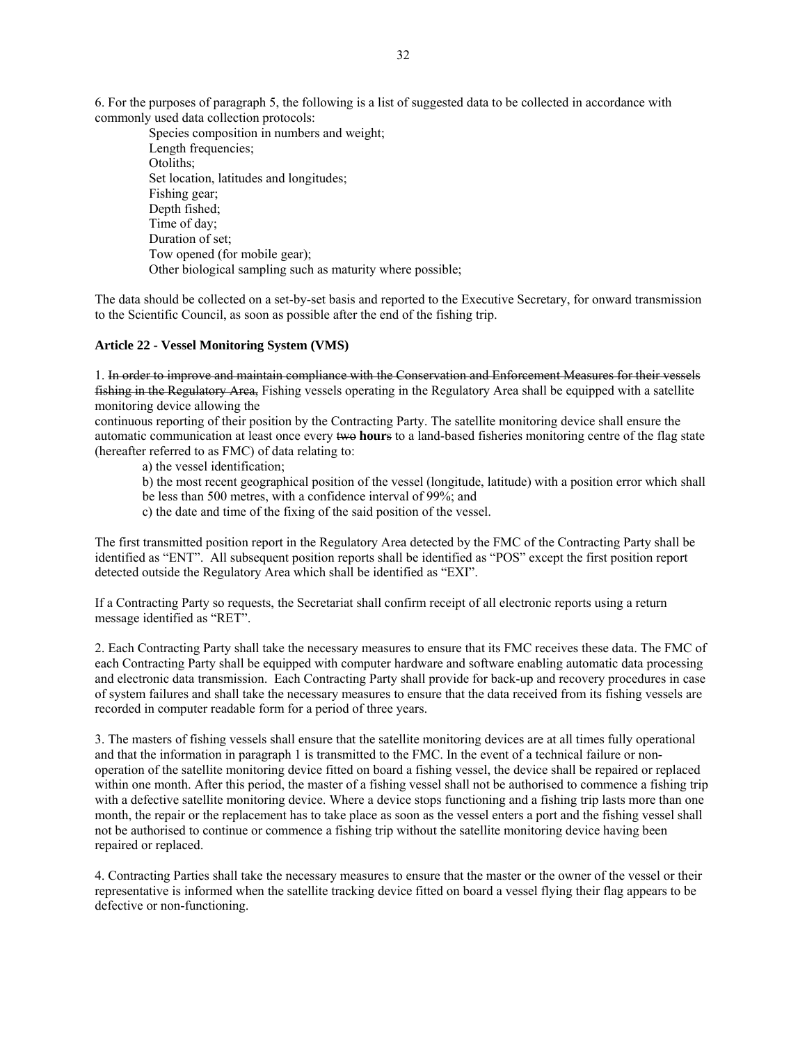6. For the purposes of paragraph 5, the following is a list of suggested data to be collected in accordance with commonly used data collection protocols:

Species composition in numbers and weight;
Length frequencies;
Otoliths;
Set location, latitudes and longitudes;
Fishing gear;
Depth fished;
Time of day;
Duration of set;
Tow opened (for mobile gear);
Other biological sampling such as maturity where possible;

The data should be collected on a set-by-set basis and reported to the Executive Secretary, for onward transmission to the Scientific Council, as soon as possible after the end of the fishing trip.

**Article 22 - Vessel Monitoring System (VMS)**

1. ~~In order to improve and maintain compliance with the Conservation and Enforcement Measures for their vessels fishing in the Regulatory Area,~~ Fishing vessels operating in the Regulatory Area shall be equipped with a satellite monitoring device allowing the continuous reporting of their position by the Contracting Party. The satellite monitoring device shall ensure the automatic communication at least once every ~~two~~ **hour**~~s~~ to a land-based fisheries monitoring centre of the flag state (hereafter referred to as FMC) of data relating to:

a) the vessel identification;
b) the most recent geographical position of the vessel (longitude, latitude) with a position error which shall be less than 500 metres, with a confidence interval of 99%; and
c) the date and time of the fixing of the said position of the vessel.

The first transmitted position report in the Regulatory Area detected by the FMC of the Contracting Party shall be identified as "ENT". All subsequent position reports shall be identified as "POS" except the first position report detected outside the Regulatory Area which shall be identified as "EXI".

If a Contracting Party so requests, the Secretariat shall confirm receipt of all electronic reports using a return message identified as "RET".

2. Each Contracting Party shall take the necessary measures to ensure that its FMC receives these data. The FMC of each Contracting Party shall be equipped with computer hardware and software enabling automatic data processing and electronic data transmission. Each Contracting Party shall provide for back-up and recovery procedures in case of system failures and shall take the necessary measures to ensure that the data received from its fishing vessels are recorded in computer readable form for a period of three years.

3. The masters of fishing vessels shall ensure that the satellite monitoring devices are at all times fully operational and that the information in paragraph 1 is transmitted to the FMC. In the event of a technical failure or non-operation of the satellite monitoring device fitted on board a fishing vessel, the device shall be repaired or replaced within one month. After this period, the master of a fishing vessel shall not be authorised to commence a fishing trip with a defective satellite monitoring device. Where a device stops functioning and a fishing trip lasts more than one month, the repair or the replacement has to take place as soon as the vessel enters a port and the fishing vessel shall not be authorised to continue or commence a fishing trip without the satellite monitoring device having been repaired or replaced.

4. Contracting Parties shall take the necessary measures to ensure that the master or the owner of the vessel or their representative is informed when the satellite tracking device fitted on board a vessel flying their flag appears to be defective or non-functioning.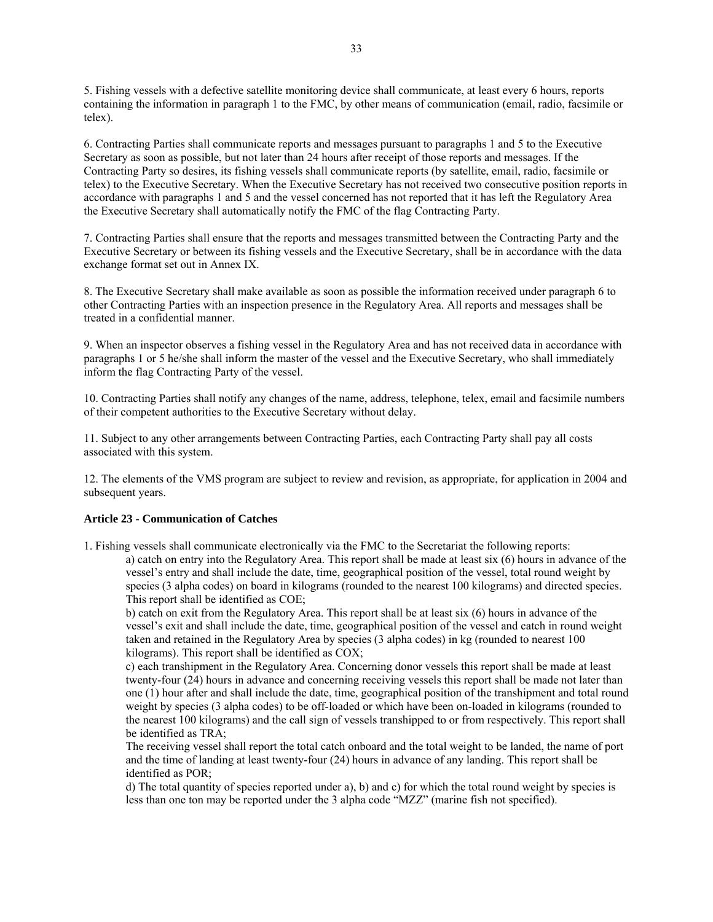5. Fishing vessels with a defective satellite monitoring device shall communicate, at least every 6 hours, reports containing the information in paragraph 1 to the FMC, by other means of communication (email, radio, facsimile or telex).

6. Contracting Parties shall communicate reports and messages pursuant to paragraphs 1 and 5 to the Executive Secretary as soon as possible, but not later than 24 hours after receipt of those reports and messages. If the Contracting Party so desires, its fishing vessels shall communicate reports (by satellite, email, radio, facsimile or telex) to the Executive Secretary. When the Executive Secretary has not received two consecutive position reports in accordance with paragraphs 1 and 5 and the vessel concerned has not reported that it has left the Regulatory Area the Executive Secretary shall automatically notify the FMC of the flag Contracting Party.

7. Contracting Parties shall ensure that the reports and messages transmitted between the Contracting Party and the Executive Secretary or between its fishing vessels and the Executive Secretary, shall be in accordance with the data exchange format set out in Annex IX.

8. The Executive Secretary shall make available as soon as possible the information received under paragraph 6 to other Contracting Parties with an inspection presence in the Regulatory Area. All reports and messages shall be treated in a confidential manner.

9. When an inspector observes a fishing vessel in the Regulatory Area and has not received data in accordance with paragraphs 1 or 5 he/she shall inform the master of the vessel and the Executive Secretary, who shall immediately inform the flag Contracting Party of the vessel.

10. Contracting Parties shall notify any changes of the name, address, telephone, telex, email and facsimile numbers of their competent authorities to the Executive Secretary without delay.

11. Subject to any other arrangements between Contracting Parties, each Contracting Party shall pay all costs associated with this system.

12. The elements of the VMS program are subject to review and revision, as appropriate, for application in 2004 and subsequent years.

**Article 23 - Communication of Catches**

1. Fishing vessels shall communicate electronically via the FMC to the Secretariat the following reports:

a) catch on entry into the Regulatory Area. This report shall be made at least six (6) hours in advance of the vessel's entry and shall include the date, time, geographical position of the vessel, total round weight by species (3 alpha codes) on board in kilograms (rounded to the nearest 100 kilograms) and directed species. This report shall be identified as COE;

b) catch on exit from the Regulatory Area. This report shall be at least six (6) hours in advance of the vessel's exit and shall include the date, time, geographical position of the vessel and catch in round weight taken and retained in the Regulatory Area by species (3 alpha codes) in kg (rounded to nearest 100 kilograms). This report shall be identified as COX;

c) each transhipment in the Regulatory Area. Concerning donor vessels this report shall be made at least twenty-four (24) hours in advance and concerning receiving vessels this report shall be made not later than one (1) hour after and shall include the date, time, geographical position of the transhipment and total round weight by species (3 alpha codes) to be off-loaded or which have been on-loaded in kilograms (rounded to the nearest 100 kilograms) and the call sign of vessels transhipped to or from respectively. This report shall be identified as TRA;

The receiving vessel shall report the total catch onboard and the total weight to be landed, the name of port and the time of landing at least twenty-four (24) hours in advance of any landing. This report shall be identified as POR;

d) The total quantity of species reported under a), b) and c) for which the total round weight by species is less than one ton may be reported under the 3 alpha code "MZZ" (marine fish not specified).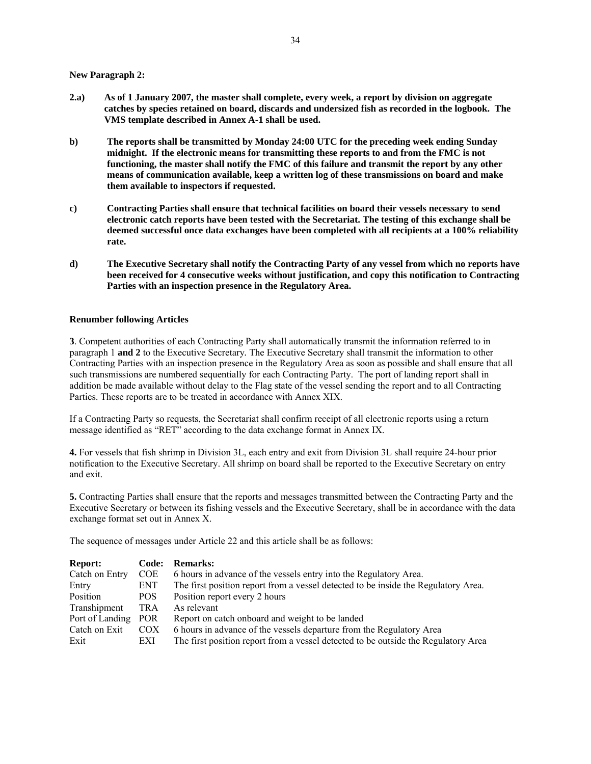**New Paragraph 2:**

**2.a) As of 1 January 2007, the master shall complete, every week, a report by division on aggregate catches by species retained on board, discards and undersized fish as recorded in the logbook. The VMS template described in Annex A-1 shall be used.**

**b) The reports shall be transmitted by Monday 24:00 UTC for the preceding week ending Sunday midnight. If the electronic means for transmitting these reports to and from the FMC is not functioning, the master shall notify the FMC of this failure and transmit the report by any other means of communication available, keep a written log of these transmissions on board and make them available to inspectors if requested.**

**c) Contracting Parties shall ensure that technical facilities on board their vessels necessary to send electronic catch reports have been tested with the Secretariat. The testing of this exchange shall be deemed successful once data exchanges have been completed with all recipients at a 100% reliability rate.**

**d) The Executive Secretary shall notify the Contracting Party of any vessel from which no reports have been received for 4 consecutive weeks without justification, and copy this notification to Contracting Parties with an inspection presence in the Regulatory Area.**

**Renumber following Articles**

**3**. Competent authorities of each Contracting Party shall automatically transmit the information referred to in paragraph 1 **and 2** to the Executive Secretary. The Executive Secretary shall transmit the information to other Contracting Parties with an inspection presence in the Regulatory Area as soon as possible and shall ensure that all such transmissions are numbered sequentially for each Contracting Party. The port of landing report shall in addition be made available without delay to the Flag state of the vessel sending the report and to all Contracting Parties. These reports are to be treated in accordance with Annex XIX.

If a Contracting Party so requests, the Secretariat shall confirm receipt of all electronic reports using a return message identified as "RET" according to the data exchange format in Annex IX.

**4.** For vessels that fish shrimp in Division 3L, each entry and exit from Division 3L shall require 24-hour prior notification to the Executive Secretary. All shrimp on board shall be reported to the Executive Secretary on entry and exit.

**5.** Contracting Parties shall ensure that the reports and messages transmitted between the Contracting Party and the Executive Secretary or between its fishing vessels and the Executive Secretary, shall be in accordance with the data exchange format set out in Annex X.

The sequence of messages under Article 22 and this article shall be as follows:

| **Report:** | **Code:** | **Remarks:** |
|---|---|---|
| Catch on Entry | COE | 6 hours in advance of the vessels entry into the Regulatory Area. |
| Entry | ENT | The first position report from a vessel detected to be inside the Regulatory Area. |
| Position | POS | Position report every 2 hours |
| Transhipment | TRA | As relevant |
| Port of Landing | POR | Report on catch onboard and weight to be landed |
| Catch on Exit | COX | 6 hours in advance of the vessels departure from the Regulatory Area |
| Exit | EXI | The first position report from a vessel detected to be outside the Regulatory Area |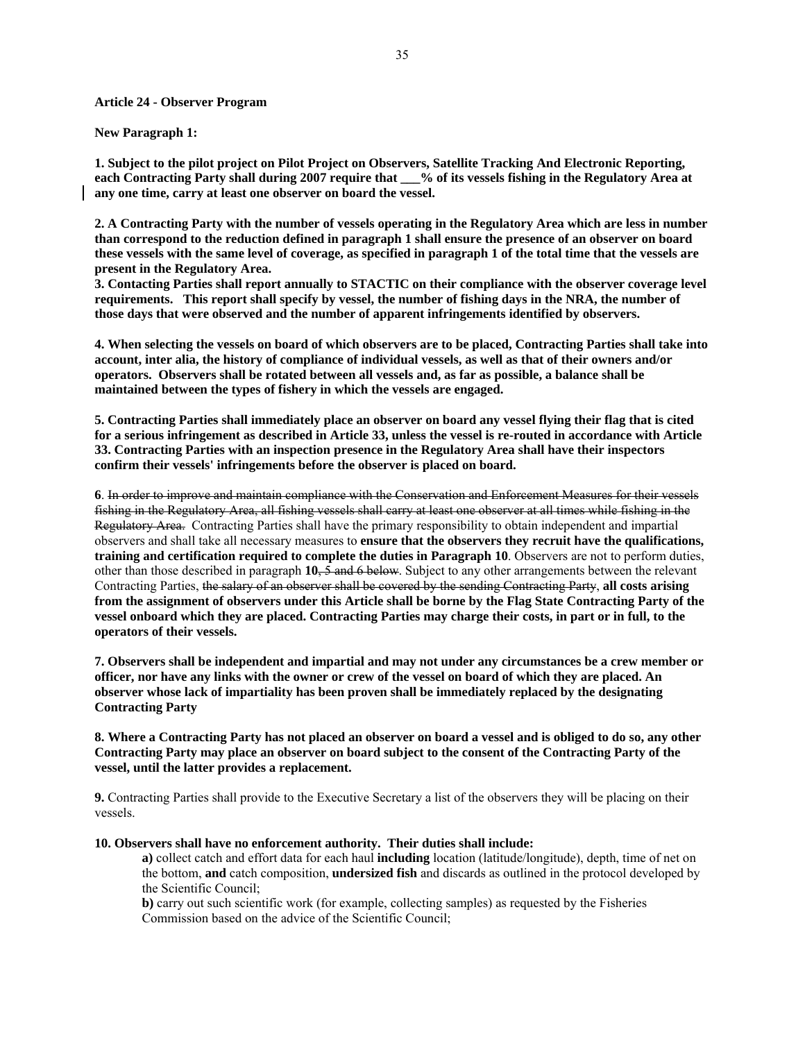**Article 24 - Observer Program**

**New Paragraph 1:**

**1. Subject to the pilot project on Pilot Project on Observers, Satellite Tracking And Electronic Reporting, each Contracting Party shall during 2007 require that ___% of its vessels fishing in the Regulatory Area at any one time, carry at least one observer on board the vessel.**

**2. A Contracting Party with the number of vessels operating in the Regulatory Area which are less in number than correspond to the reduction defined in paragraph 1 shall ensure the presence of an observer on board these vessels with the same level of coverage, as specified in paragraph 1 of the total time that the vessels are present in the Regulatory Area.**

**3. Contacting Parties shall report annually to STACTIC on their compliance with the observer coverage level requirements. This report shall specify by vessel, the number of fishing days in the NRA, the number of those days that were observed and the number of apparent infringements identified by observers.**

**4. When selecting the vessels on board of which observers are to be placed, Contracting Parties shall take into account, inter alia, the history of compliance of individual vessels, as well as that of their owners and/or operators. Observers shall be rotated between all vessels and, as far as possible, a balance shall be maintained between the types of fishery in which the vessels are engaged.**

**5. Contracting Parties shall immediately place an observer on board any vessel flying their flag that is cited for a serious infringement as described in Article 33, unless the vessel is re-routed in accordance with Article 33. Contracting Parties with an inspection presence in the Regulatory Area shall have their inspectors confirm their vessels' infringements before the observer is placed on board.**

**6**. ~~In order to improve and maintain compliance with the Conservation and Enforcement Measures for their vessels fishing in the Regulatory Area, all fishing vessels shall carry at least one observer at all times while fishing in the Regulatory Area.~~ Contracting Parties shall have the primary responsibility to obtain independent and impartial observers and shall take all necessary measures to **ensure that the observers they recruit have the qualifications, training and certification required to complete the duties in Paragraph 10**. Observers are not to perform duties, other than those described in paragraph **10**~~, 5 and 6 below~~. Subject to any other arrangements between the relevant Contracting Parties, ~~the salary of an observer shall be covered by the sending Contracting Party~~, **all costs arising from the assignment of observers under this Article shall be borne by the Flag State Contracting Party of the vessel onboard which they are placed. Contracting Parties may charge their costs, in part or in full, to the operators of their vessels.**

**7. Observers shall be independent and impartial and may not under any circumstances be a crew member or officer, nor have any links with the owner or crew of the vessel on board of which they are placed. An observer whose lack of impartiality has been proven shall be immediately replaced by the designating Contracting Party**

**8. Where a Contracting Party has not placed an observer on board a vessel and is obliged to do so, any other Contracting Party may place an observer on board subject to the consent of the Contracting Party of the vessel, until the latter provides a replacement.**

**9.** Contracting Parties shall provide to the Executive Secretary a list of the observers they will be placing on their vessels.

**10. Observers shall have no enforcement authority. Their duties shall include:**

**a)** collect catch and effort data for each haul **including** location (latitude/longitude), depth, time of net on the bottom, **and** catch composition, **undersized fish** and discards as outlined in the protocol developed by the Scientific Council;

**b)** carry out such scientific work (for example, collecting samples) as requested by the Fisheries Commission based on the advice of the Scientific Council;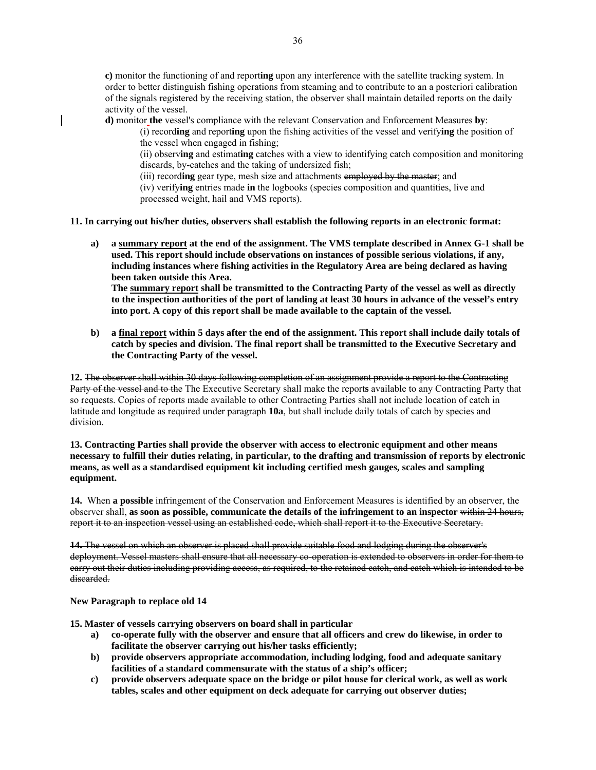**c)** monitor the functioning of and report**ing** upon any interference with the satellite tracking system. In order to better distinguish fishing operations from steaming and to contribute to an a posteriori calibration of the signals registered by the receiving station, the observer shall maintain detailed reports on the daily activity of the vessel.

**d)** monitor **the** vessel's compliance with the relevant Conservation and Enforcement Measures **by**:

(i) record**ing** and report**ing** upon the fishing activities of the vessel and verify**ing** the position of the vessel when engaged in fishing;

(ii) observ**ing** and estimat**ing** catches with a view to identifying catch composition and monitoring discards, by-catches and the taking of undersized fish;

(iii) record**ing** gear type, mesh size and attachments ~~employed by the master~~; and

(iv) verify**ing** entries made **in** the logbooks (species composition and quantities, live and processed weight, hail and VMS reports).

**11. In carrying out his/her duties, observers shall establish the following reports in an electronic format:**

**a) a summary report at the end of the assignment. The VMS template described in Annex G-1 shall be used. This report should include observations on instances of possible serious violations, if any, including instances where fishing activities in the Regulatory Area are being declared as having been taken outside this Area.**
**The summary report shall be transmitted to the Contracting Party of the vessel as well as directly to the inspection authorities of the port of landing at least 30 hours in advance of the vessel's entry into port. A copy of this report shall be made available to the captain of the vessel.**

**b) a final report within 5 days after the end of the assignment. This report shall include daily totals of catch by species and division. The final report shall be transmitted to the Executive Secretary and the Contracting Party of the vessel.**

**12.** ~~The observer shall within 30 days following completion of an assignment provide a report to the Contracting Party of the vessel and to the~~ The Executive Secretary shall make the report**s** available to any Contracting Party that so requests. Copies of reports made available to other Contracting Parties shall not include location of catch in latitude and longitude as required under paragraph **10a**, but shall include daily totals of catch by species and division.

**13. Contracting Parties shall provide the observer with access to electronic equipment and other means necessary to fulfill their duties relating, in particular, to the drafting and transmission of reports by electronic means, as well as a standardised equipment kit including certified mesh gauges, scales and sampling equipment.**

**14.** When **a possible** infringement of the Conservation and Enforcement Measures is identified by an observer, the observer shall, **as soon as possible, communicate the details of the infringement to an inspector** ~~within 24 hours, report it to an inspection vessel using an established code, which shall report it to the Executive Secretary.~~

~~**14.** The vessel on which an observer is placed shall provide suitable food and lodging during the observer's deployment. Vessel masters shall ensure that all necessary co-operation is extended to observers in order for them to carry out their duties including providing access, as required, to the retained catch, and catch which is intended to be discarded.~~

**New Paragraph to replace old 14**

**15. Master of vessels carrying observers on board shall in particular**

**a) co-operate fully with the observer and ensure that all officers and crew do likewise, in order to facilitate the observer carrying out his/her tasks efficiently;**

**b) provide observers appropriate accommodation, including lodging, food and adequate sanitary facilities of a standard commensurate with the status of a ship's officer;**

**c) provide observers adequate space on the bridge or pilot house for clerical work, as well as work tables, scales and other equipment on deck adequate for carrying out observer duties;**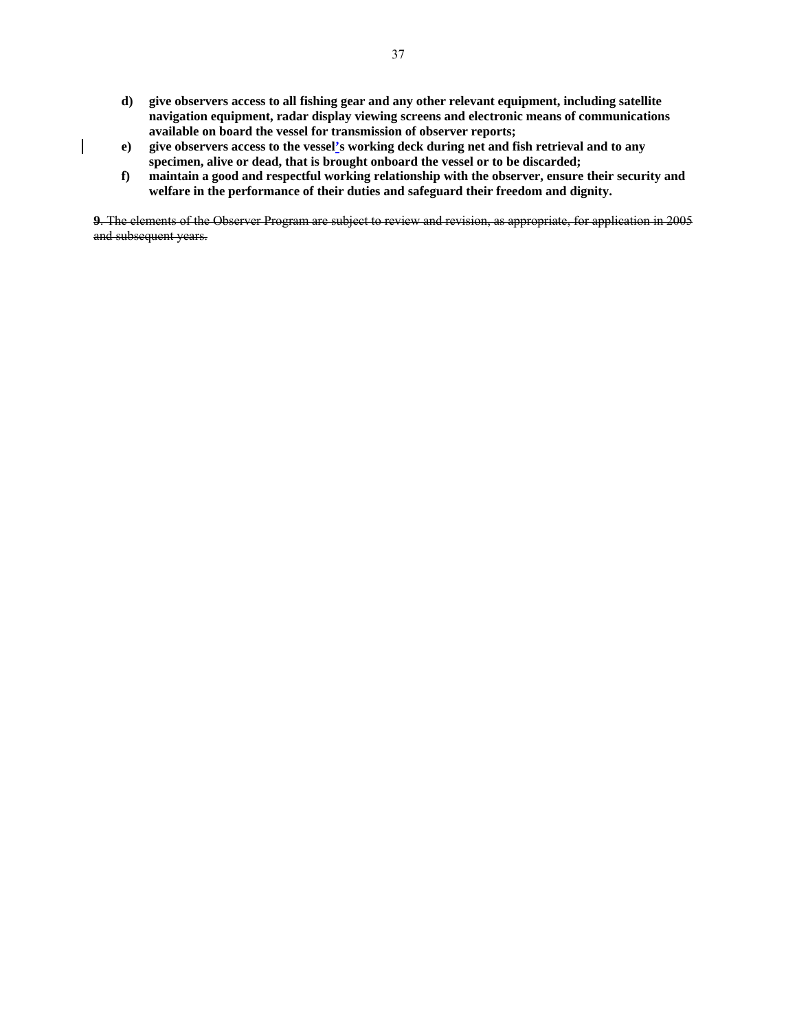- **d)** **give observers access to all fishing gear and any other relevant equipment, including satellite navigation equipment, radar display viewing screens and electronic means of communications available on board the vessel for transmission of observer reports;**
- **e)** **give observers access to the vessel's working deck during net and fish retrieval and to any specimen, alive or dead, that is brought onboard the vessel or to be discarded;**
- **f)** **maintain a good and respectful working relationship with the observer, ensure their security and welfare in the performance of their duties and safeguard their freedom and dignity.**

~~**9**. The elements of the Observer Program are subject to review and revision, as appropriate, for application in 2005 and subsequent years.~~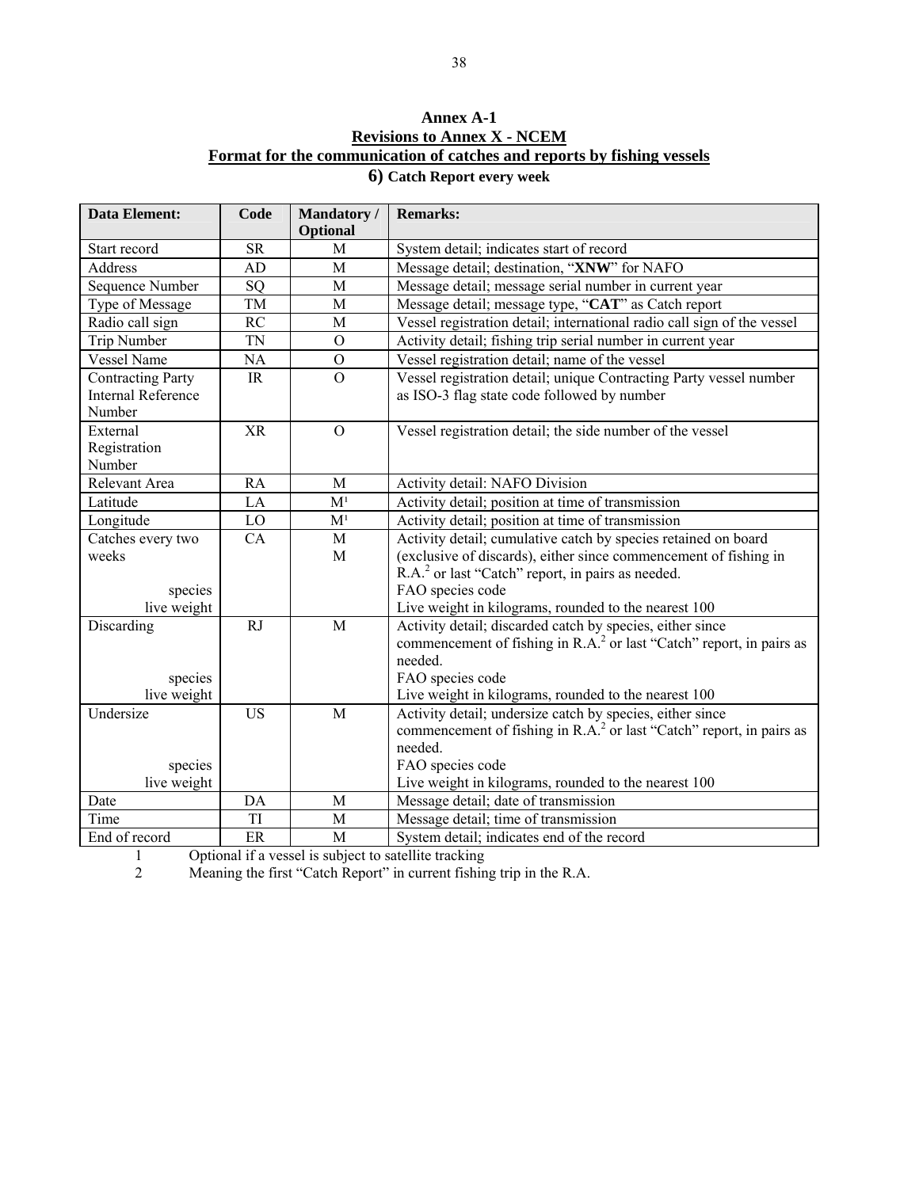# Annex A-1

## Revisions to Annex X - NCEM

## Format for the communication of catches and reports by fishing vessels

### 6) Catch Report every week

| Data Element: | Code | Mandatory / Optional | Remarks: |
|---|---|---|---|
| Start record | SR | M | System detail; indicates start of record |
| Address | AD | M | Message detail; destination, "**XNW**" for NAFO |
| Sequence Number | SQ | M | Message detail; message serial number in current year |
| Type of Message | TM | M | Message detail; message type, "**CAT**" as Catch report |
| Radio call sign | RC | M | Vessel registration detail; international radio call sign of the vessel |
| Trip Number | TN | O | Activity detail; fishing trip serial number in current year |
| Vessel Name | NA | O | Vessel registration detail; name of the vessel |
| Contracting Party Internal Reference Number | IR | O | Vessel registration detail; unique Contracting Party vessel number as ISO-3 flag state code followed by number |
| External Registration Number | XR | O | Vessel registration detail; the side number of the vessel |
| Relevant Area | RA | M | Activity detail: NAFO Division |
| Latitude | LA | M[1] | Activity detail; position at time of transmission |
| Longitude | LO | M[1] | Activity detail; position at time of transmission |
| Catches every two weeks<br>species<br>live weight | CA | M<br>M | Activity detail; cumulative catch by species retained on board (exclusive of discards), either since commencement of fishing in R.A.[2] or last "Catch" report, in pairs as needed.<br>FAO species code<br>Live weight in kilograms, rounded to the nearest 100 |
| Discarding<br>species<br>live weight | RJ | M | Activity detail; discarded catch by species, either since commencement of fishing in R.A.[2] or last "Catch" report, in pairs as needed.<br>FAO species code<br>Live weight in kilograms, rounded to the nearest 100 |
| Undersize<br>species<br>live weight | US | M | Activity detail; undersize catch by species, either since commencement of fishing in R.A.[2] or last "Catch" report, in pairs as needed.<br>FAO species code<br>Live weight in kilograms, rounded to the nearest 100 |
| Date | DA | M | Message detail; date of transmission |
| Time | TI | M | Message detail; time of transmission |
| End of record | ER | M | System detail; indicates end of the record |

1 Optional if a vessel is subject to satellite tracking

2 Meaning the first "Catch Report" in current fishing trip in the R.A.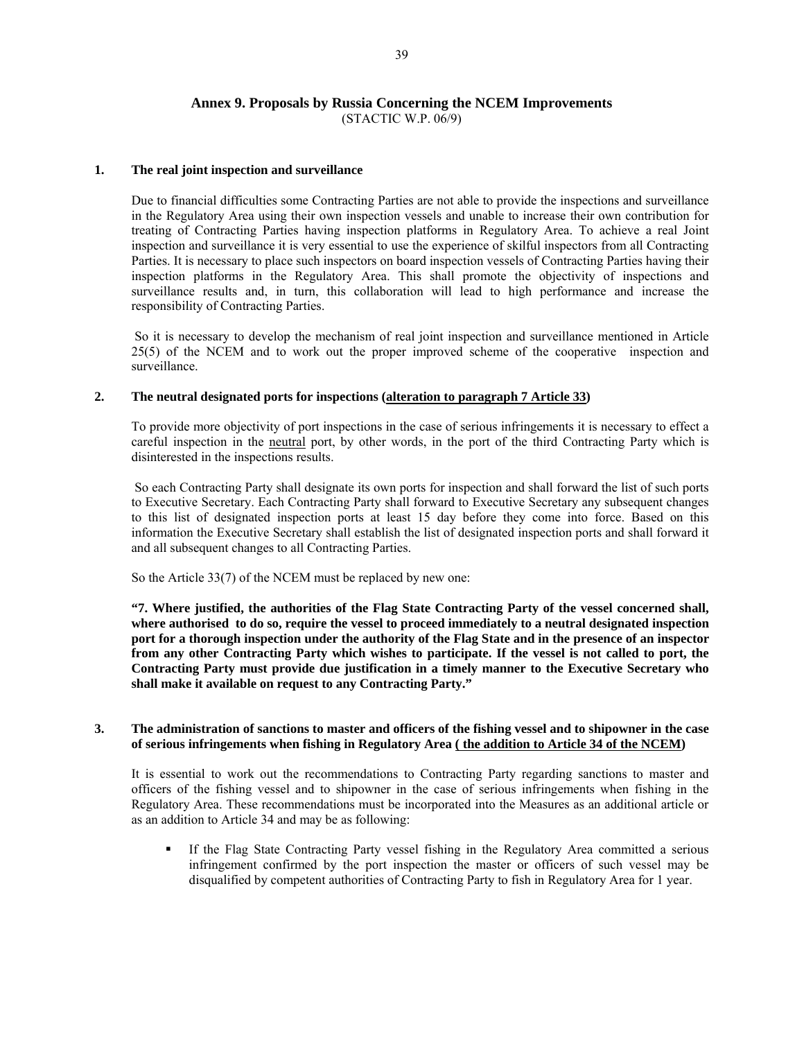## Annex 9. Proposals by Russia Concerning the NCEM Improvements

(STACTIC W.P. 06/9)

### 1. The real joint inspection and surveillance

Due to financial difficulties some Contracting Parties are not able to provide the inspections and surveillance in the Regulatory Area using their own inspection vessels and unable to increase their own contribution for treating of Contracting Parties having inspection platforms in Regulatory Area. To achieve a real Joint inspection and surveillance it is very essential to use the experience of skilful inspectors from all Contracting Parties. It is necessary to place such inspectors on board inspection vessels of Contracting Parties having their inspection platforms in the Regulatory Area. This shall promote the objectivity of inspections and surveillance results and, in turn, this collaboration will lead to high performance and increase the responsibility of Contracting Parties.

So it is necessary to develop the mechanism of real joint inspection and surveillance mentioned in Article 25(5) of the NCEM and to work out the proper improved scheme of the cooperative inspection and surveillance.

### 2. The neutral designated ports for inspections (alteration to paragraph 7 Article 33)

To provide more objectivity of port inspections in the case of serious infringements it is necessary to effect a careful inspection in the neutral port, by other words, in the port of the third Contracting Party which is disinterested in the inspections results.

So each Contracting Party shall designate its own ports for inspection and shall forward the list of such ports to Executive Secretary. Each Contracting Party shall forward to Executive Secretary any subsequent changes to this list of designated inspection ports at least 15 day before they come into force. Based on this information the Executive Secretary shall establish the list of designated inspection ports and shall forward it and all subsequent changes to all Contracting Parties.

So the Article 33(7) of the NCEM must be replaced by new one:

**"7. Where justified, the authorities of the Flag State Contracting Party of the vessel concerned shall, where authorised to do so, require the vessel to proceed immediately to a neutral designated inspection port for a thorough inspection under the authority of the Flag State and in the presence of an inspector from any other Contracting Party which wishes to participate. If the vessel is not called to port, the Contracting Party must provide due justification in a timely manner to the Executive Secretary who shall make it available on request to any Contracting Party."**

### 3. The administration of sanctions to master and officers of the fishing vessel and to shipowner in the case of serious infringements when fishing in Regulatory Area (the addition to Article 34 of the NCEM)

It is essential to work out the recommendations to Contracting Party regarding sanctions to master and officers of the fishing vessel and to shipowner in the case of serious infringements when fishing in the Regulatory Area. These recommendations must be incorporated into the Measures as an additional article or as an addition to Article 34 and may be as following:

- If the Flag State Contracting Party vessel fishing in the Regulatory Area committed a serious infringement confirmed by the port inspection the master or officers of such vessel may be disqualified by competent authorities of Contracting Party to fish in Regulatory Area for 1 year.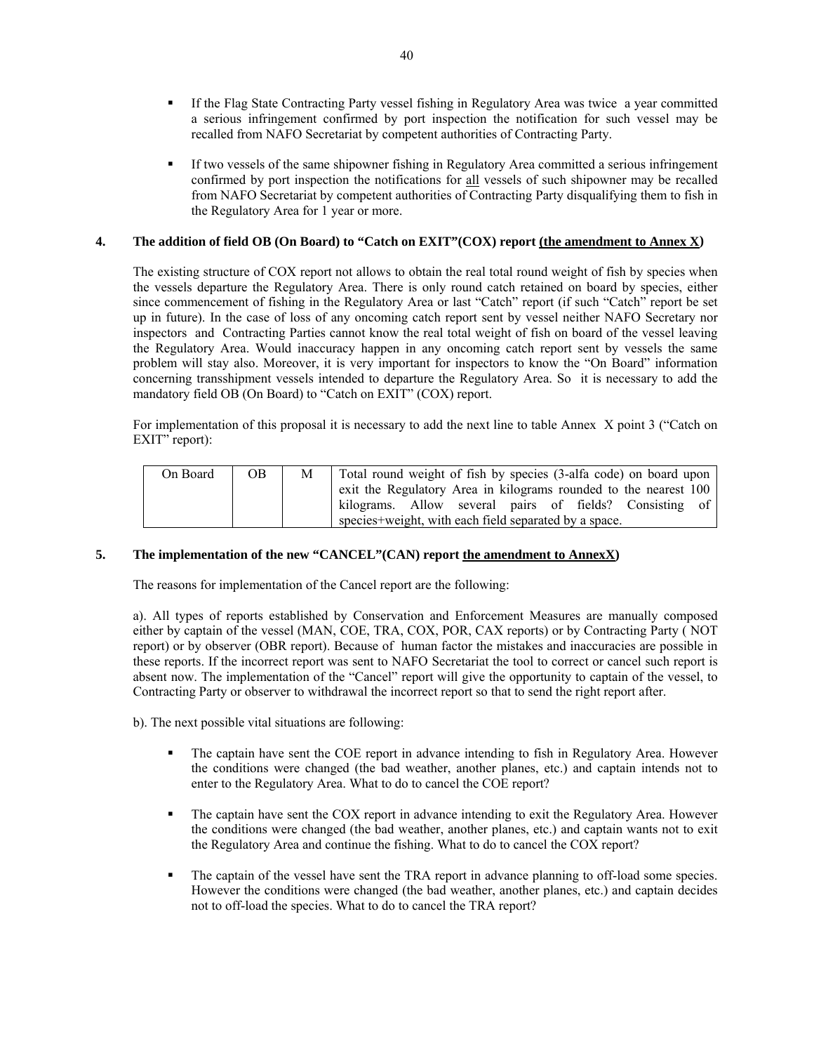- If the Flag State Contracting Party vessel fishing in Regulatory Area was twice a year committed a serious infringement confirmed by port inspection the notification for such vessel may be recalled from NAFO Secretariat by competent authorities of Contracting Party.

- If two vessels of the same shipowner fishing in Regulatory Area committed a serious infringement confirmed by port inspection the notifications for all vessels of such shipowner may be recalled from NAFO Secretariat by competent authorities of Contracting Party disqualifying them to fish in the Regulatory Area for 1 year or more.

**4. The addition of field OB (On Board) to "Catch on EXIT"(COX) report (the amendment to Annex X)**

The existing structure of COX report not allows to obtain the real total round weight of fish by species when the vessels departure the Regulatory Area. There is only round catch retained on board by species, either since commencement of fishing in the Regulatory Area or last "Catch" report (if such "Catch" report be set up in future). In the case of loss of any oncoming catch report sent by vessel neither NAFO Secretary nor inspectors and Contracting Parties cannot know the real total weight of fish on board of the vessel leaving the Regulatory Area. Would inaccuracy happen in any oncoming catch report sent by vessels the same problem will stay also. Moreover, it is very important for inspectors to know the "On Board" information concerning transshipment vessels intended to departure the Regulatory Area. So it is necessary to add the mandatory field OB (On Board) to "Catch on EXIT" (COX) report.

For implementation of this proposal it is necessary to add the next line to table Annex X point 3 ("Catch on EXIT" report):

| | | | |
|---|---|---|---|
| On Board | OB | M | Total round weight of fish by species (3-alfa code) on board upon exit the Regulatory Area in kilograms rounded to the nearest 100 kilograms. Allow several pairs of fields? Consisting of species+weight, with each field separated by a space. |

**5. The implementation of the new "CANCEL"(CAN) report the amendment to AnnexX)**

The reasons for implementation of the Cancel report are the following:

a). All types of reports established by Conservation and Enforcement Measures are manually composed either by captain of the vessel (MAN, COE, TRA, COX, POR, CAX reports) or by Contracting Party ( NOT report) or by observer (OBR report). Because of human factor the mistakes and inaccuracies are possible in these reports. If the incorrect report was sent to NAFO Secretariat the tool to correct or cancel such report is absent now. The implementation of the "Cancel" report will give the opportunity to captain of the vessel, to Contracting Party or observer to withdrawal the incorrect report so that to send the right report after.

b). The next possible vital situations are following:

- The captain have sent the COE report in advance intending to fish in Regulatory Area. However the conditions were changed (the bad weather, another planes, etc.) and captain intends not to enter to the Regulatory Area. What to do to cancel the COE report?

- The captain have sent the COX report in advance intending to exit the Regulatory Area. However the conditions were changed (the bad weather, another planes, etc.) and captain wants not to exit the Regulatory Area and continue the fishing. What to do to cancel the COX report?

- The captain of the vessel have sent the TRA report in advance planning to off-load some species. However the conditions were changed (the bad weather, another planes, etc.) and captain decides not to off-load the species. What to do to cancel the TRA report?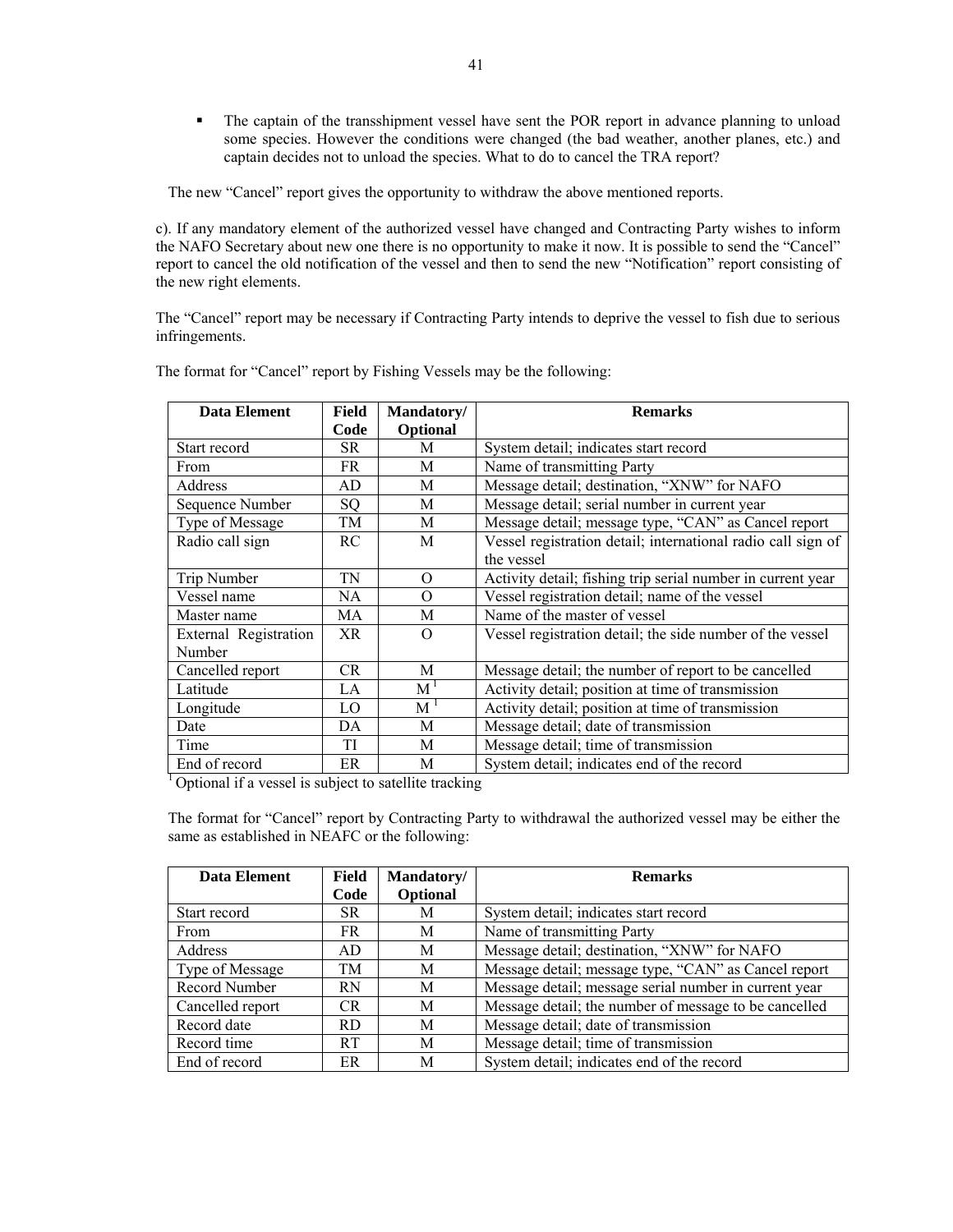- The captain of the transshipment vessel have sent the POR report in advance planning to unload some species. However the conditions were changed (the bad weather, another planes, etc.) and captain decides not to unload the species. What to do to cancel the TRA report?

The new "Cancel" report gives the opportunity to withdraw the above mentioned reports.

c). If any mandatory element of the authorized vessel have changed and Contracting Party wishes to inform the NAFO Secretary about new one there is no opportunity to make it now. It is possible to send the "Cancel" report to cancel the old notification of the vessel and then to send the new "Notification" report consisting of the new right elements.

The "Cancel" report may be necessary if Contracting Party intends to deprive the vessel to fish due to serious infringements.

The format for "Cancel" report by Fishing Vessels may be the following:

| Data Element | Field Code | Mandatory/ Optional | Remarks |
|---|---|---|---|
| Start record | SR | M | System detail; indicates start record |
| From | FR | M | Name of transmitting Party |
| Address | AD | M | Message detail; destination, "XNW" for NAFO |
| Sequence Number | SQ | M | Message detail; serial number in current year |
| Type of Message | TM | M | Message detail; message type, "CAN" as Cancel report |
| Radio call sign | RC | M | Vessel registration detail; international radio call sign of the vessel |
| Trip Number | TN | O | Activity detail; fishing trip serial number in current year |
| Vessel name | NA | O | Vessel registration detail; name of the vessel |
| Master name | MA | M | Name of the master of vessel |
| External Registration Number | XR | O | Vessel registration detail; the side number of the vessel |
| Cancelled report | CR | M | Message detail; the number of report to be cancelled |
| Latitude | LA | M [1] | Activity detail; position at time of transmission |
| Longitude | LO | M [1] | Activity detail; position at time of transmission |
| Date | DA | M | Message detail; date of transmission |
| Time | TI | M | Message detail; time of transmission |
| End of record | ER | M | System detail; indicates end of the record |

[1] Optional if a vessel is subject to satellite tracking

The format for "Cancel" report by Contracting Party to withdrawal the authorized vessel may be either the same as established in NEAFC or the following:

| Data Element | Field Code | Mandatory/ Optional | Remarks |
|---|---|---|---|
| Start record | SR | M | System detail; indicates start record |
| From | FR | M | Name of transmitting Party |
| Address | AD | M | Message detail; destination, "XNW" for NAFO |
| Type of Message | TM | M | Message detail; message type, "CAN" as Cancel report |
| Record Number | RN | M | Message detail; message serial number in current year |
| Cancelled report | CR | M | Message detail; the number of message to be cancelled |
| Record date | RD | M | Message detail; date of transmission |
| Record time | RT | M | Message detail; time of transmission |
| End of record | ER | M | System detail; indicates end of the record |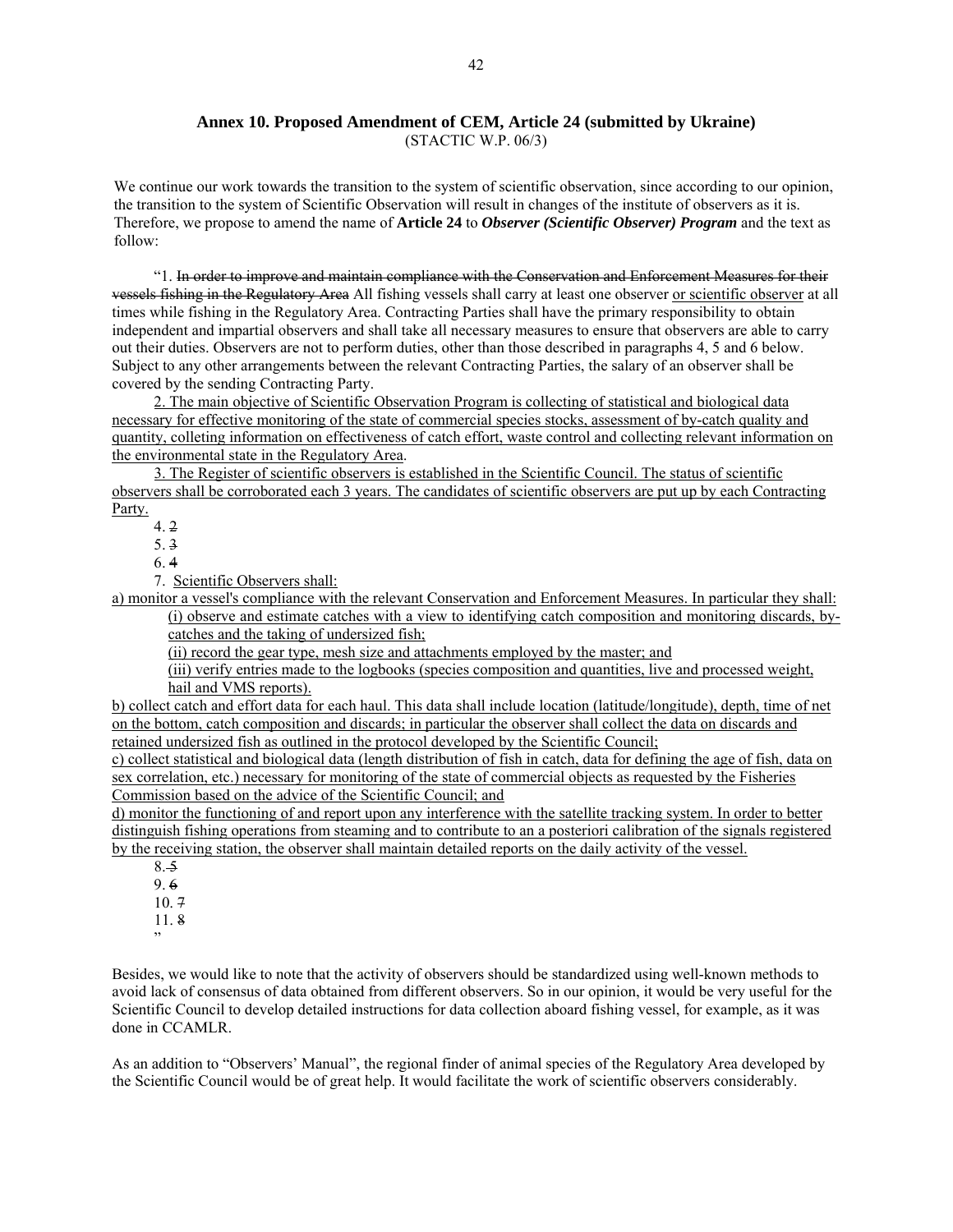## Annex 10. Proposed Amendment of CEM, Article 24 (submitted by Ukraine)

(STACTIC W.P. 06/3)

We continue our work towards the transition to the system of scientific observation, since according to our opinion, the transition to the system of Scientific Observation will result in changes of the institute of observers as it is. Therefore, we propose to amend the name of **Article 24** to ***Observer (Scientific Observer) Program*** and the text as follow:

"1. ~~In order to improve and maintain compliance with the Conservation and Enforcement Measures for their vessels fishing in the Regulatory Area~~ All fishing vessels shall carry at least one observer <u>or scientific observer</u> at all times while fishing in the Regulatory Area. Contracting Parties shall have the primary responsibility to obtain independent and impartial observers and shall take all necessary measures to ensure that observers are able to carry out their duties. Observers are not to perform duties, other than those described in paragraphs 4, 5 and 6 below. Subject to any other arrangements between the relevant Contracting Parties, the salary of an observer shall be covered by the sending Contracting Party.

<u>2. The main objective of Scientific Observation Program is collecting of statistical and biological data necessary for effective monitoring of the state of commercial species stocks, assessment of by-catch quality and quantity, colleting information on effectiveness of catch effort, waste control and collecting relevant information on the environmental state in the Regulatory Area</u>.

<u>3. The Register of scientific observers is established in the Scientific Council. The status of scientific observers shall be corroborated each 3 years. The candidates of scientific observers are put up by each Contracting Party.</u>

4. ~~2~~

5. ~~3~~

6. ~~4~~

7. <u>Scientific Observers shall:</u>

<u>a) monitor a vessel's compliance with the relevant Conservation and Enforcement Measures. In particular they shall:</u>

<u>(i) observe and estimate catches with a view to identifying catch composition and monitoring discards, by-catches and the taking of undersized fish;</u>

<u>(ii) record the gear type, mesh size and attachments employed by the master; and</u>

<u>(iii) verify entries made to the logbooks (species composition and quantities, live and processed weight, hail and VMS reports).</u>

<u>b) collect catch and effort data for each haul. This data shall include location (latitude/longitude), depth, time of net on the bottom, catch composition and discards; in particular the observer shall collect the data on discards and retained undersized fish as outlined in the protocol developed by the Scientific Council;</u>

<u>c) collect statistical and biological data (length distribution of fish in catch, data for defining the age of fish, data on sex correlation, etc.) necessary for monitoring of the state of commercial objects as requested by the Fisheries Commission based on the advice of the Scientific Council; and</u>

<u>d) monitor the functioning of and report upon any interference with the satellite tracking system. In order to better distinguish fishing operations from steaming and to contribute to an a posteriori calibration of the signals registered by the receiving station, the observer shall maintain detailed reports on the daily activity of the vessel.</u>

8. ~~5~~

9. ~~6~~

10. ~~7~~

11. ~~8~~

"

Besides, we would like to note that the activity of observers should be standardized using well-known methods to avoid lack of consensus of data obtained from different observers. So in our opinion, it would be very useful for the Scientific Council to develop detailed instructions for data collection aboard fishing vessel, for example, as it was done in CCAMLR.

As an addition to "Observers' Manual", the regional finder of animal species of the Regulatory Area developed by the Scientific Council would be of great help. It would facilitate the work of scientific observers considerably.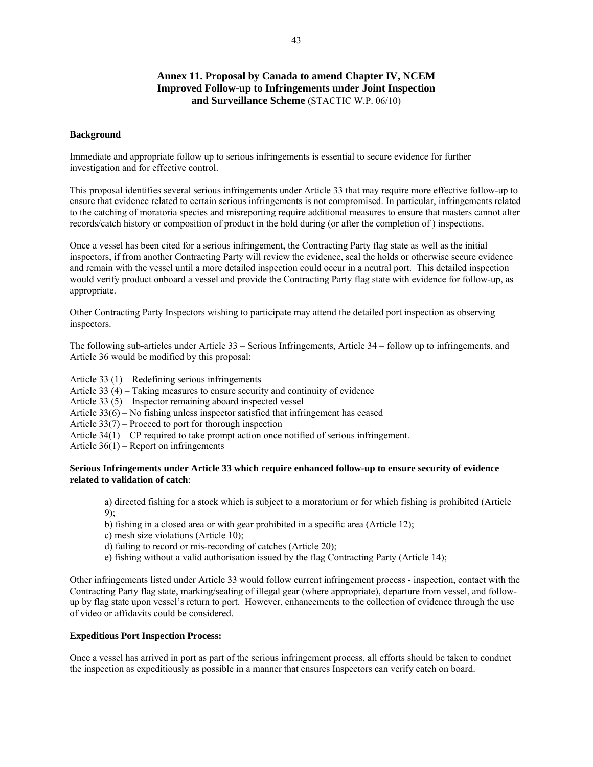## Annex 11. Proposal by Canada to amend Chapter IV, NCEM Improved Follow-up to Infringements under Joint Inspection and Surveillance Scheme (STACTIC W.P. 06/10)

**Background**

Immediate and appropriate follow up to serious infringements is essential to secure evidence for further investigation and for effective control.

This proposal identifies several serious infringements under Article 33 that may require more effective follow-up to ensure that evidence related to certain serious infringements is not compromised. In particular, infringements related to the catching of moratoria species and misreporting require additional measures to ensure that masters cannot alter records/catch history or composition of product in the hold during (or after the completion of ) inspections.

Once a vessel has been cited for a serious infringement, the Contracting Party flag state as well as the initial inspectors, if from another Contracting Party will review the evidence, seal the holds or otherwise secure evidence and remain with the vessel until a more detailed inspection could occur in a neutral port. This detailed inspection would verify product onboard a vessel and provide the Contracting Party flag state with evidence for follow-up, as appropriate.

Other Contracting Party Inspectors wishing to participate may attend the detailed port inspection as observing inspectors.

The following sub-articles under Article 33 – Serious Infringements, Article 34 – follow up to infringements, and Article 36 would be modified by this proposal:

Article 33 (1) – Redefining serious infringements  
Article 33 (4) – Taking measures to ensure security and continuity of evidence  
Article 33 (5) – Inspector remaining aboard inspected vessel  
Article 33(6) – No fishing unless inspector satisfied that infringement has ceased  
Article 33(7) – Proceed to port for thorough inspection  
Article 34(1) – CP required to take prompt action once notified of serious infringement.  
Article 36(1) – Report on infringements

**Serious Infringements under Article 33 which require enhanced follow-up to ensure security of evidence related to validation of catch**:

a) directed fishing for a stock which is subject to a moratorium or for which fishing is prohibited (Article 9);  
b) fishing in a closed area or with gear prohibited in a specific area (Article 12);  
c) mesh size violations (Article 10);  
d) failing to record or mis-recording of catches (Article 20);  
e) fishing without a valid authorisation issued by the flag Contracting Party (Article 14);

Other infringements listed under Article 33 would follow current infringement process - inspection, contact with the Contracting Party flag state, marking/sealing of illegal gear (where appropriate), departure from vessel, and follow-up by flag state upon vessel's return to port. However, enhancements to the collection of evidence through the use of video or affidavits could be considered.

**Expeditious Port Inspection Process:**

Once a vessel has arrived in port as part of the serious infringement process, all efforts should be taken to conduct the inspection as expeditiously as possible in a manner that ensures Inspectors can verify catch on board.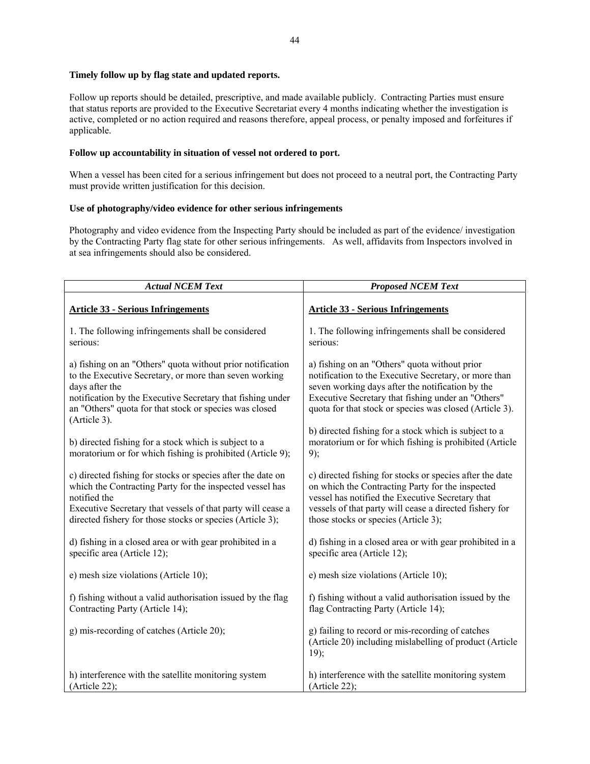**Timely follow up by flag state and updated reports.**

Follow up reports should be detailed, prescriptive, and made available publicly. Contracting Parties must ensure that status reports are provided to the Executive Secretariat every 4 months indicating whether the investigation is active, completed or no action required and reasons therefore, appeal process, or penalty imposed and forfeitures if applicable.

**Follow up accountability in situation of vessel not ordered to port.**

When a vessel has been cited for a serious infringement but does not proceed to a neutral port, the Contracting Party must provide written justification for this decision.

**Use of photography/video evidence for other serious infringements**

Photography and video evidence from the Inspecting Party should be included as part of the evidence/ investigation by the Contracting Party flag state for other serious infringements. As well, affidavits from Inspectors involved in at sea infringements should also be considered.

| *Actual NCEM Text* | *Proposed NCEM Text* |
|---|---|
| **Article 33 - Serious Infringements** | **Article 33 - Serious Infringements** |
| 1. The following infringements shall be considered serious: | 1. The following infringements shall be considered serious: |
| a) fishing on an "Others" quota without prior notification to the Executive Secretary, or more than seven working days after the notification by the Executive Secretary that fishing under an "Others" quota for that stock or species was closed (Article 3). | a) fishing on an "Others" quota without prior notification to the Executive Secretary, or more than seven working days after the notification by the Executive Secretary that fishing under an "Others" quota for that stock or species was closed (Article 3). |
| b) directed fishing for a stock which is subject to a moratorium or for which fishing is prohibited (Article 9); | b) directed fishing for a stock which is subject to a moratorium or for which fishing is prohibited (Article 9); |
| c) directed fishing for stocks or species after the date on which the Contracting Party for the inspected vessel has notified the Executive Secretary that vessels of that party will cease a directed fishery for those stocks or species (Article 3); | c) directed fishing for stocks or species after the date on which the Contracting Party for the inspected vessel has notified the Executive Secretary that vessels of that party will cease a directed fishery for those stocks or species (Article 3); |
| d) fishing in a closed area or with gear prohibited in a specific area (Article 12); | d) fishing in a closed area or with gear prohibited in a specific area (Article 12); |
| e) mesh size violations (Article 10); | e) mesh size violations (Article 10); |
| f) fishing without a valid authorisation issued by the flag Contracting Party (Article 14); | f) fishing without a valid authorisation issued by the flag Contracting Party (Article 14); |
| g) mis-recording of catches (Article 20); | g) failing to record or mis-recording of catches (Article 20) including mislabelling of product (Article 19); |
| h) interference with the satellite monitoring system (Article 22); | h) interference with the satellite monitoring system (Article 22); |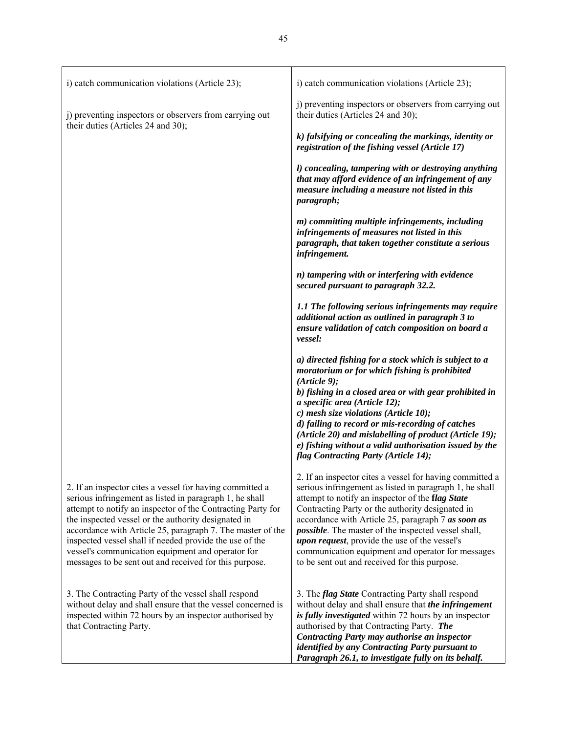| | |
|---|---|
| i) catch communication violations (Article 23); | i) catch communication violations (Article 23); |
| j) preventing inspectors or observers from carrying out their duties (Articles 24 and 30); | j) preventing inspectors or observers from carrying out their duties (Articles 24 and 30);<br><br>***k) falsifying or concealing the markings, identity or registration of the fishing vessel (Article 17)***<br><br>***l) concealing, tampering with or destroying anything that may afford evidence of an infringement of any measure including a measure not listed in this paragraph;***<br><br>***m) committing multiple infringements, including infringements of measures not listed in this paragraph, that taken together constitute a serious infringement.***<br><br>***n) tampering with or interfering with evidence secured pursuant to paragraph 32.2.***<br><br>***1.1 The following serious infringements may require additional action as outlined in paragraph 3 to ensure validation of catch composition on board a vessel:***<br><br>***a) directed fishing for a stock which is subject to a moratorium or for which fishing is prohibited (Article 9);***<br>***b) fishing in a closed area or with gear prohibited in a specific area (Article 12);***<br>***c) mesh size violations (Article 10);***<br>***d) failing to record or mis-recording of catches (Article 20) and mislabelling of product (Article 19);***<br>***e) fishing without a valid authorisation issued by the flag Contracting Party (Article 14);*** |
| 2. If an inspector cites a vessel for having committed a serious infringement as listed in paragraph 1, he shall attempt to notify an inspector of the Contracting Party for the inspected vessel or the authority designated in accordance with Article 25, paragraph 7. The master of the inspected vessel shall if needed provide the use of the vessel's communication equipment and operator for messages to be sent out and received for this purpose. | 2. If an inspector cites a vessel for having committed a serious infringement as listed in paragraph 1, he shall attempt to notify an inspector of the ***flag State*** Contracting Party or the authority designated in accordance with Article 25, paragraph 7 ***as soon as possible***. The master of the inspected vessel shall, ***upon request***, provide the use of the vessel's communication equipment and operator for messages to be sent out and received for this purpose. |
| 3. The Contracting Party of the vessel shall respond without delay and shall ensure that the vessel concerned is inspected within 72 hours by an inspector authorised by that Contracting Party. | 3. The ***flag State*** Contracting Party shall respond without delay and shall ensure that ***the infringement is fully investigated*** within 72 hours by an inspector authorised by that Contracting Party. ***The Contracting Party may authorise an inspector identified by any Contracting Party pursuant to Paragraph 26.1, to investigate fully on its behalf.*** |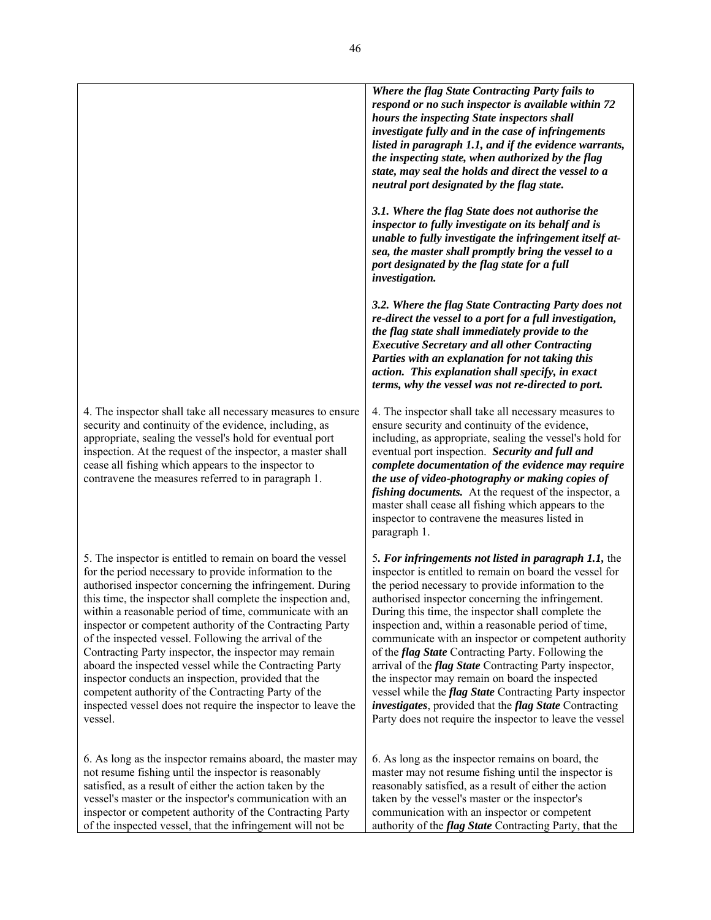| | |
|---|---|
| | ***Where the flag State Contracting Party fails to respond or no such inspector is available within 72 hours the inspecting State inspectors shall investigate fully and in the case of infringements listed in paragraph 1.1, and if the evidence warrants, the inspecting state, when authorized by the flag state, may seal the holds and direct the vessel to a neutral port designated by the flag state.***<br><br>***3.1. Where the flag State does not authorise the inspector to fully investigate on its behalf and is unable to fully investigate the infringement itself at-sea, the master shall promptly bring the vessel to a port designated by the flag state for a full investigation.***<br><br>***3.2. Where the flag State Contracting Party does not re-direct the vessel to a port for a full investigation, the flag state shall immediately provide to the Executive Secretary and all other Contracting Parties with an explanation for not taking this action. This explanation shall specify, in exact terms, why the vessel was not re-directed to port.*** |
| 4. The inspector shall take all necessary measures to ensure security and continuity of the evidence, including, as appropriate, sealing the vessel's hold for eventual port inspection. At the request of the inspector, a master shall cease all fishing which appears to the inspector to contravene the measures referred to in paragraph 1. | 4. The inspector shall take all necessary measures to ensure security and continuity of the evidence, including, as appropriate, sealing the vessel's hold for eventual port inspection. ***Security and full and complete documentation of the evidence may require the use of video-photography or making copies of fishing documents.*** At the request of the inspector, a master shall cease all fishing which appears to the inspector to contravene the measures listed in paragraph 1. |
| 5. The inspector is entitled to remain on board the vessel for the period necessary to provide information to the authorised inspector concerning the infringement. During this time, the inspector shall complete the inspection and, within a reasonable period of time, communicate with an inspector or competent authority of the Contracting Party of the inspected vessel. Following the arrival of the Contracting Party inspector, the inspector may remain aboard the inspected vessel while the Contracting Party inspector conducts an inspection, provided that the competent authority of the Contracting Party of the inspected vessel does not require the inspector to leave the vessel. | 5***. For infringements not listed in paragraph 1.1,*** the inspector is entitled to remain on board the vessel for the period necessary to provide information to the authorised inspector concerning the infringement. During this time, the inspector shall complete the inspection and, within a reasonable period of time, communicate with an inspector or competent authority of the ***flag State*** Contracting Party. Following the arrival of the ***flag State*** Contracting Party inspector, the inspector may remain on board the inspected vessel while the ***flag State*** Contracting Party inspector ***investigates***, provided that the ***flag State*** Contracting Party does not require the inspector to leave the vessel |
| 6. As long as the inspector remains aboard, the master may not resume fishing until the inspector is reasonably satisfied, as a result of either the action taken by the vessel's master or the inspector's communication with an inspector or competent authority of the Contracting Party of the inspected vessel, that the infringement will not be | 6. As long as the inspector remains on board, the master may not resume fishing until the inspector is reasonably satisfied, as a result of either the action taken by the vessel's master or the inspector's communication with an inspector or competent authority of the ***flag State*** Contracting Party, that the |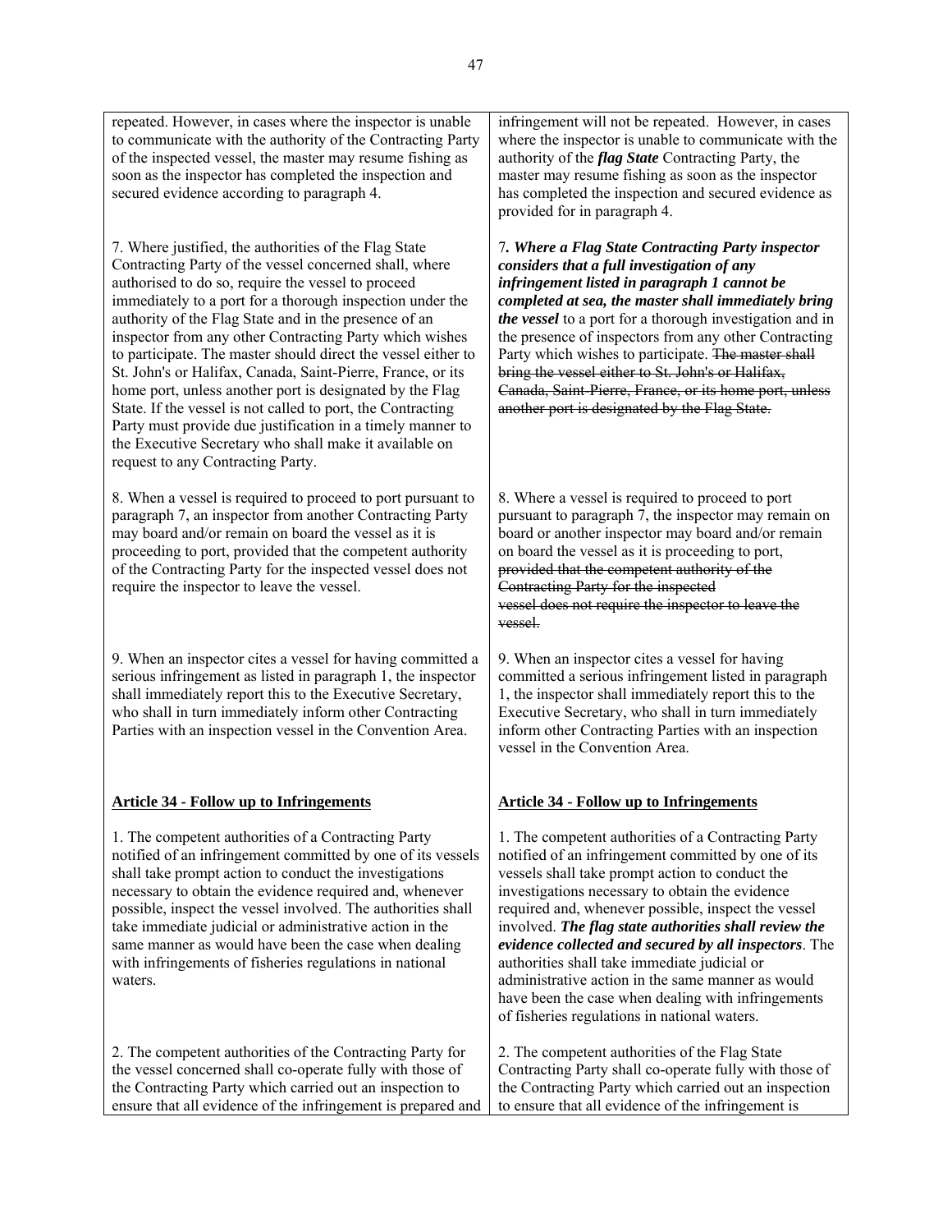| | |
|---|---|
| repeated. However, in cases where the inspector is unable to communicate with the authority of the Contracting Party of the inspected vessel, the master may resume fishing as soon as the inspector has completed the inspection and secured evidence according to paragraph 4. | infringement will not be repeated. However, in cases where the inspector is unable to communicate with the authority of the ***flag State*** Contracting Party, the master may resume fishing as soon as the inspector has completed the inspection and secured evidence as provided for in paragraph 4. |
| 7. Where justified, the authorities of the Flag State Contracting Party of the vessel concerned shall, where authorised to do so, require the vessel to proceed immediately to a port for a thorough inspection under the authority of the Flag State and in the presence of an inspector from any other Contracting Party which wishes to participate. The master should direct the vessel either to St. John's or Halifax, Canada, Saint-Pierre, France, or its home port, unless another port is designated by the Flag State. If the vessel is not called to port, the Contracting Party must provide due justification in a timely manner to the Executive Secretary who shall make it available on request to any Contracting Party. | 7***. Where a Flag State Contracting Party inspector considers that a full investigation of any infringement listed in paragraph 1 cannot be completed at sea, the master shall immediately bring the vessel*** to a port for a thorough investigation and in the presence of inspectors from any other Contracting Party which wishes to participate. ~~The master shall bring the vessel either to St. John's or Halifax, Canada, Saint-Pierre, France, or its home port, unless another port is designated by the Flag State.~~ |
| 8. When a vessel is required to proceed to port pursuant to paragraph 7, an inspector from another Contracting Party may board and/or remain on board the vessel as it is proceeding to port, provided that the competent authority of the Contracting Party for the inspected vessel does not require the inspector to leave the vessel. | 8. Where a vessel is required to proceed to port pursuant to paragraph 7, the inspector may remain on board or another inspector may board and/or remain on board the vessel as it is proceeding to port, ~~provided that the competent authority of the Contracting Party for the inspected vessel does not require the inspector to leave the vessel.~~ |
| 9. When an inspector cites a vessel for having committed a serious infringement as listed in paragraph 1, the inspector shall immediately report this to the Executive Secretary, who shall in turn immediately inform other Contracting Parties with an inspection vessel in the Convention Area. | 9. When an inspector cites a vessel for having committed a serious infringement listed in paragraph 1, the inspector shall immediately report this to the Executive Secretary, who shall in turn immediately inform other Contracting Parties with an inspection vessel in the Convention Area. |
| **Article 34 - Follow up to Infringements** | **Article 34 - Follow up to Infringements** |
| 1. The competent authorities of a Contracting Party notified of an infringement committed by one of its vessels shall take prompt action to conduct the investigations necessary to obtain the evidence required and, whenever possible, inspect the vessel involved. The authorities shall take immediate judicial or administrative action in the same manner as would have been the case when dealing with infringements of fisheries regulations in national waters. | 1. The competent authorities of a Contracting Party notified of an infringement committed by one of its vessels shall take prompt action to conduct the investigations necessary to obtain the evidence required and, whenever possible, inspect the vessel involved. ***The flag state authorities shall review the evidence collected and secured by all inspectors***. The authorities shall take immediate judicial or administrative action in the same manner as would have been the case when dealing with infringements of fisheries regulations in national waters. |
| 2. The competent authorities of the Contracting Party for the vessel concerned shall co-operate fully with those of the Contracting Party which carried out an inspection to ensure that all evidence of the infringement is prepared and | 2. The competent authorities of the Flag State Contracting Party shall co-operate fully with those of the Contracting Party which carried out an inspection to ensure that all evidence of the infringement is |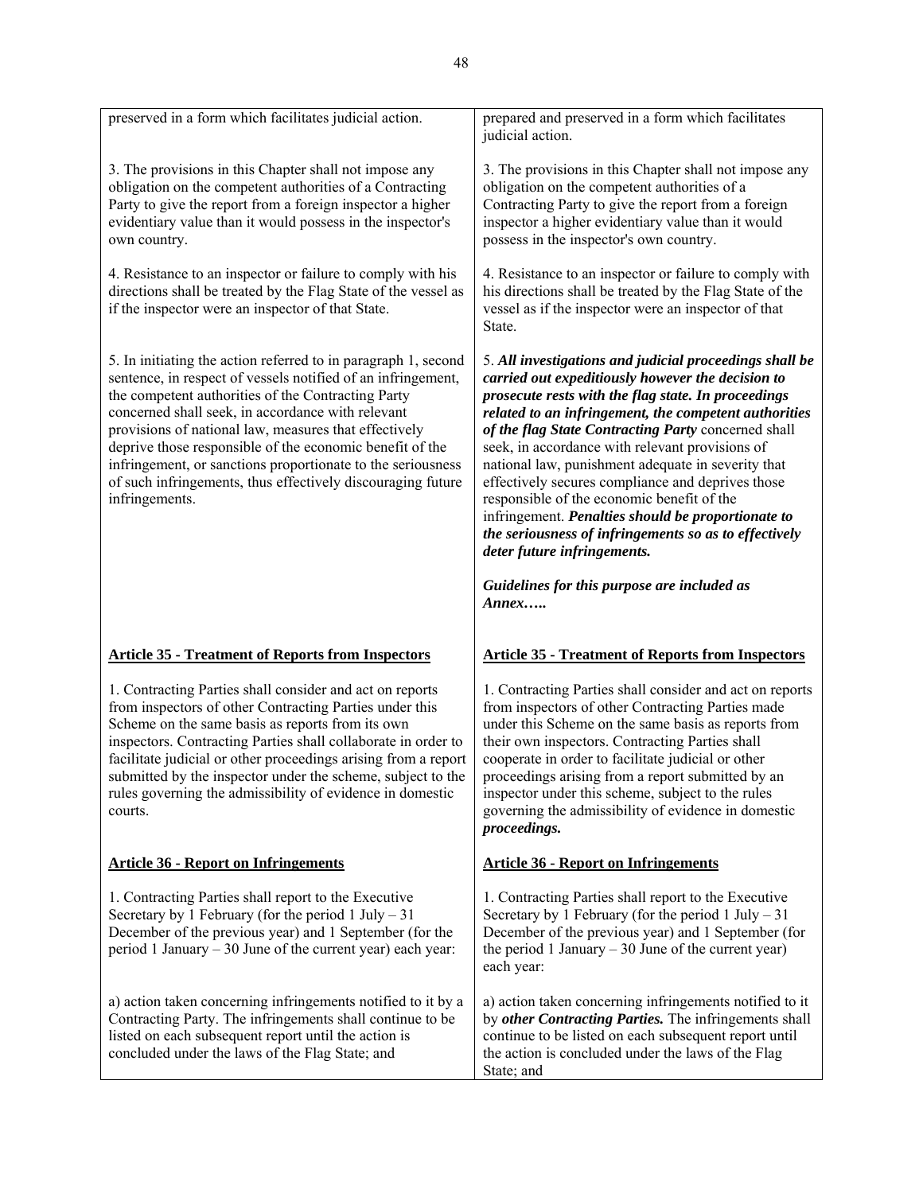| | |
|---|---|
| preserved in a form which facilitates judicial action. | prepared and preserved in a form which facilitates judicial action. |
| 3. The provisions in this Chapter shall not impose any obligation on the competent authorities of a Contracting Party to give the report from a foreign inspector a higher evidentiary value than it would possess in the inspector's own country. | 3. The provisions in this Chapter shall not impose any obligation on the competent authorities of a Contracting Party to give the report from a foreign inspector a higher evidentiary value than it would possess in the inspector's own country. |
| 4. Resistance to an inspector or failure to comply with his directions shall be treated by the Flag State of the vessel as if the inspector were an inspector of that State. | 4. Resistance to an inspector or failure to comply with his directions shall be treated by the Flag State of the vessel as if the inspector were an inspector of that State. |
| 5. In initiating the action referred to in paragraph 1, second sentence, in respect of vessels notified of an infringement, the competent authorities of the Contracting Party concerned shall seek, in accordance with relevant provisions of national law, measures that effectively deprive those responsible of the economic benefit of the infringement, or sanctions proportionate to the seriousness of such infringements, thus effectively discouraging future infringements. | 5. ***All investigations and judicial proceedings shall be carried out expeditiously however the decision to prosecute rests with the flag state. In proceedings related to an infringement, the competent authorities of the flag State Contracting Party*** concerned shall seek, in accordance with relevant provisions of national law, punishment adequate in severity that effectively secures compliance and deprives those responsible of the economic benefit of the infringement. ***Penalties should be proportionate to the seriousness of infringements so as to effectively deter future infringements.*** <br><br> ***Guidelines for this purpose are included as Annex…..*** |
| **Article 35 - Treatment of Reports from Inspectors** | **Article 35 - Treatment of Reports from Inspectors** |
| 1. Contracting Parties shall consider and act on reports from inspectors of other Contracting Parties under this Scheme on the same basis as reports from its own inspectors. Contracting Parties shall collaborate in order to facilitate judicial or other proceedings arising from a report submitted by the inspector under the scheme, subject to the rules governing the admissibility of evidence in domestic courts. | 1. Contracting Parties shall consider and act on reports from inspectors of other Contracting Parties made under this Scheme on the same basis as reports from their own inspectors. Contracting Parties shall cooperate in order to facilitate judicial or other proceedings arising from a report submitted by an inspector under this scheme, subject to the rules governing the admissibility of evidence in domestic ***proceedings.*** |
| **Article 36 - Report on Infringements** | **Article 36 - Report on Infringements** |
| 1. Contracting Parties shall report to the Executive Secretary by 1 February (for the period 1 July – 31 December of the previous year) and 1 September (for the period 1 January – 30 June of the current year) each year: | 1. Contracting Parties shall report to the Executive Secretary by 1 February (for the period 1 July – 31 December of the previous year) and 1 September (for the period 1 January – 30 June of the current year) each year: |
| a) action taken concerning infringements notified to it by a Contracting Party. The infringements shall continue to be listed on each subsequent report until the action is concluded under the laws of the Flag State; and | a) action taken concerning infringements notified to it by ***other Contracting Parties.*** The infringements shall continue to be listed on each subsequent report until the action is concluded under the laws of the Flag State; and |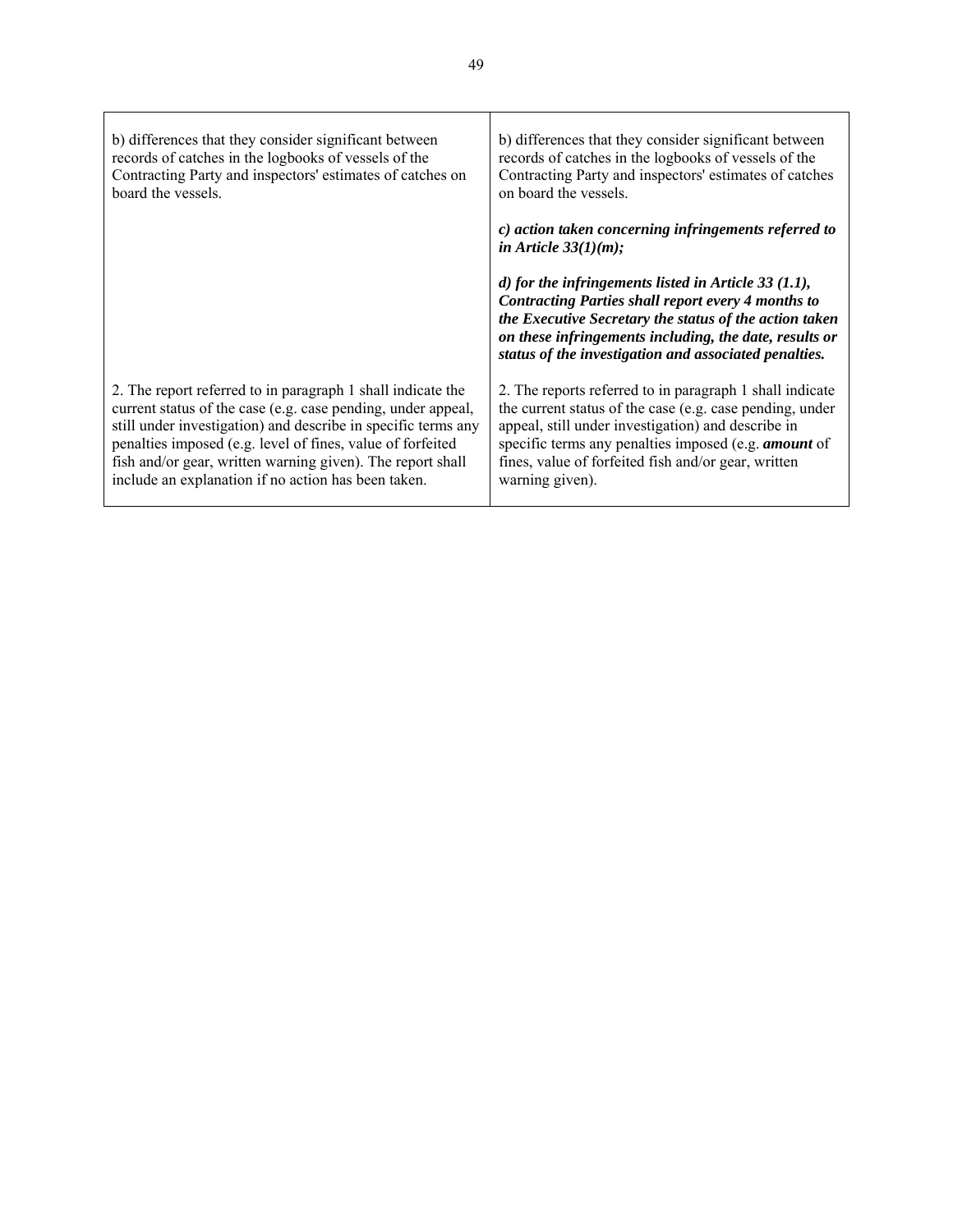| | |
|---|---|
| b) differences that they consider significant between records of catches in the logbooks of vessels of the Contracting Party and inspectors' estimates of catches on board the vessels. | b) differences that they consider significant between records of catches in the logbooks of vessels of the Contracting Party and inspectors' estimates of catches on board the vessels.<br><br>***c) action taken concerning infringements referred to in Article 33(1)(m);***<br><br>***d) for the infringements listed in Article 33 (1.1), Contracting Parties shall report every 4 months to the Executive Secretary the status of the action taken on these infringements including, the date, results or status of the investigation and associated penalties.*** |
| 2. The report referred to in paragraph 1 shall indicate the current status of the case (e.g. case pending, under appeal, still under investigation) and describe in specific terms any penalties imposed (e.g. level of fines, value of forfeited fish and/or gear, written warning given). The report shall include an explanation if no action has been taken. | 2. The reports referred to in paragraph 1 shall indicate the current status of the case (e.g. case pending, under appeal, still under investigation) and describe in specific terms any penalties imposed (e.g. ***amount*** of fines, value of forfeited fish and/or gear, written warning given). |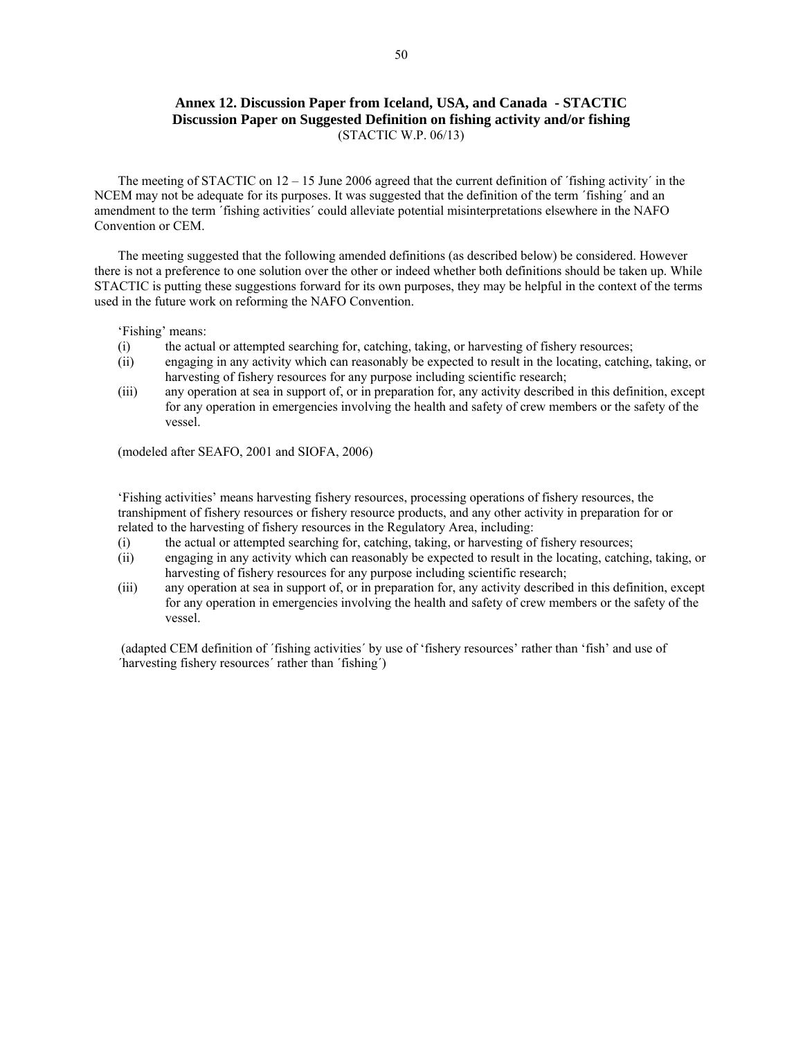## Annex 12. Discussion Paper from Iceland, USA, and Canada - STACTIC Discussion Paper on Suggested Definition on fishing activity and/or fishing

(STACTIC W.P. 06/13)

The meeting of STACTIC on 12 – 15 June 2006 agreed that the current definition of ´fishing activity´ in the NCEM may not be adequate for its purposes. It was suggested that the definition of the term ´fishing´ and an amendment to the term ´fishing activities´ could alleviate potential misinterpretations elsewhere in the NAFO Convention or CEM.

The meeting suggested that the following amended definitions (as described below) be considered. However there is not a preference to one solution over the other or indeed whether both definitions should be taken up. While STACTIC is putting these suggestions forward for its own purposes, they may be helpful in the context of the terms used in the future work on reforming the NAFO Convention.

'Fishing' means:

(i) the actual or attempted searching for, catching, taking, or harvesting of fishery resources;
(ii) engaging in any activity which can reasonably be expected to result in the locating, catching, taking, or harvesting of fishery resources for any purpose including scientific research;
(iii) any operation at sea in support of, or in preparation for, any activity described in this definition, except for any operation in emergencies involving the health and safety of crew members or the safety of the vessel.

(modeled after SEAFO, 2001 and SIOFA, 2006)

'Fishing activities' means harvesting fishery resources, processing operations of fishery resources, the transhipment of fishery resources or fishery resource products, and any other activity in preparation for or related to the harvesting of fishery resources in the Regulatory Area, including:

(i) the actual or attempted searching for, catching, taking, or harvesting of fishery resources;
(ii) engaging in any activity which can reasonably be expected to result in the locating, catching, taking, or harvesting of fishery resources for any purpose including scientific research;
(iii) any operation at sea in support of, or in preparation for, any activity described in this definition, except for any operation in emergencies involving the health and safety of crew members or the safety of the vessel.

(adapted CEM definition of ´fishing activities´ by use of 'fishery resources' rather than 'fish' and use of ´harvesting fishery resources´ rather than ´fishing´)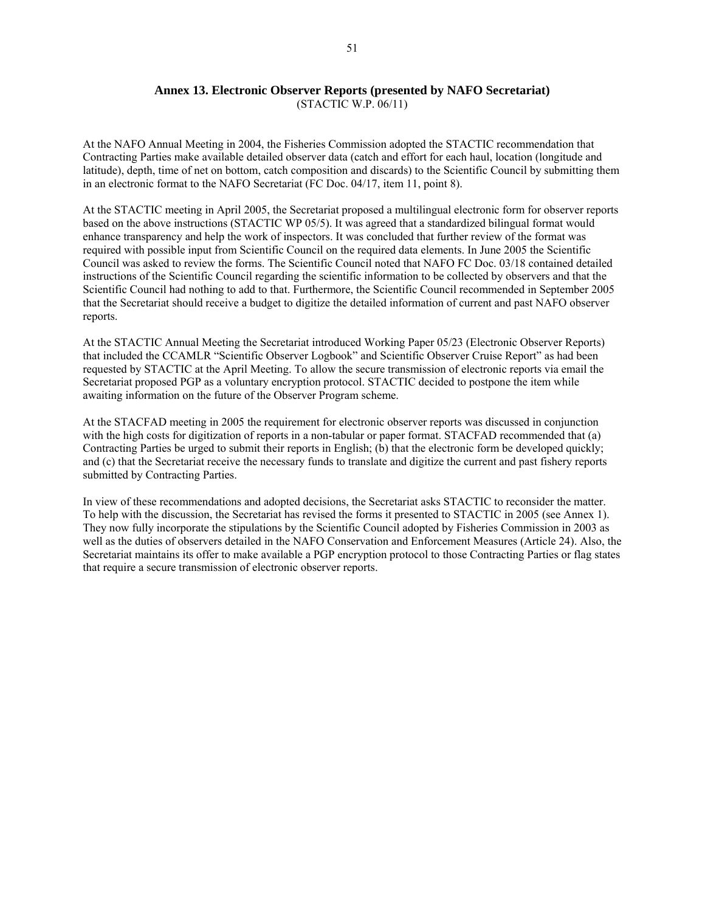## Annex 13. Electronic Observer Reports (presented by NAFO Secretariat)

(STACTIC W.P. 06/11)

At the NAFO Annual Meeting in 2004, the Fisheries Commission adopted the STACTIC recommendation that Contracting Parties make available detailed observer data (catch and effort for each haul, location (longitude and latitude), depth, time of net on bottom, catch composition and discards) to the Scientific Council by submitting them in an electronic format to the NAFO Secretariat (FC Doc. 04/17, item 11, point 8).

At the STACTIC meeting in April 2005, the Secretariat proposed a multilingual electronic form for observer reports based on the above instructions (STACTIC WP 05/5). It was agreed that a standardized bilingual format would enhance transparency and help the work of inspectors. It was concluded that further review of the format was required with possible input from Scientific Council on the required data elements. In June 2005 the Scientific Council was asked to review the forms. The Scientific Council noted that NAFO FC Doc. 03/18 contained detailed instructions of the Scientific Council regarding the scientific information to be collected by observers and that the Scientific Council had nothing to add to that. Furthermore, the Scientific Council recommended in September 2005 that the Secretariat should receive a budget to digitize the detailed information of current and past NAFO observer reports.

At the STACTIC Annual Meeting the Secretariat introduced Working Paper 05/23 (Electronic Observer Reports) that included the CCAMLR "Scientific Observer Logbook" and Scientific Observer Cruise Report" as had been requested by STACTIC at the April Meeting. To allow the secure transmission of electronic reports via email the Secretariat proposed PGP as a voluntary encryption protocol. STACTIC decided to postpone the item while awaiting information on the future of the Observer Program scheme.

At the STACFAD meeting in 2005 the requirement for electronic observer reports was discussed in conjunction with the high costs for digitization of reports in a non-tabular or paper format. STACFAD recommended that (a) Contracting Parties be urged to submit their reports in English; (b) that the electronic form be developed quickly; and (c) that the Secretariat receive the necessary funds to translate and digitize the current and past fishery reports submitted by Contracting Parties.

In view of these recommendations and adopted decisions, the Secretariat asks STACTIC to reconsider the matter. To help with the discussion, the Secretariat has revised the forms it presented to STACTIC in 2005 (see Annex 1). They now fully incorporate the stipulations by the Scientific Council adopted by Fisheries Commission in 2003 as well as the duties of observers detailed in the NAFO Conservation and Enforcement Measures (Article 24). Also, the Secretariat maintains its offer to make available a PGP encryption protocol to those Contracting Parties or flag states that require a secure transmission of electronic observer reports.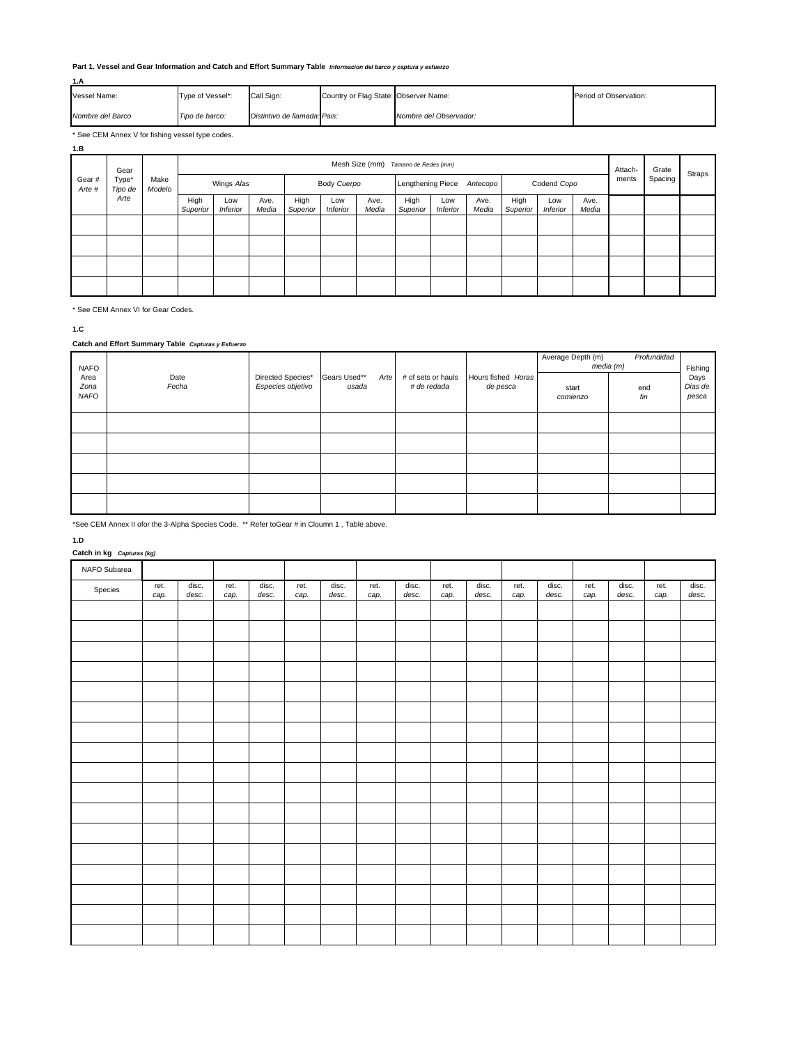**Part 1. Vessel and Gear Information and Catch and Effort Summary Table** ***Informacion del barco y captura y esfuerzo***

**1.A**

| Vessel Name: | Type of Vessel*: | Call Sign: | Country or Flag State: | Observer Name: | Period of Observation: |
|---|---|---|---|---|---|
| *Nombre del Barco* | *Tipo de barco:* | *Distintivo de llamada:* | *Pais:* | *Nombre del Observador:* | |

\* See CEM Annex V for fishing vessel type codes.

**1.B**

| Gear # *Arte #* | Gear Type* *Tipo de Arte* | Make *Modelo* | Mesh Size (mm) *Tamano de Redes (mm)* | | | | | | | | | | | | Attach-ments | Grate Spacing | Straps |
|---|---|---|---|---|---|---|---|---|---|---|---|---|---|---|---|---|---|
| | | | Wings *Alas* | | | Body *Cuerpo* | | | Lengthening Piece *Antecopo* | | | Codend *Copo* | | | | | |
| | | | High *Superior* | Low *Inferior* | Ave. *Media* | High *Superior* | Low *Inferior* | Ave. *Media* | High *Superior* | Low *Inferior* | Ave. *Media* | High *Superior* | Low *Inferior* | Ave. *Media* | | | |
| | | | | | | | | | | | | | | | | | |
| | | | | | | | | | | | | | | | | | |
| | | | | | | | | | | | | | | | | | |
| | | | | | | | | | | | | | | | | | |

\* See CEM Annex VI for Gear Codes.

**1.C**

**Catch and Effort Summary Table** ***Capturas y Esfuerzo***

| NAFO Area *Zona NAFO* | Date *Fecha* | Directed Species* *Especies objetivo* | Gears Used** *Arte usada* | # of sets or hauls *# de redada* | Hours fished *Horas de pesca* | Average Depth (m) *Profundidad media (m)* | | Fishing Days *Dias de pesca* |
|---|---|---|---|---|---|---|---|---|
| | | | | | | start *comienzo* | end *fin* | |
| | | | | | | | | |
| | | | | | | | | |
| | | | | | | | | |
| | | | | | | | | |
| | | | | | | | | |

\*See CEM Annex II ofor the 3-Alpha Species Code. ** Refer toGear # in Cloumn 1 , Table above.

**1.D**

**Catch in kg** ***Capturas (kg)***

| NAFO Subarea | | | | | | | | | | | | | | | | |
|---|---|---|---|---|---|---|---|---|---|---|---|---|---|---|---|---|
| Species | ret. *cap.* | disc. *desc.* | ret. *cap.* | disc. *desc.* | ret. *cap.* | disc. *desc.* | ret. *cap.* | disc. *desc.* | ret. *cap.* | disc. *desc.* | ret. *cap.* | disc. *desc.* | ret. *cap.* | disc. *desc.* | ret. *cap.* | disc. *desc.* |
| | | | | | | | | | | | | | | | | |
| | | | | | | | | | | | | | | | | |
| | | | | | | | | | | | | | | | | |
| | | | | | | | | | | | | | | | | |
| | | | | | | | | | | | | | | | | |
| | | | | | | | | | | | | | | | | |
| | | | | | | | | | | | | | | | | |
| | | | | | | | | | | | | | | | | |
| | | | | | | | | | | | | | | | | |
| | | | | | | | | | | | | | | | | |
| | | | | | | | | | | | | | | | | |
| | | | | | | | | | | | | | | | | |
| | | | | | | | | | | | | | | | | |
| | | | | | | | | | | | | | | | | |
| | | | | | | | | | | | | | | | | |
| | | | | | | | | | | | | | | | | |
| | | | | | | | | | | | | | | | | |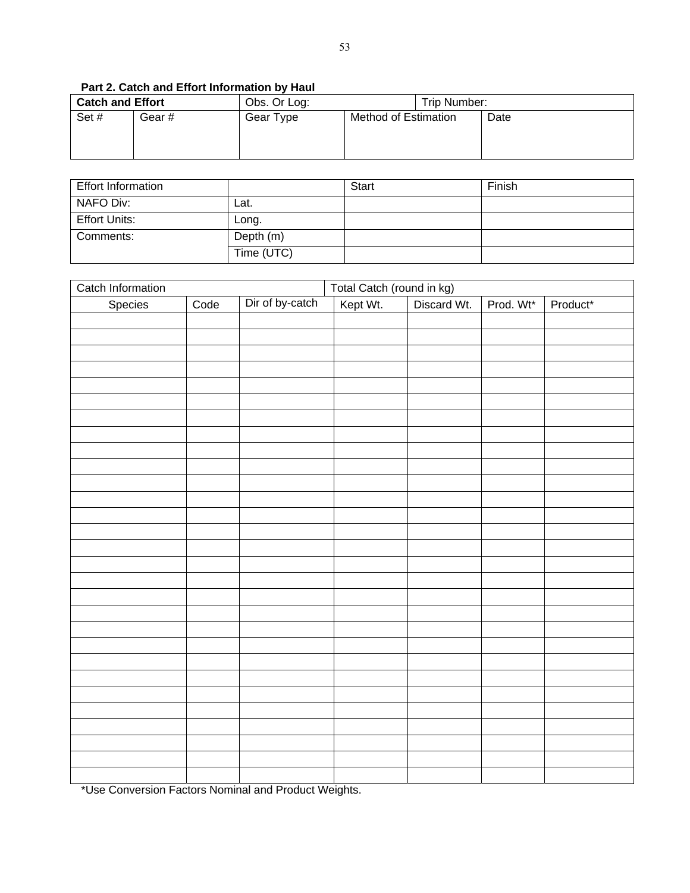**Part 2. Catch and Effort Information by Haul**

| **Catch and Effort** | | Obs. Or Log: | | Trip Number: |
|---|---|---|---|---|
| Set # | Gear # | Gear Type | Method of Estimation | Date |
| | | | | |

| Effort Information | | Start | Finish |
|---|---|---|---|
| NAFO Div: | Lat. | | |
| Effort Units: | Long. | | |
| Comments: | Depth (m) | | |
| | Time (UTC) | | |

| Catch Information | | | Total Catch (round in kg) | | | |
|---|---|---|---|---|---|---|
| Species | Code | Dir of by-catch | Kept Wt. | Discard Wt. | Prod. Wt* | Product* |
| | | | | | | |
| | | | | | | |
| | | | | | | |
| | | | | | | |
| | | | | | | |
| | | | | | | |
| | | | | | | |
| | | | | | | |
| | | | | | | |
| | | | | | | |
| | | | | | | |
| | | | | | | |
| | | | | | | |
| | | | | | | |
| | | | | | | |
| | | | | | | |
| | | | | | | |
| | | | | | | |
| | | | | | | |
| | | | | | | |
| | | | | | | |
| | | | | | | |
| | | | | | | |
| | | | | | | |
| | | | | | | |
| | | | | | | |
| | | | | | | |
| | | | | | | |
| | | | | | | |
| | | | | | | |

*Use Conversion Factors Nominal and Product Weights.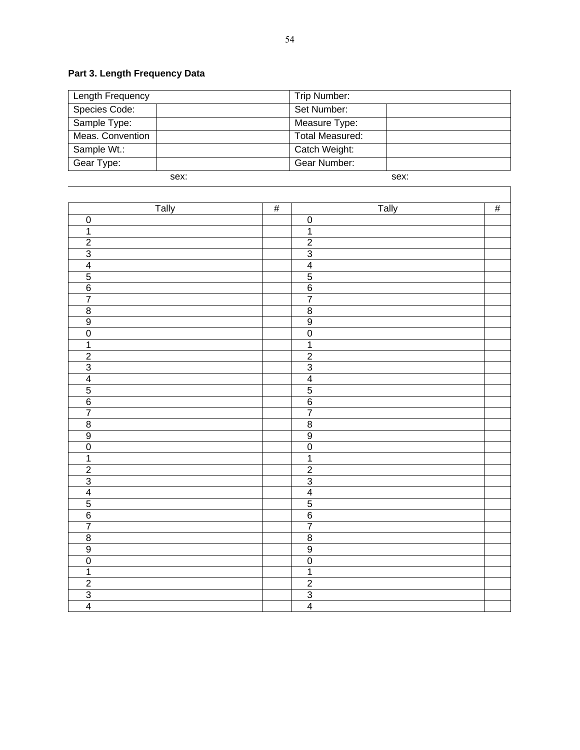**Part 3. Length Frequency Data**

| Length Frequency | | Trip Number: | |
|---|---|---|---|
| Species Code: | | Set Number: | |
| Sample Type: | | Measure Type: | |
| Meas. Convention | | Total Measured: | |
| Sample Wt.: | | Catch Weight: | |
| Gear Type: | | Gear Number: | |

sex: sex:

| Tally | # | Tally | # |
|---|---|---|---|
| 0 | | 0 | |
| 1 | | 1 | |
| 2 | | 2 | |
| 3 | | 3 | |
| 4 | | 4 | |
| 5 | | 5 | |
| 6 | | 6 | |
| 7 | | 7 | |
| 8 | | 8 | |
| 9 | | 9 | |
| 0 | | 0 | |
| 1 | | 1 | |
| 2 | | 2 | |
| 3 | | 3 | |
| 4 | | 4 | |
| 5 | | 5 | |
| 6 | | 6 | |
| 7 | | 7 | |
| 8 | | 8 | |
| 9 | | 9 | |
| 0 | | 0 | |
| 1 | | 1 | |
| 2 | | 2 | |
| 3 | | 3 | |
| 4 | | 4 | |
| 5 | | 5 | |
| 6 | | 6 | |
| 7 | | 7 | |
| 8 | | 8 | |
| 9 | | 9 | |
| 0 | | 0 | |
| 1 | | 1 | |
| 2 | | 2 | |
| 3 | | 3 | |
| 4 | | 4 | |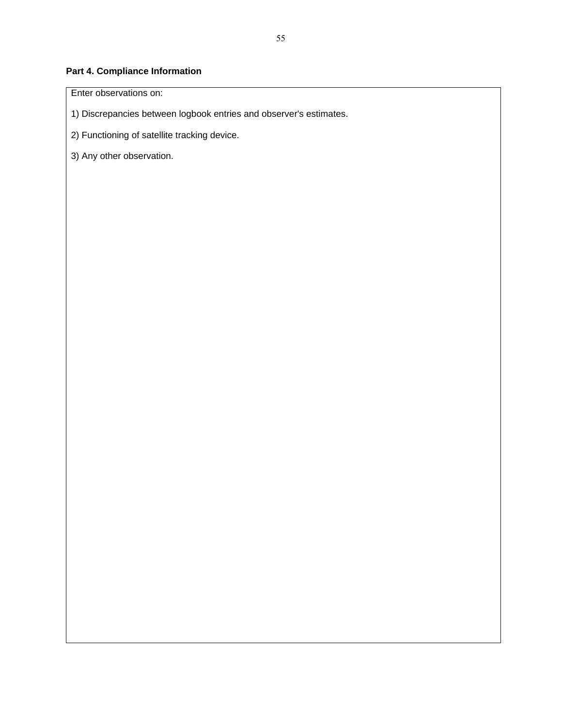**Part 4. Compliance Information**

Enter observations on:

1) Discrepancies between logbook entries and observer's estimates.

2) Functioning of satellite tracking device.

3) Any other observation.